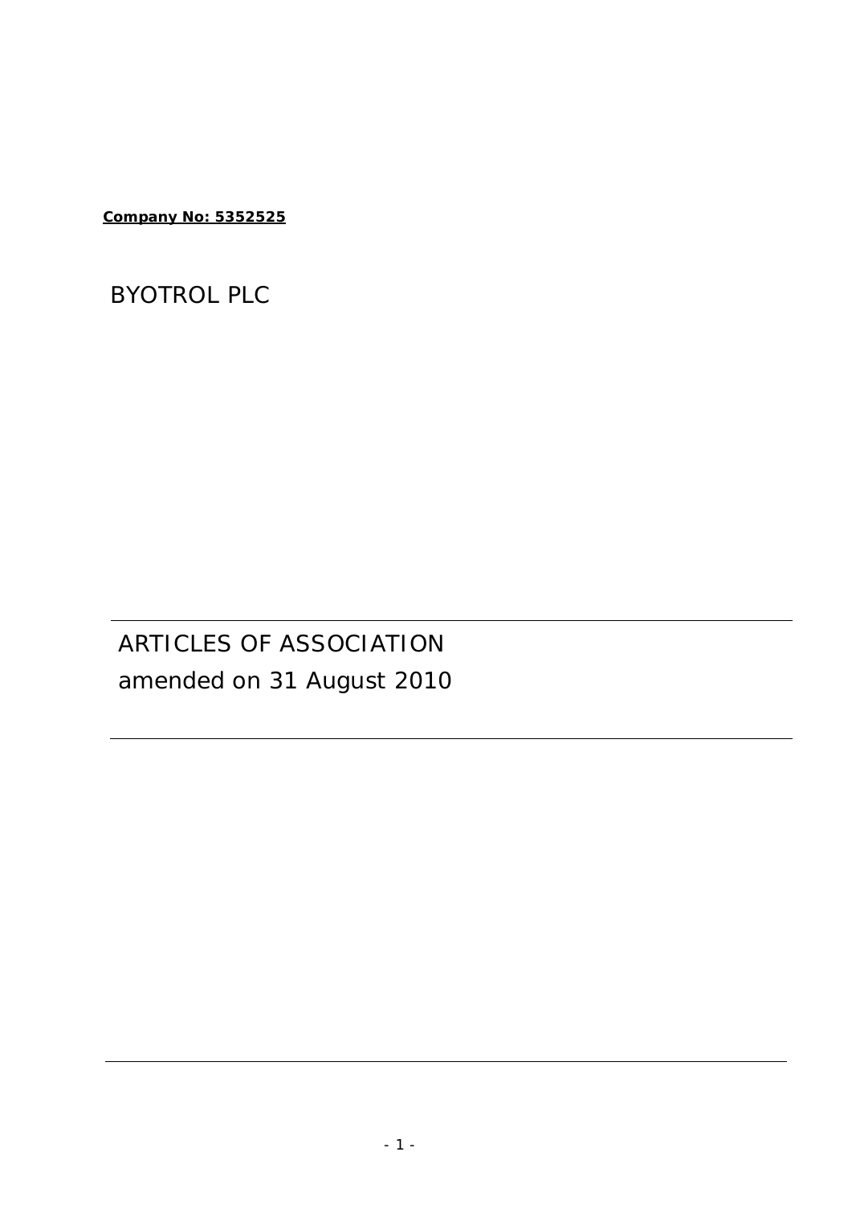**Company No: 5352525**

# BYOTROL PLC

## ARTICLES OF ASSOCIATION

amended on 31 August 2010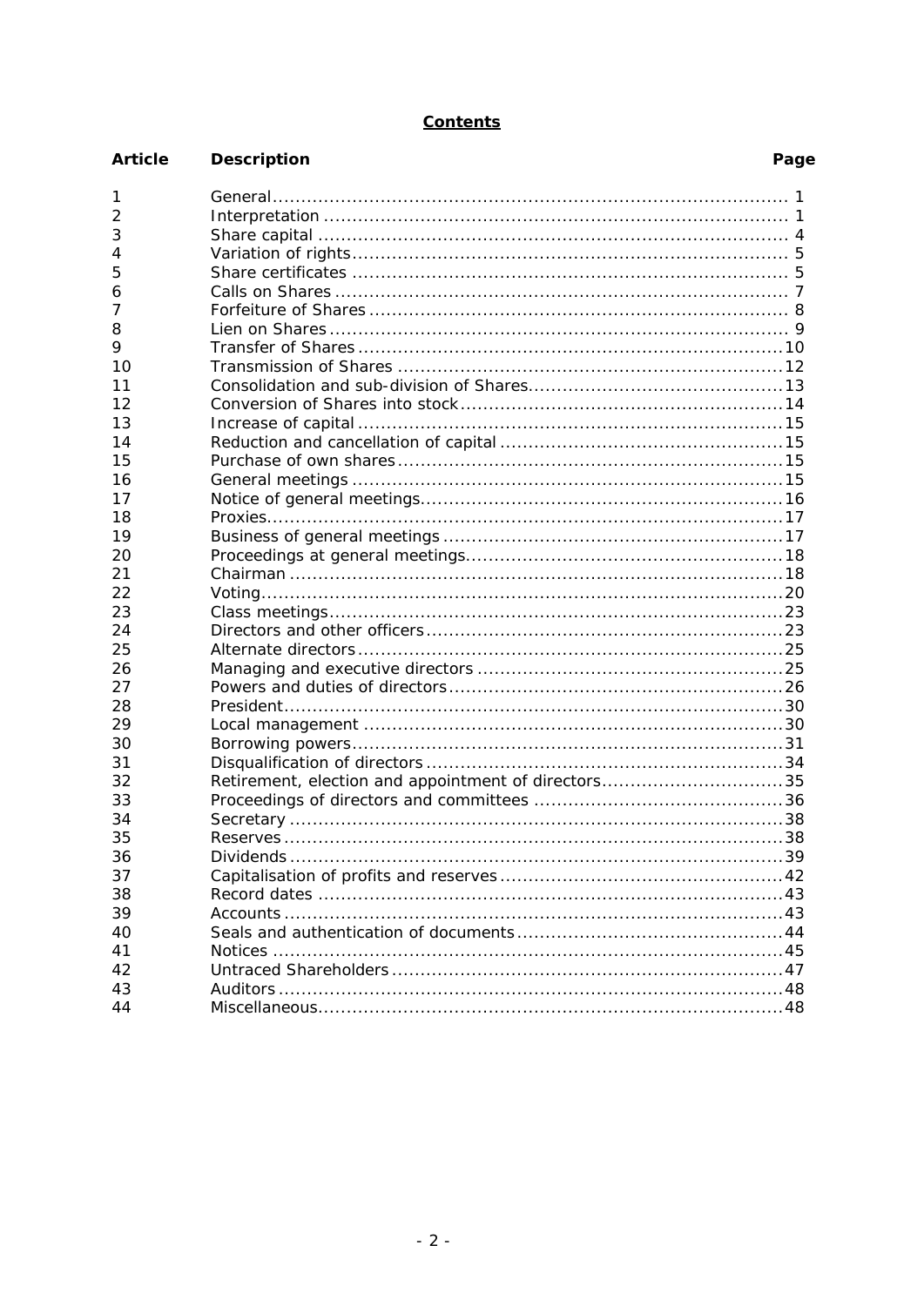# **Contents**

| Article | Description | Page |
|---|---|---|
| 1 | General | 1 |
| 2 | Interpretation | 1 |
| 3 | Share capital | 4 |
| 4 | Variation of rights | 5 |
| 5 | Share certificates | 5 |
| 6 | Calls on Shares | 7 |
| 7 | Forfeiture of Shares | 8 |
| 8 | Lien on Shares | 9 |
| 9 | Transfer of Shares | 10 |
| 10 | Transmission of Shares | 12 |
| 11 | Consolidation and sub-division of Shares | 13 |
| 12 | Conversion of Shares into stock | 14 |
| 13 | Increase of capital | 15 |
| 14 | Reduction and cancellation of capital | 15 |
| 15 | Purchase of own shares | 15 |
| 16 | General meetings | 15 |
| 17 | Notice of general meetings | 16 |
| 18 | Proxies | 17 |
| 19 | Business of general meetings | 17 |
| 20 | Proceedings at general meetings | 18 |
| 21 | Chairman | 18 |
| 22 | Voting | 20 |
| 23 | Class meetings | 23 |
| 24 | Directors and other officers | 23 |
| 25 | Alternate directors | 25 |
| 26 | Managing and executive directors | 25 |
| 27 | Powers and duties of directors | 26 |
| 28 | President | 30 |
| 29 | Local management | 30 |
| 30 | Borrowing powers | 31 |
| 31 | Disqualification of directors | 34 |
| 32 | Retirement, election and appointment of directors | 35 |
| 33 | Proceedings of directors and committees | 36 |
| 34 | Secretary | 38 |
| 35 | Reserves | 38 |
| 36 | Dividends | 39 |
| 37 | Capitalisation of profits and reserves | 42 |
| 38 | Record dates | 43 |
| 39 | Accounts | 43 |
| 40 | Seals and authentication of documents | 44 |
| 41 | Notices | 45 |
| 42 | Untraced Shareholders | 47 |
| 43 | Auditors | 48 |
| 44 | Miscellaneous | 48 |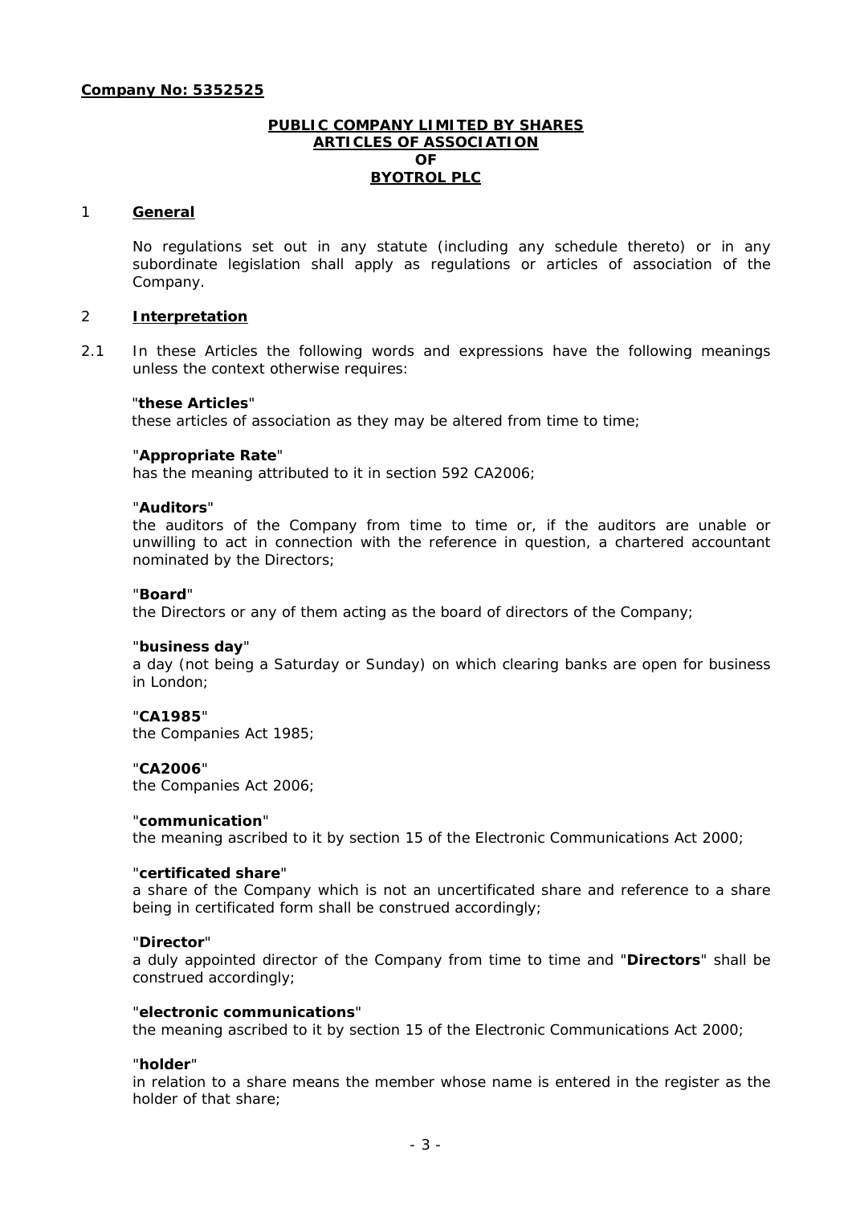**Company No: 5352525**

**PUBLIC COMPANY LIMITED BY SHARES**
**ARTICLES OF ASSOCIATION**
**OF**
**BYOTROL PLC**

## 1 General

No regulations set out in any statute (including any schedule thereto) or in any subordinate legislation shall apply as regulations or articles of association of the Company.

## 2 Interpretation

2.1 In these Articles the following words and expressions have the following meanings unless the context otherwise requires:

"**these Articles**"
these articles of association as they may be altered from time to time;

"**Appropriate Rate**"
has the meaning attributed to it in section 592 CA2006;

"**Auditors**"
the auditors of the Company from time to time or, if the auditors are unable or unwilling to act in connection with the reference in question, a chartered accountant nominated by the Directors;

"**Board**"
the Directors or any of them acting as the board of directors of the Company;

"**business day**"
a day (not being a Saturday or Sunday) on which clearing banks are open for business in London;

"**CA1985**"
the Companies Act 1985;

"**CA2006**"
the Companies Act 2006;

"**communication**"
the meaning ascribed to it by section 15 of the Electronic Communications Act 2000;

"**certificated share**"
a share of the Company which is not an uncertificated share and reference to a share being in certificated form shall be construed accordingly;

"**Director**"
a duly appointed director of the Company from time to time and "**Directors**" shall be construed accordingly;

"**electronic communications**"
the meaning ascribed to it by section 15 of the Electronic Communications Act 2000;

"**holder**"
in relation to a share means the member whose name is entered in the register as the holder of that share;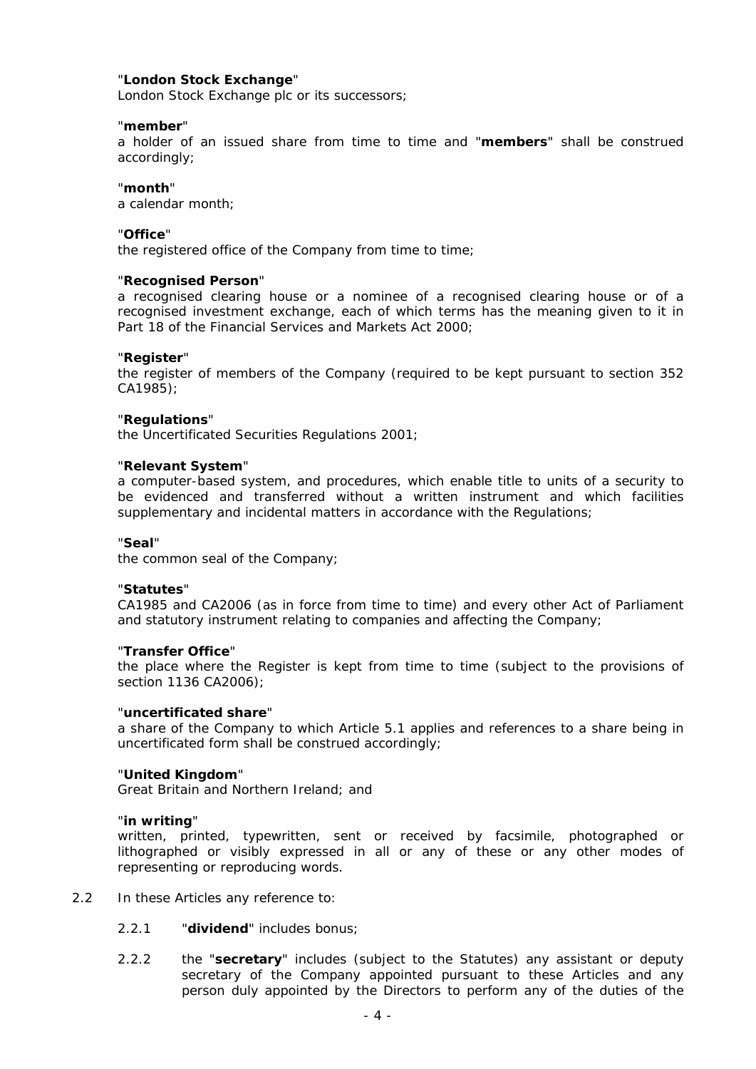"**London Stock Exchange**"
London Stock Exchange plc or its successors;

"**member**"
a holder of an issued share from time to time and "**members**" shall be construed accordingly;

"**month**"
a calendar month;

"**Office**"
the registered office of the Company from time to time;

"**Recognised Person**"
a recognised clearing house or a nominee of a recognised clearing house or of a recognised investment exchange, each of which terms has the meaning given to it in Part 18 of the Financial Services and Markets Act 2000;

"**Register**"
the register of members of the Company (required to be kept pursuant to section 352 CA1985);

"**Regulations**"
the Uncertificated Securities Regulations 2001;

"**Relevant System**"
a computer-based system, and procedures, which enable title to units of a security to be evidenced and transferred without a written instrument and which facilities supplementary and incidental matters in accordance with the Regulations;

"**Seal**"
the common seal of the Company;

"**Statutes**"
CA1985 and CA2006 (as in force from time to time) and every other Act of Parliament and statutory instrument relating to companies and affecting the Company;

"**Transfer Office**"
the place where the Register is kept from time to time (subject to the provisions of section 1136 CA2006);

"**uncertificated share**"
a share of the Company to which Article 5.1 applies and references to a share being in uncertificated form shall be construed accordingly;

"**United Kingdom**"
Great Britain and Northern Ireland; and

"**in writing**"
written, printed, typewritten, sent or received by facsimile, photographed or lithographed or visibly expressed in all or any of these or any other modes of representing or reproducing words.

2.2 In these Articles any reference to:

2.2.1 "**dividend**" includes bonus;

2.2.2 the "**secretary**" includes (subject to the Statutes) any assistant or deputy secretary of the Company appointed pursuant to these Articles and any person duly appointed by the Directors to perform any of the duties of the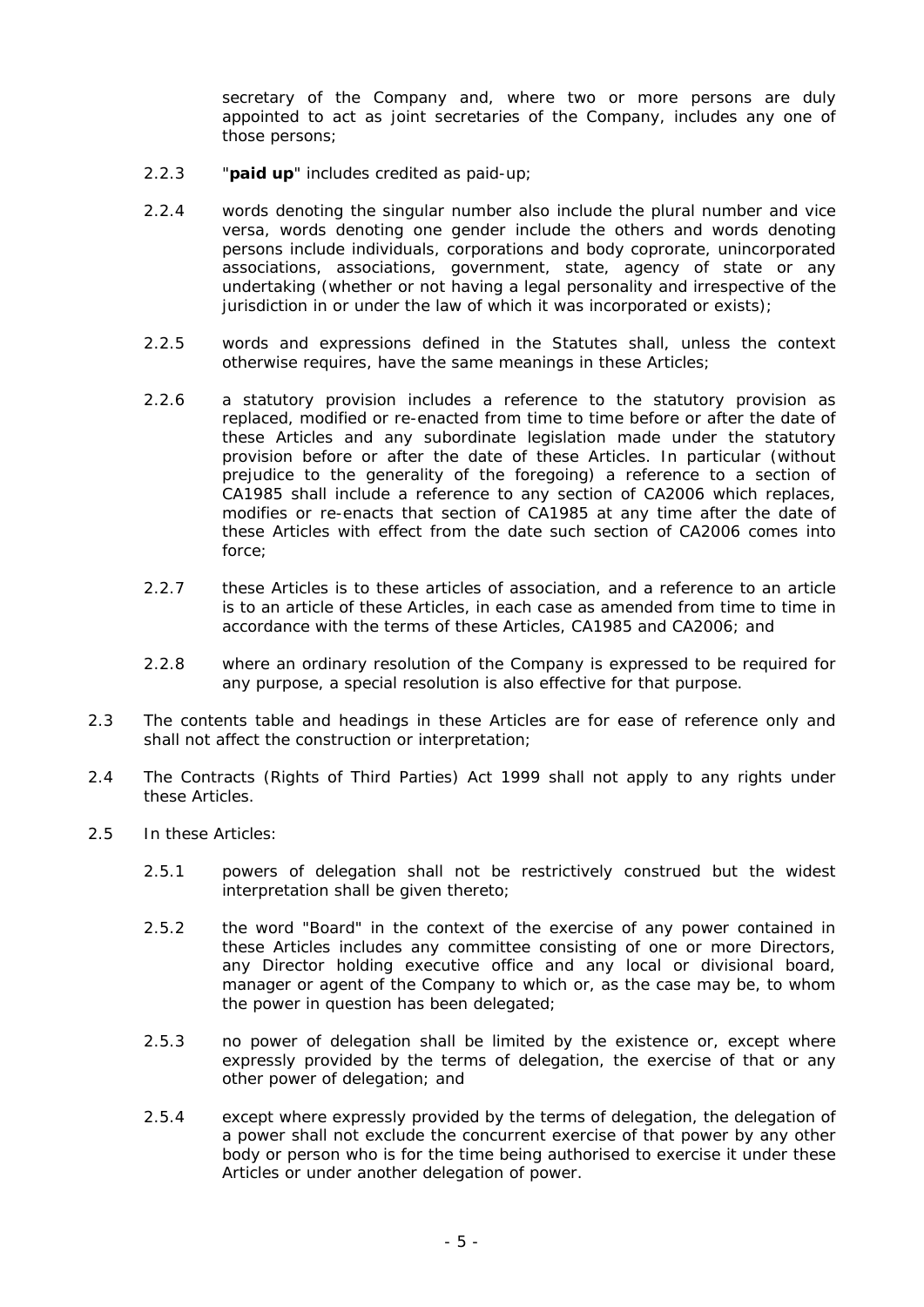secretary of the Company and, where two or more persons are duly appointed to act as joint secretaries of the Company, includes any one of those persons;

2.2.3 "**paid up**" includes credited as paid-up;

2.2.4 words denoting the singular number also include the plural number and vice versa, words denoting one gender include the others and words denoting persons include individuals, corporations and body coprorate, unincorporated associations, associations, government, state, agency of state or any undertaking (whether or not having a legal personality and irrespective of the jurisdiction in or under the law of which it was incorporated or exists);

2.2.5 words and expressions defined in the Statutes shall, unless the context otherwise requires, have the same meanings in these Articles;

2.2.6 a statutory provision includes a reference to the statutory provision as replaced, modified or re-enacted from time to time before or after the date of these Articles and any subordinate legislation made under the statutory provision before or after the date of these Articles. In particular (without prejudice to the generality of the foregoing) a reference to a section of CA1985 shall include a reference to any section of CA2006 which replaces, modifies or re-enacts that section of CA1985 at any time after the date of these Articles with effect from the date such section of CA2006 comes into force;

2.2.7 these Articles is to these articles of association, and a reference to an article is to an article of these Articles, in each case as amended from time to time in accordance with the terms of these Articles, CA1985 and CA2006; and

2.2.8 where an ordinary resolution of the Company is expressed to be required for any purpose, a special resolution is also effective for that purpose.

2.3 The contents table and headings in these Articles are for ease of reference only and shall not affect the construction or interpretation;

2.4 The Contracts (Rights of Third Parties) Act 1999 shall not apply to any rights under these Articles.

2.5 In these Articles:

2.5.1 powers of delegation shall not be restrictively construed but the widest interpretation shall be given thereto;

2.5.2 the word "Board" in the context of the exercise of any power contained in these Articles includes any committee consisting of one or more Directors, any Director holding executive office and any local or divisional board, manager or agent of the Company to which or, as the case may be, to whom the power in question has been delegated;

2.5.3 no power of delegation shall be limited by the existence or, except where expressly provided by the terms of delegation, the exercise of that or any other power of delegation; and

2.5.4 except where expressly provided by the terms of delegation, the delegation of a power shall not exclude the concurrent exercise of that power by any other body or person who is for the time being authorised to exercise it under these Articles or under another delegation of power.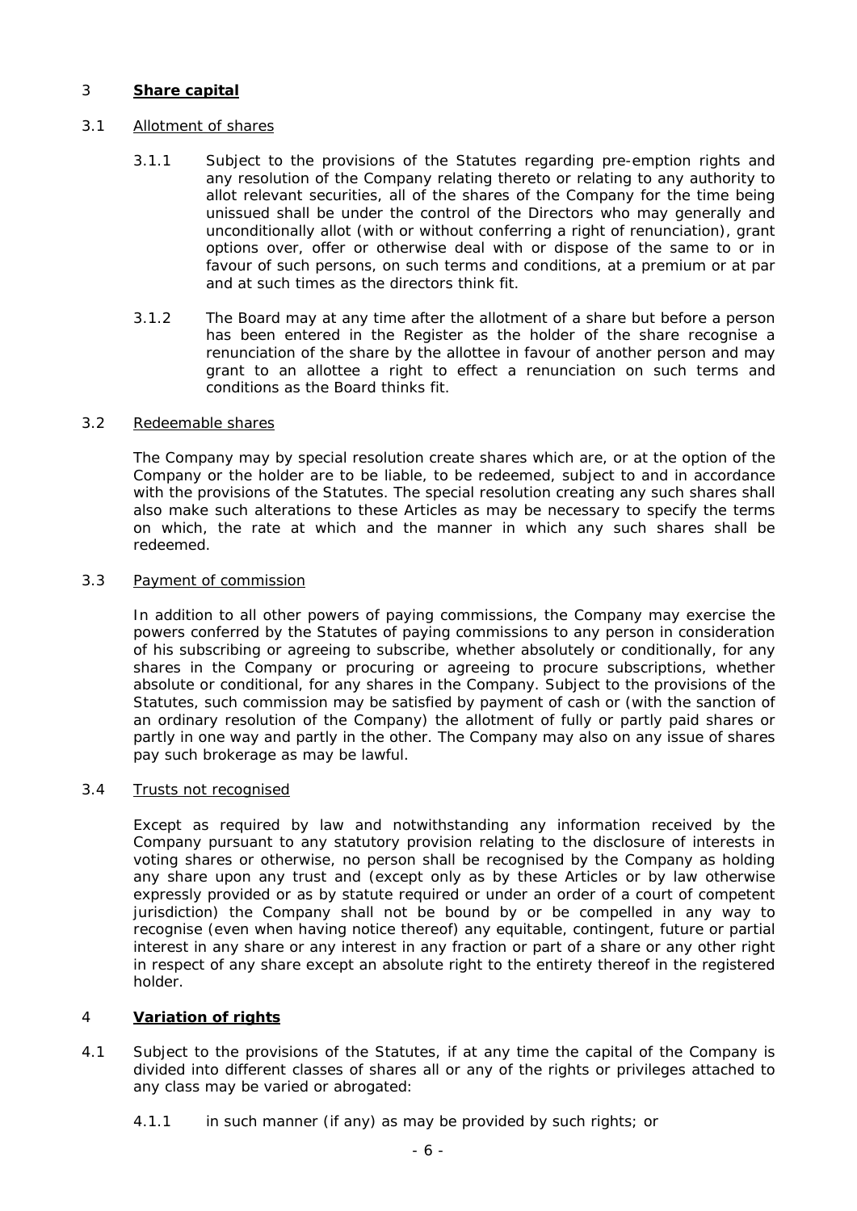## 3 **Share capital**

### 3.1 Allotment of shares

3.1.1 Subject to the provisions of the Statutes regarding pre-emption rights and any resolution of the Company relating thereto or relating to any authority to allot relevant securities, all of the shares of the Company for the time being unissued shall be under the control of the Directors who may generally and unconditionally allot (with or without conferring a right of renunciation), grant options over, offer or otherwise deal with or dispose of the same to or in favour of such persons, on such terms and conditions, at a premium or at par and at such times as the directors think fit.

3.1.2 The Board may at any time after the allotment of a share but before a person has been entered in the Register as the holder of the share recognise a renunciation of the share by the allottee in favour of another person and may grant to an allottee a right to effect a renunciation on such terms and conditions as the Board thinks fit.

### 3.2 Redeemable shares

The Company may by special resolution create shares which are, or at the option of the Company or the holder are to be liable, to be redeemed, subject to and in accordance with the provisions of the Statutes. The special resolution creating any such shares shall also make such alterations to these Articles as may be necessary to specify the terms on which, the rate at which and the manner in which any such shares shall be redeemed.

### 3.3 Payment of commission

In addition to all other powers of paying commissions, the Company may exercise the powers conferred by the Statutes of paying commissions to any person in consideration of his subscribing or agreeing to subscribe, whether absolutely or conditionally, for any shares in the Company or procuring or agreeing to procure subscriptions, whether absolute or conditional, for any shares in the Company. Subject to the provisions of the Statutes, such commission may be satisfied by payment of cash or (with the sanction of an ordinary resolution of the Company) the allotment of fully or partly paid shares or partly in one way and partly in the other. The Company may also on any issue of shares pay such brokerage as may be lawful.

### 3.4 Trusts not recognised

Except as required by law and notwithstanding any information received by the Company pursuant to any statutory provision relating to the disclosure of interests in voting shares or otherwise, no person shall be recognised by the Company as holding any share upon any trust and (except only as by these Articles or by law otherwise expressly provided or as by statute required or under an order of a court of competent jurisdiction) the Company shall not be bound by or be compelled in any way to recognise (even when having notice thereof) any equitable, contingent, future or partial interest in any share or any interest in any fraction or part of a share or any other right in respect of any share except an absolute right to the entirety thereof in the registered holder.

## 4 **Variation of rights**

4.1 Subject to the provisions of the Statutes, if at any time the capital of the Company is divided into different classes of shares all or any of the rights or privileges attached to any class may be varied or abrogated:

4.1.1 in such manner (if any) as may be provided by such rights; or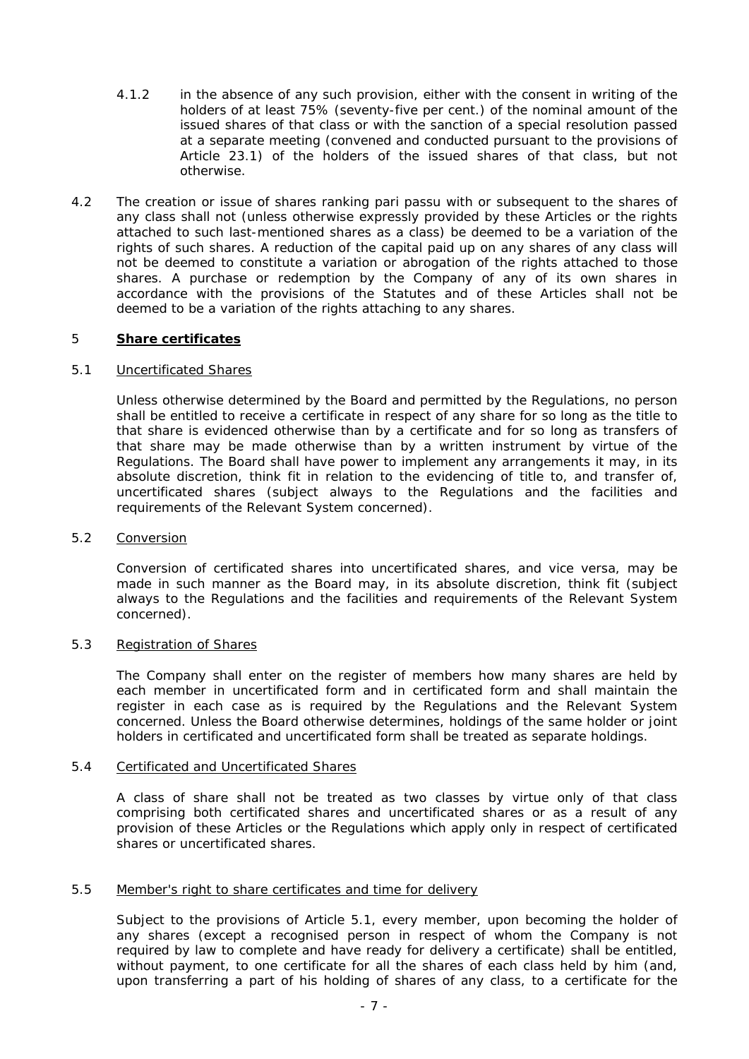4.1.2 in the absence of any such provision, either with the consent in writing of the holders of at least 75% (seventy-five per cent.) of the nominal amount of the issued shares of that class or with the sanction of a special resolution passed at a separate meeting (convened and conducted pursuant to the provisions of Article 23.1) of the holders of the issued shares of that class, but not otherwise.

4.2 The creation or issue of shares ranking pari passu with or subsequent to the shares of any class shall not (unless otherwise expressly provided by these Articles or the rights attached to such last-mentioned shares as a class) be deemed to be a variation of the rights of such shares. A reduction of the capital paid up on any shares of any class will not be deemed to constitute a variation or abrogation of the rights attached to those shares. A purchase or redemption by the Company of any of its own shares in accordance with the provisions of the Statutes and of these Articles shall not be deemed to be a variation of the rights attaching to any shares.

## 5 **Share certificates**

### 5.1 Uncertificated Shares

Unless otherwise determined by the Board and permitted by the Regulations, no person shall be entitled to receive a certificate in respect of any share for so long as the title to that share is evidenced otherwise than by a certificate and for so long as transfers of that share may be made otherwise than by a written instrument by virtue of the Regulations. The Board shall have power to implement any arrangements it may, in its absolute discretion, think fit in relation to the evidencing of title to, and transfer of, uncertificated shares (subject always to the Regulations and the facilities and requirements of the Relevant System concerned).

### 5.2 Conversion

Conversion of certificated shares into uncertificated shares, and vice versa, may be made in such manner as the Board may, in its absolute discretion, think fit (subject always to the Regulations and the facilities and requirements of the Relevant System concerned).

### 5.3 Registration of Shares

The Company shall enter on the register of members how many shares are held by each member in uncertificated form and in certificated form and shall maintain the register in each case as is required by the Regulations and the Relevant System concerned. Unless the Board otherwise determines, holdings of the same holder or joint holders in certificated and uncertificated form shall be treated as separate holdings.

### 5.4 Certificated and Uncertificated Shares

A class of share shall not be treated as two classes by virtue only of that class comprising both certificated shares and uncertificated shares or as a result of any provision of these Articles or the Regulations which apply only in respect of certificated shares or uncertificated shares.

### 5.5 Member's right to share certificates and time for delivery

Subject to the provisions of Article 5.1, every member, upon becoming the holder of any shares (except a recognised person in respect of whom the Company is not required by law to complete and have ready for delivery a certificate) shall be entitled, without payment, to one certificate for all the shares of each class held by him (and, upon transferring a part of his holding of shares of any class, to a certificate for the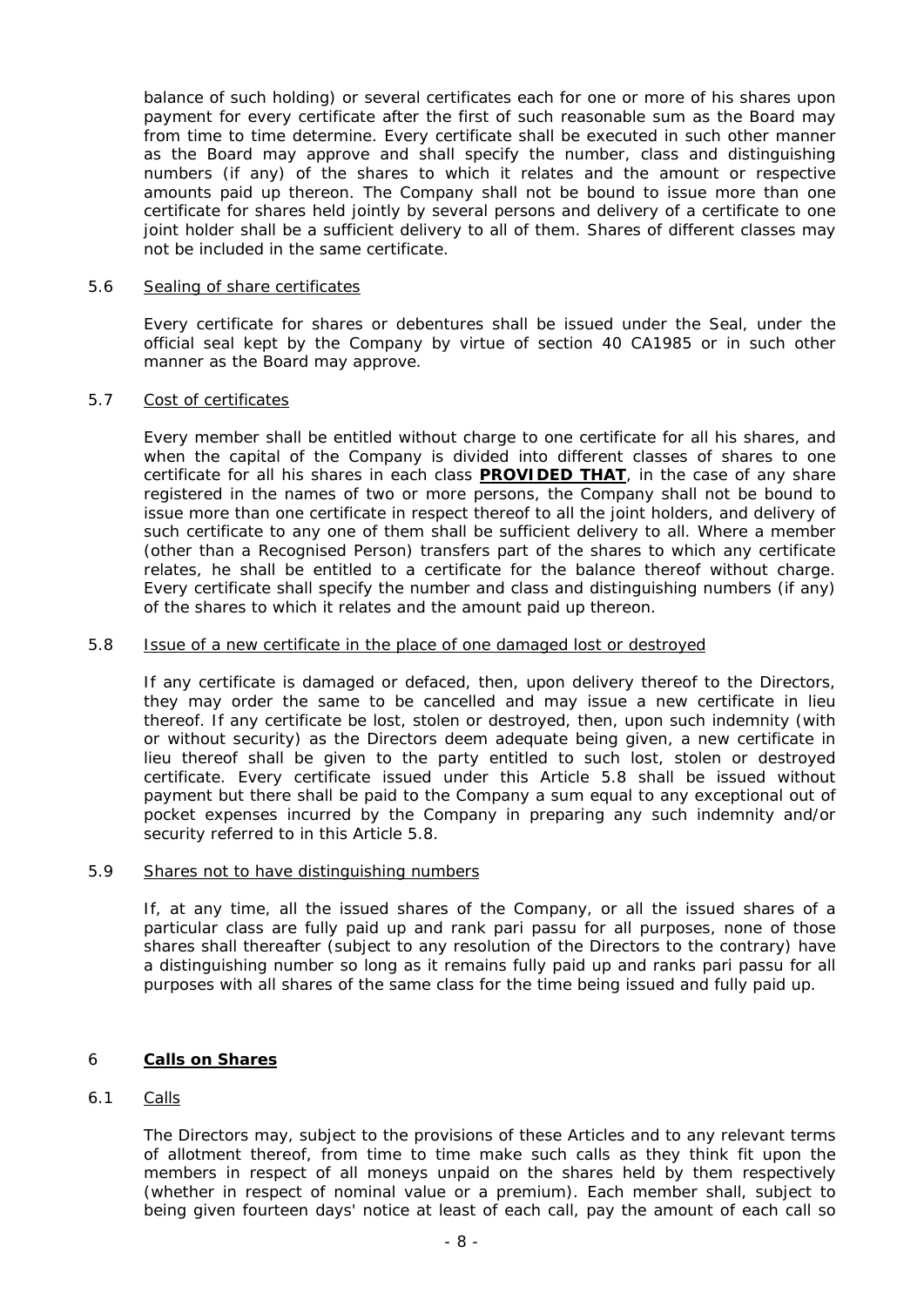balance of such holding) or several certificates each for one or more of his shares upon payment for every certificate after the first of such reasonable sum as the Board may from time to time determine. Every certificate shall be executed in such other manner as the Board may approve and shall specify the number, class and distinguishing numbers (if any) of the shares to which it relates and the amount or respective amounts paid up thereon. The Company shall not be bound to issue more than one certificate for shares held jointly by several persons and delivery of a certificate to one joint holder shall be a sufficient delivery to all of them. Shares of different classes may not be included in the same certificate.

### 5.6 Sealing of share certificates

Every certificate for shares or debentures shall be issued under the Seal, under the official seal kept by the Company by virtue of section 40 CA1985 or in such other manner as the Board may approve.

### 5.7 Cost of certificates

Every member shall be entitled without charge to one certificate for all his shares, and when the capital of the Company is divided into different classes of shares to one certificate for all his shares in each class **PROVIDED THAT**, in the case of any share registered in the names of two or more persons, the Company shall not be bound to issue more than one certificate in respect thereof to all the joint holders, and delivery of such certificate to any one of them shall be sufficient delivery to all. Where a member (other than a Recognised Person) transfers part of the shares to which any certificate relates, he shall be entitled to a certificate for the balance thereof without charge. Every certificate shall specify the number and class and distinguishing numbers (if any) of the shares to which it relates and the amount paid up thereon.

### 5.8 Issue of a new certificate in the place of one damaged lost or destroyed

If any certificate is damaged or defaced, then, upon delivery thereof to the Directors, they may order the same to be cancelled and may issue a new certificate in lieu thereof. If any certificate be lost, stolen or destroyed, then, upon such indemnity (with or without security) as the Directors deem adequate being given, a new certificate in lieu thereof shall be given to the party entitled to such lost, stolen or destroyed certificate. Every certificate issued under this Article 5.8 shall be issued without payment but there shall be paid to the Company a sum equal to any exceptional out of pocket expenses incurred by the Company in preparing any such indemnity and/or security referred to in this Article 5.8.

### 5.9 Shares not to have distinguishing numbers

If, at any time, all the issued shares of the Company, or all the issued shares of a particular class are fully paid up and rank pari passu for all purposes, none of those shares shall thereafter (subject to any resolution of the Directors to the contrary) have a distinguishing number so long as it remains fully paid up and ranks pari passu for all purposes with all shares of the same class for the time being issued and fully paid up.

## 6 Calls on Shares

### 6.1 Calls

The Directors may, subject to the provisions of these Articles and to any relevant terms of allotment thereof, from time to time make such calls as they think fit upon the members in respect of all moneys unpaid on the shares held by them respectively (whether in respect of nominal value or a premium). Each member shall, subject to being given fourteen days' notice at least of each call, pay the amount of each call so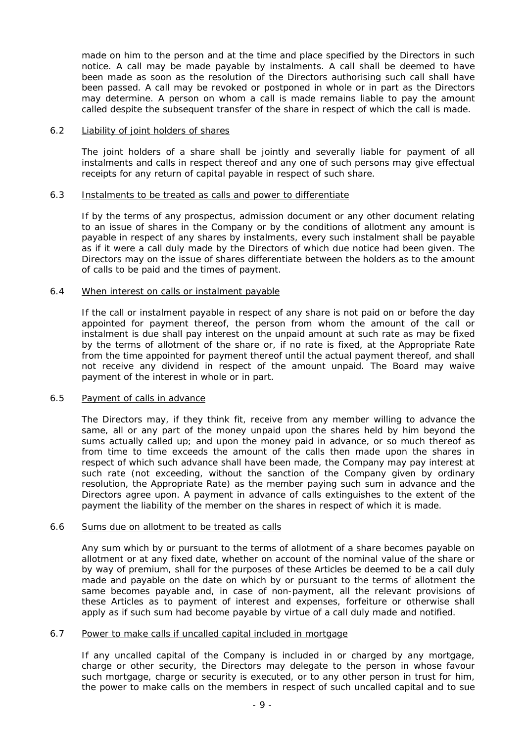made on him to the person and at the time and place specified by the Directors in such notice. A call may be made payable by instalments. A call shall be deemed to have been made as soon as the resolution of the Directors authorising such call shall have been passed. A call may be revoked or postponed in whole or in part as the Directors may determine. A person on whom a call is made remains liable to pay the amount called despite the subsequent transfer of the share in respect of which the call is made.

6.2 Liability of joint holders of shares

The joint holders of a share shall be jointly and severally liable for payment of all instalments and calls in respect thereof and any one of such persons may give effectual receipts for any return of capital payable in respect of such share.

6.3 Instalments to be treated as calls and power to differentiate

If by the terms of any prospectus, admission document or any other document relating to an issue of shares in the Company or by the conditions of allotment any amount is payable in respect of any shares by instalments, every such instalment shall be payable as if it were a call duly made by the Directors of which due notice had been given. The Directors may on the issue of shares differentiate between the holders as to the amount of calls to be paid and the times of payment.

6.4 When interest on calls or instalment payable

If the call or instalment payable in respect of any share is not paid on or before the day appointed for payment thereof, the person from whom the amount of the call or instalment is due shall pay interest on the unpaid amount at such rate as may be fixed by the terms of allotment of the share or, if no rate is fixed, at the Appropriate Rate from the time appointed for payment thereof until the actual payment thereof, and shall not receive any dividend in respect of the amount unpaid. The Board may waive payment of the interest in whole or in part.

6.5 Payment of calls in advance

The Directors may, if they think fit, receive from any member willing to advance the same, all or any part of the money unpaid upon the shares held by him beyond the sums actually called up; and upon the money paid in advance, or so much thereof as from time to time exceeds the amount of the calls then made upon the shares in respect of which such advance shall have been made, the Company may pay interest at such rate (not exceeding, without the sanction of the Company given by ordinary resolution, the Appropriate Rate) as the member paying such sum in advance and the Directors agree upon. A payment in advance of calls extinguishes to the extent of the payment the liability of the member on the shares in respect of which it is made.

6.6 Sums due on allotment to be treated as calls

Any sum which by or pursuant to the terms of allotment of a share becomes payable on allotment or at any fixed date, whether on account of the nominal value of the share or by way of premium, shall for the purposes of these Articles be deemed to be a call duly made and payable on the date on which by or pursuant to the terms of allotment the same becomes payable and, in case of non-payment, all the relevant provisions of these Articles as to payment of interest and expenses, forfeiture or otherwise shall apply as if such sum had become payable by virtue of a call duly made and notified.

6.7 Power to make calls if uncalled capital included in mortgage

If any uncalled capital of the Company is included in or charged by any mortgage, charge or other security, the Directors may delegate to the person in whose favour such mortgage, charge or security is executed, or to any other person in trust for him, the power to make calls on the members in respect of such uncalled capital and to sue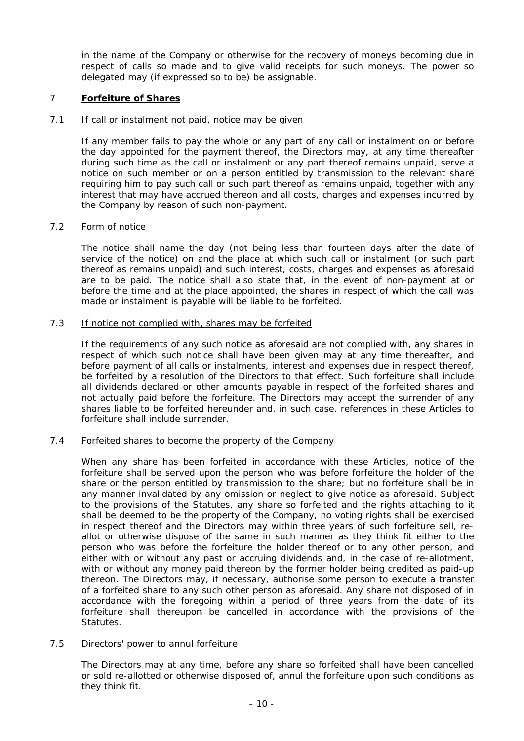in the name of the Company or otherwise for the recovery of moneys becoming due in respect of calls so made and to give valid receipts for such moneys. The power so delegated may (if expressed so to be) be assignable.

## 7 **Forfeiture of Shares**

### 7.1 If call or instalment not paid, notice may be given

If any member fails to pay the whole or any part of any call or instalment on or before the day appointed for the payment thereof, the Directors may, at any time thereafter during such time as the call or instalment or any part thereof remains unpaid, serve a notice on such member or on a person entitled by transmission to the relevant share requiring him to pay such call or such part thereof as remains unpaid, together with any interest that may have accrued thereon and all costs, charges and expenses incurred by the Company by reason of such non-payment.

### 7.2 Form of notice

The notice shall name the day (not being less than fourteen days after the date of service of the notice) on and the place at which such call or instalment (or such part thereof as remains unpaid) and such interest, costs, charges and expenses as aforesaid are to be paid. The notice shall also state that, in the event of non-payment at or before the time and at the place appointed, the shares in respect of which the call was made or instalment is payable will be liable to be forfeited.

### 7.3 If notice not complied with, shares may be forfeited

If the requirements of any such notice as aforesaid are not complied with, any shares in respect of which such notice shall have been given may at any time thereafter, and before payment of all calls or instalments, interest and expenses due in respect thereof, be forfeited by a resolution of the Directors to that effect. Such forfeiture shall include all dividends declared or other amounts payable in respect of the forfeited shares and not actually paid before the forfeiture. The Directors may accept the surrender of any shares liable to be forfeited hereunder and, in such case, references in these Articles to forfeiture shall include surrender.

### 7.4 Forfeited shares to become the property of the Company

When any share has been forfeited in accordance with these Articles, notice of the forfeiture shall be served upon the person who was before forfeiture the holder of the share or the person entitled by transmission to the share; but no forfeiture shall be in any manner invalidated by any omission or neglect to give notice as aforesaid. Subject to the provisions of the Statutes, any share so forfeited and the rights attaching to it shall be deemed to be the property of the Company, no voting rights shall be exercised in respect thereof and the Directors may within three years of such forfeiture sell, re-allot or otherwise dispose of the same in such manner as they think fit either to the person who was before the forfeiture the holder thereof or to any other person, and either with or without any past or accruing dividends and, in the case of re-allotment, with or without any money paid thereon by the former holder being credited as paid-up thereon. The Directors may, if necessary, authorise some person to execute a transfer of a forfeited share to any such other person as aforesaid. Any share not disposed of in accordance with the foregoing within a period of three years from the date of its forfeiture shall thereupon be cancelled in accordance with the provisions of the Statutes.

### 7.5 Directors' power to annul forfeiture

The Directors may at any time, before any share so forfeited shall have been cancelled or sold re-allotted or otherwise disposed of, annul the forfeiture upon such conditions as they think fit.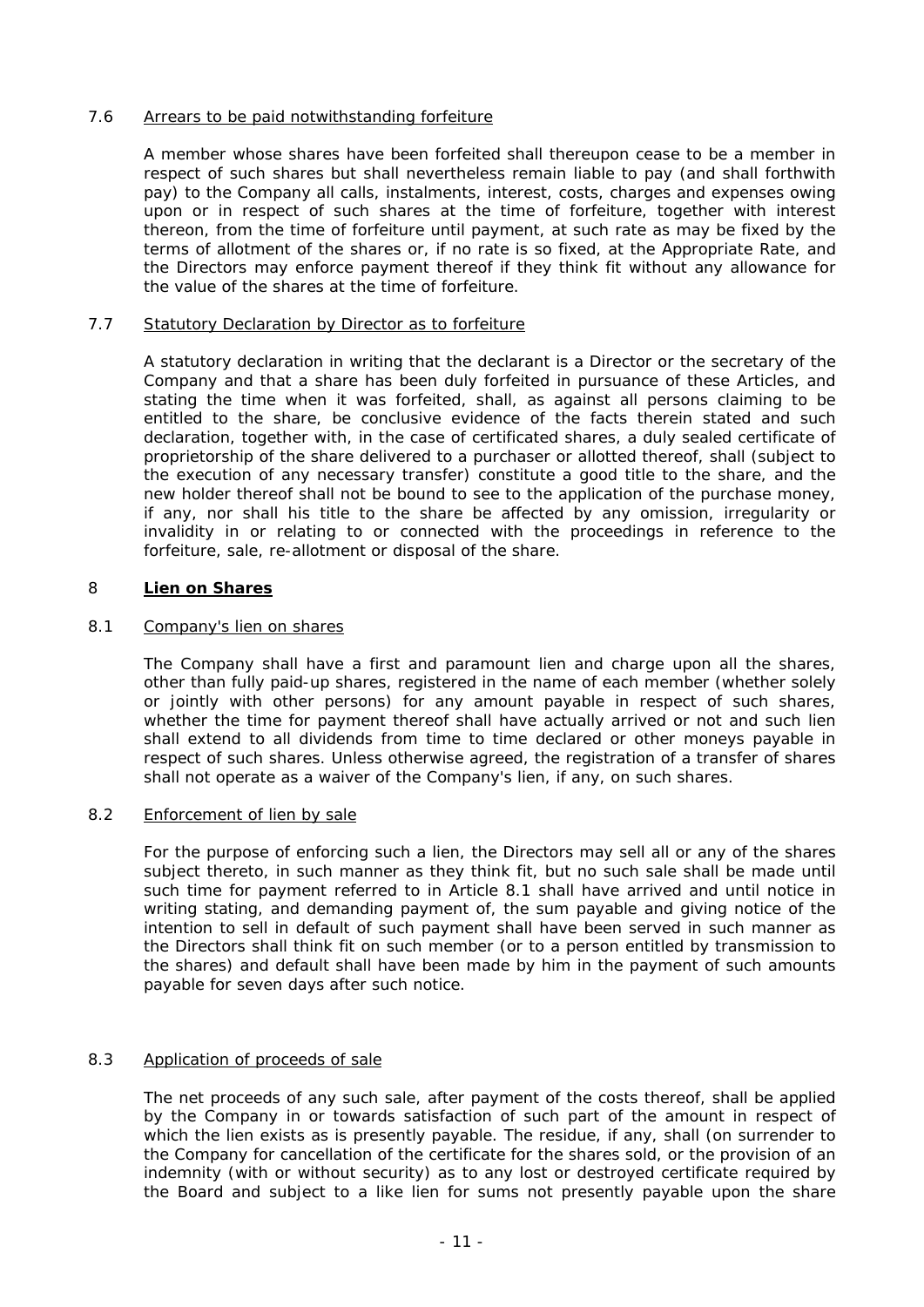7.6 Arrears to be paid notwithstanding forfeiture

A member whose shares have been forfeited shall thereupon cease to be a member in respect of such shares but shall nevertheless remain liable to pay (and shall forthwith pay) to the Company all calls, instalments, interest, costs, charges and expenses owing upon or in respect of such shares at the time of forfeiture, together with interest thereon, from the time of forfeiture until payment, at such rate as may be fixed by the terms of allotment of the shares or, if no rate is so fixed, at the Appropriate Rate, and the Directors may enforce payment thereof if they think fit without any allowance for the value of the shares at the time of forfeiture.

7.7 Statutory Declaration by Director as to forfeiture

A statutory declaration in writing that the declarant is a Director or the secretary of the Company and that a share has been duly forfeited in pursuance of these Articles, and stating the time when it was forfeited, shall, as against all persons claiming to be entitled to the share, be conclusive evidence of the facts therein stated and such declaration, together with, in the case of certificated shares, a duly sealed certificate of proprietorship of the share delivered to a purchaser or allotted thereof, shall (subject to the execution of any necessary transfer) constitute a good title to the share, and the new holder thereof shall not be bound to see to the application of the purchase money, if any, nor shall his title to the share be affected by any omission, irregularity or invalidity in or relating to or connected with the proceedings in reference to the forfeiture, sale, re-allotment or disposal of the share.

## 8 Lien on Shares

8.1 Company's lien on shares

The Company shall have a first and paramount lien and charge upon all the shares, other than fully paid-up shares, registered in the name of each member (whether solely or jointly with other persons) for any amount payable in respect of such shares, whether the time for payment thereof shall have actually arrived or not and such lien shall extend to all dividends from time to time declared or other moneys payable in respect of such shares. Unless otherwise agreed, the registration of a transfer of shares shall not operate as a waiver of the Company's lien, if any, on such shares.

8.2 Enforcement of lien by sale

For the purpose of enforcing such a lien, the Directors may sell all or any of the shares subject thereto, in such manner as they think fit, but no such sale shall be made until such time for payment referred to in Article 8.1 shall have arrived and until notice in writing stating, and demanding payment of, the sum payable and giving notice of the intention to sell in default of such payment shall have been served in such manner as the Directors shall think fit on such member (or to a person entitled by transmission to the shares) and default shall have been made by him in the payment of such amounts payable for seven days after such notice.

8.3 Application of proceeds of sale

The net proceeds of any such sale, after payment of the costs thereof, shall be applied by the Company in or towards satisfaction of such part of the amount in respect of which the lien exists as is presently payable. The residue, if any, shall (on surrender to the Company for cancellation of the certificate for the shares sold, or the provision of an indemnity (with or without security) as to any lost or destroyed certificate required by the Board and subject to a like lien for sums not presently payable upon the share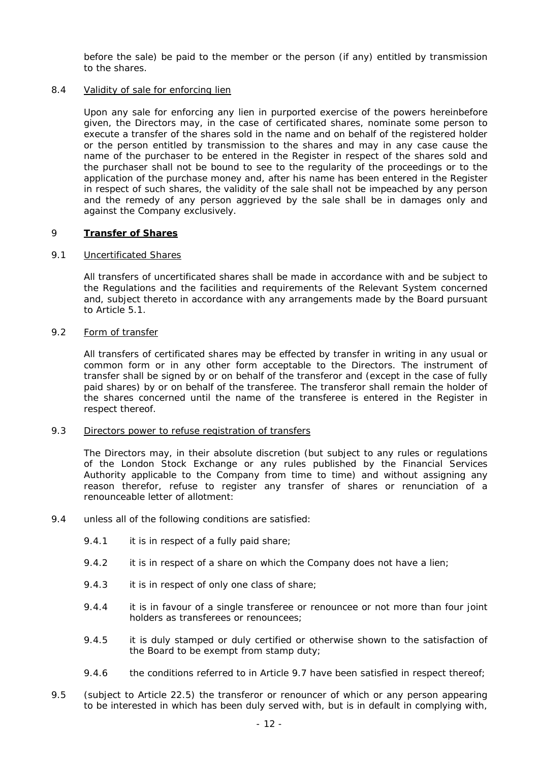before the sale) be paid to the member or the person (if any) entitled by transmission to the shares.

8.4 Validity of sale for enforcing lien

Upon any sale for enforcing any lien in purported exercise of the powers hereinbefore given, the Directors may, in the case of certificated shares, nominate some person to execute a transfer of the shares sold in the name and on behalf of the registered holder or the person entitled by transmission to the shares and may in any case cause the name of the purchaser to be entered in the Register in respect of the shares sold and the purchaser shall not be bound to see to the regularity of the proceedings or to the application of the purchase money and, after his name has been entered in the Register in respect of such shares, the validity of the sale shall not be impeached by any person and the remedy of any person aggrieved by the sale shall be in damages only and against the Company exclusively.

## 9 **Transfer of Shares**

9.1 Uncertificated Shares

All transfers of uncertificated shares shall be made in accordance with and be subject to the Regulations and the facilities and requirements of the Relevant System concerned and, subject thereto in accordance with any arrangements made by the Board pursuant to Article 5.1.

9.2 Form of transfer

All transfers of certificated shares may be effected by transfer in writing in any usual or common form or in any other form acceptable to the Directors. The instrument of transfer shall be signed by or on behalf of the transferor and (except in the case of fully paid shares) by or on behalf of the transferee. The transferor shall remain the holder of the shares concerned until the name of the transferee is entered in the Register in respect thereof.

9.3 Directors power to refuse registration of transfers

The Directors may, in their absolute discretion (but subject to any rules or regulations of the London Stock Exchange or any rules published by the Financial Services Authority applicable to the Company from time to time) and without assigning any reason therefor, refuse to register any transfer of shares or renunciation of a renounceable letter of allotment:

9.4 unless all of the following conditions are satisfied:

9.4.1 it is in respect of a fully paid share;

9.4.2 it is in respect of a share on which the Company does not have a lien;

9.4.3 it is in respect of only one class of share;

9.4.4 it is in favour of a single transferee or renouncee or not more than four joint holders as transferees or renouncees;

9.4.5 it is duly stamped or duly certified or otherwise shown to the satisfaction of the Board to be exempt from stamp duty;

9.4.6 the conditions referred to in Article 9.7 have been satisfied in respect thereof;

9.5 (subject to Article 22.5) the transferor or renouncer of which or any person appearing to be interested in which has been duly served with, but is in default in complying with,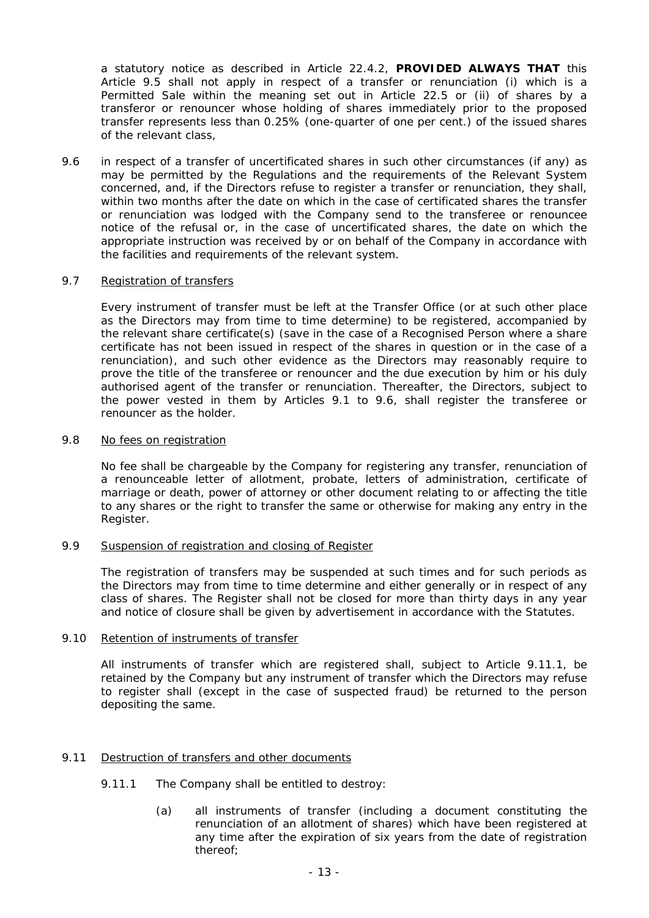a statutory notice as described in Article 22.4.2, **PROVIDED ALWAYS THAT** this Article 9.5 shall not apply in respect of a transfer or renunciation (i) which is a Permitted Sale within the meaning set out in Article 22.5 or (ii) of shares by a transferor or renouncer whose holding of shares immediately prior to the proposed transfer represents less than 0.25% (one-quarter of one per cent.) of the issued shares of the relevant class,

9.6 in respect of a transfer of uncertificated shares in such other circumstances (if any) as may be permitted by the Regulations and the requirements of the Relevant System concerned, and, if the Directors refuse to register a transfer or renunciation, they shall, within two months after the date on which in the case of certificated shares the transfer or renunciation was lodged with the Company send to the transferee or renouncee notice of the refusal or, in the case of uncertificated shares, the date on which the appropriate instruction was received by or on behalf of the Company in accordance with the facilities and requirements of the relevant system.

9.7 Registration of transfers

Every instrument of transfer must be left at the Transfer Office (or at such other place as the Directors may from time to time determine) to be registered, accompanied by the relevant share certificate(s) (save in the case of a Recognised Person where a share certificate has not been issued in respect of the shares in question or in the case of a renunciation), and such other evidence as the Directors may reasonably require to prove the title of the transferee or renouncer and the due execution by him or his duly authorised agent of the transfer or renunciation. Thereafter, the Directors, subject to the power vested in them by Articles 9.1 to 9.6, shall register the transferee or renouncer as the holder.

9.8 No fees on registration

No fee shall be chargeable by the Company for registering any transfer, renunciation of a renounceable letter of allotment, probate, letters of administration, certificate of marriage or death, power of attorney or other document relating to or affecting the title to any shares or the right to transfer the same or otherwise for making any entry in the Register.

9.9 Suspension of registration and closing of Register

The registration of transfers may be suspended at such times and for such periods as the Directors may from time to time determine and either generally or in respect of any class of shares. The Register shall not be closed for more than thirty days in any year and notice of closure shall be given by advertisement in accordance with the Statutes.

9.10 Retention of instruments of transfer

All instruments of transfer which are registered shall, subject to Article 9.11.1, be retained by the Company but any instrument of transfer which the Directors may refuse to register shall (except in the case of suspected fraud) be returned to the person depositing the same.

9.11 Destruction of transfers and other documents

9.11.1 The Company shall be entitled to destroy:

(a) all instruments of transfer (including a document constituting the renunciation of an allotment of shares) which have been registered at any time after the expiration of six years from the date of registration thereof;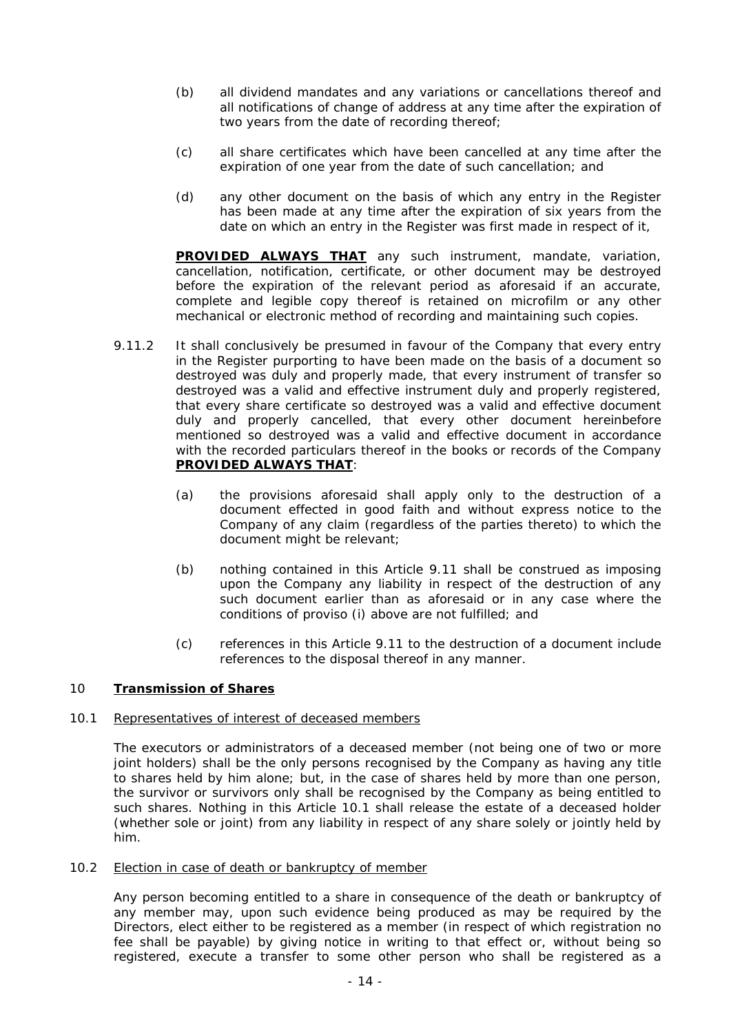(b) all dividend mandates and any variations or cancellations thereof and all notifications of change of address at any time after the expiration of two years from the date of recording thereof;

(c) all share certificates which have been cancelled at any time after the expiration of one year from the date of such cancellation; and

(d) any other document on the basis of which any entry in the Register has been made at any time after the expiration of six years from the date on which an entry in the Register was first made in respect of it,

**PROVIDED ALWAYS THAT** any such instrument, mandate, variation, cancellation, notification, certificate, or other document may be destroyed before the expiration of the relevant period as aforesaid if an accurate, complete and legible copy thereof is retained on microfilm or any other mechanical or electronic method of recording and maintaining such copies.

9.11.2 It shall conclusively be presumed in favour of the Company that every entry in the Register purporting to have been made on the basis of a document so destroyed was duly and properly made, that every instrument of transfer so destroyed was a valid and effective instrument duly and properly registered, that every share certificate so destroyed was a valid and effective document duly and properly cancelled, that every other document hereinbefore mentioned so destroyed was a valid and effective document in accordance with the recorded particulars thereof in the books or records of the Company **PROVIDED ALWAYS THAT**:

(a) the provisions aforesaid shall apply only to the destruction of a document effected in good faith and without express notice to the Company of any claim (regardless of the parties thereto) to which the document might be relevant;

(b) nothing contained in this Article 9.11 shall be construed as imposing upon the Company any liability in respect of the destruction of any such document earlier than as aforesaid or in any case where the conditions of proviso (i) above are not fulfilled; and

(c) references in this Article 9.11 to the destruction of a document include references to the disposal thereof in any manner.

## 10 **Transmission of Shares**

### 10.1 Representatives of interest of deceased members

The executors or administrators of a deceased member (not being one of two or more joint holders) shall be the only persons recognised by the Company as having any title to shares held by him alone; but, in the case of shares held by more than one person, the survivor or survivors only shall be recognised by the Company as being entitled to such shares. Nothing in this Article 10.1 shall release the estate of a deceased holder (whether sole or joint) from any liability in respect of any share solely or jointly held by him.

### 10.2 Election in case of death or bankruptcy of member

Any person becoming entitled to a share in consequence of the death or bankruptcy of any member may, upon such evidence being produced as may be required by the Directors, elect either to be registered as a member (in respect of which registration no fee shall be payable) by giving notice in writing to that effect or, without being so registered, execute a transfer to some other person who shall be registered as a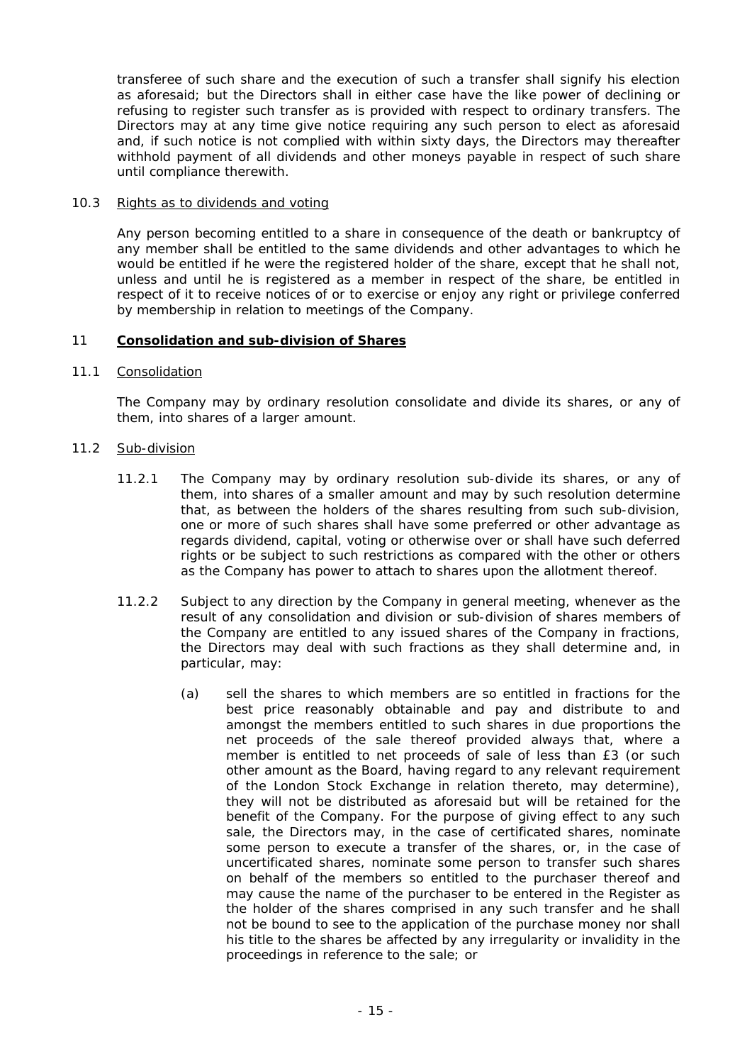transferee of such share and the execution of such a transfer shall signify his election as aforesaid; but the Directors shall in either case have the like power of declining or refusing to register such transfer as is provided with respect to ordinary transfers. The Directors may at any time give notice requiring any such person to elect as aforesaid and, if such notice is not complied with within sixty days, the Directors may thereafter withhold payment of all dividends and other moneys payable in respect of such share until compliance therewith.

10.3 Rights as to dividends and voting

Any person becoming entitled to a share in consequence of the death or bankruptcy of any member shall be entitled to the same dividends and other advantages to which he would be entitled if he were the registered holder of the share, except that he shall not, unless and until he is registered as a member in respect of the share, be entitled in respect of it to receive notices of or to exercise or enjoy any right or privilege conferred by membership in relation to meetings of the Company.

## 11 Consolidation and sub-division of Shares

11.1 Consolidation

The Company may by ordinary resolution consolidate and divide its shares, or any of them, into shares of a larger amount.

11.2 Sub-division

11.2.1 The Company may by ordinary resolution sub-divide its shares, or any of them, into shares of a smaller amount and may by such resolution determine that, as between the holders of the shares resulting from such sub-division, one or more of such shares shall have some preferred or other advantage as regards dividend, capital, voting or otherwise over or shall have such deferred rights or be subject to such restrictions as compared with the other or others as the Company has power to attach to shares upon the allotment thereof.

11.2.2 Subject to any direction by the Company in general meeting, whenever as the result of any consolidation and division or sub-division of shares members of the Company are entitled to any issued shares of the Company in fractions, the Directors may deal with such fractions as they shall determine and, in particular, may:

(a) sell the shares to which members are so entitled in fractions for the best price reasonably obtainable and pay and distribute to and amongst the members entitled to such shares in due proportions the net proceeds of the sale thereof provided always that, where a member is entitled to net proceeds of sale of less than £3 (or such other amount as the Board, having regard to any relevant requirement of the London Stock Exchange in relation thereto, may determine), they will not be distributed as aforesaid but will be retained for the benefit of the Company. For the purpose of giving effect to any such sale, the Directors may, in the case of certificated shares, nominate some person to execute a transfer of the shares, or, in the case of uncertificated shares, nominate some person to transfer such shares on behalf of the members so entitled to the purchaser thereof and may cause the name of the purchaser to be entered in the Register as the holder of the shares comprised in any such transfer and he shall not be bound to see to the application of the purchase money nor shall his title to the shares be affected by any irregularity or invalidity in the proceedings in reference to the sale; or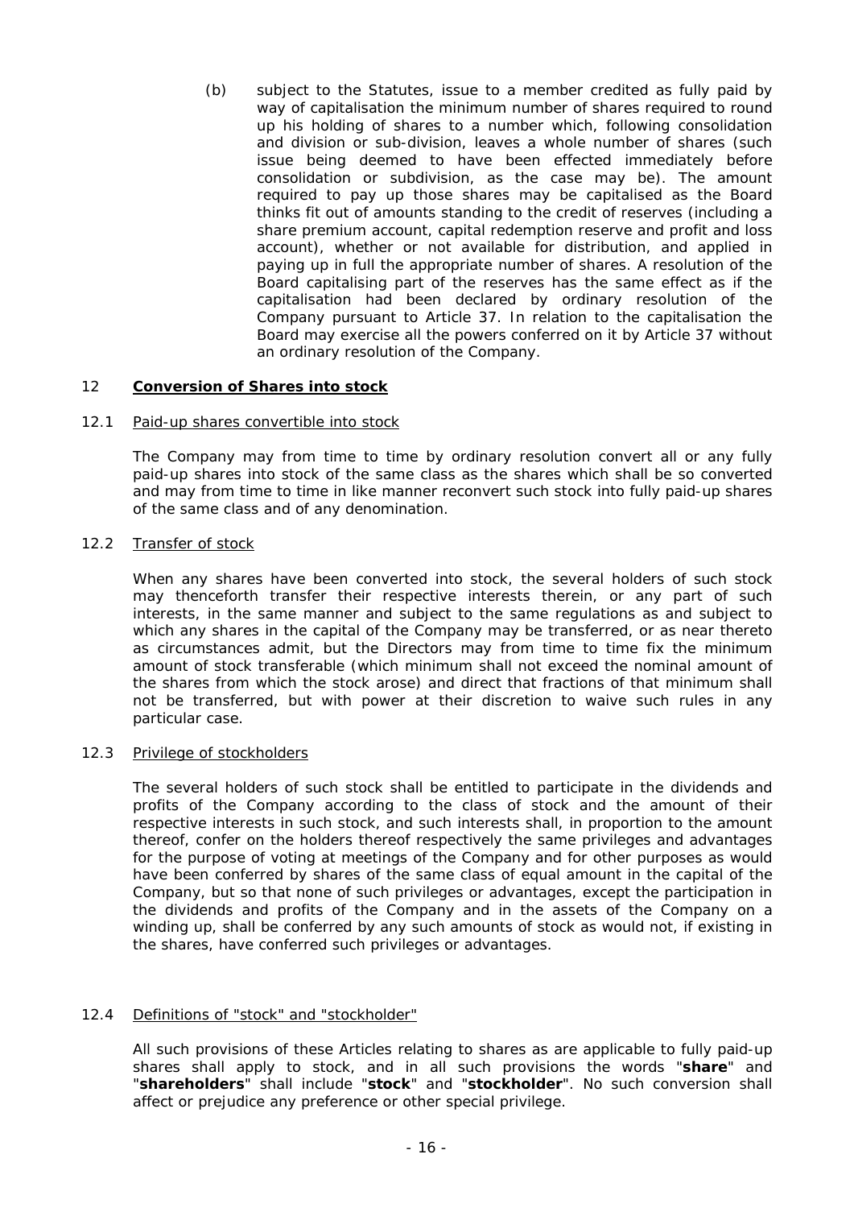(b) subject to the Statutes, issue to a member credited as fully paid by way of capitalisation the minimum number of shares required to round up his holding of shares to a number which, following consolidation and division or sub-division, leaves a whole number of shares (such issue being deemed to have been effected immediately before consolidation or subdivision, as the case may be). The amount required to pay up those shares may be capitalised as the Board thinks fit out of amounts standing to the credit of reserves (including a share premium account, capital redemption reserve and profit and loss account), whether or not available for distribution, and applied in paying up in full the appropriate number of shares. A resolution of the Board capitalising part of the reserves has the same effect as if the capitalisation had been declared by ordinary resolution of the Company pursuant to Article 37. In relation to the capitalisation the Board may exercise all the powers conferred on it by Article 37 without an ordinary resolution of the Company.

## 12 **Conversion of Shares into stock**

### 12.1 Paid-up shares convertible into stock

The Company may from time to time by ordinary resolution convert all or any fully paid-up shares into stock of the same class as the shares which shall be so converted and may from time to time in like manner reconvert such stock into fully paid-up shares of the same class and of any denomination.

### 12.2 Transfer of stock

When any shares have been converted into stock, the several holders of such stock may thenceforth transfer their respective interests therein, or any part of such interests, in the same manner and subject to the same regulations as and subject to which any shares in the capital of the Company may be transferred, or as near thereto as circumstances admit, but the Directors may from time to time fix the minimum amount of stock transferable (which minimum shall not exceed the nominal amount of the shares from which the stock arose) and direct that fractions of that minimum shall not be transferred, but with power at their discretion to waive such rules in any particular case.

### 12.3 Privilege of stockholders

The several holders of such stock shall be entitled to participate in the dividends and profits of the Company according to the class of stock and the amount of their respective interests in such stock, and such interests shall, in proportion to the amount thereof, confer on the holders thereof respectively the same privileges and advantages for the purpose of voting at meetings of the Company and for other purposes as would have been conferred by shares of the same class of equal amount in the capital of the Company, but so that none of such privileges or advantages, except the participation in the dividends and profits of the Company and in the assets of the Company on a winding up, shall be conferred by any such amounts of stock as would not, if existing in the shares, have conferred such privileges or advantages.

### 12.4 Definitions of "stock" and "stockholder"

All such provisions of these Articles relating to shares as are applicable to fully paid-up shares shall apply to stock, and in all such provisions the words "**share**" and "**shareholders**" shall include "**stock**" and "**stockholder**". No such conversion shall affect or prejudice any preference or other special privilege.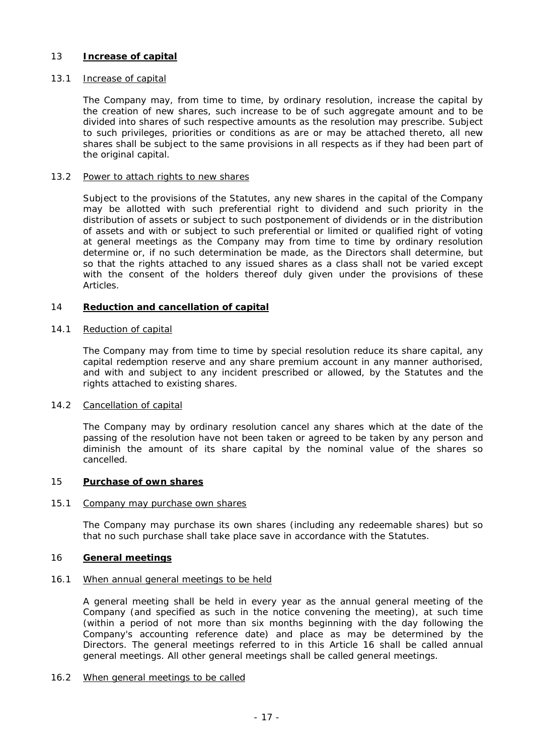## 13 **Increase of capital**

### 13.1 Increase of capital

The Company may, from time to time, by ordinary resolution, increase the capital by the creation of new shares, such increase to be of such aggregate amount and to be divided into shares of such respective amounts as the resolution may prescribe. Subject to such privileges, priorities or conditions as are or may be attached thereto, all new shares shall be subject to the same provisions in all respects as if they had been part of the original capital.

### 13.2 Power to attach rights to new shares

Subject to the provisions of the Statutes, any new shares in the capital of the Company may be allotted with such preferential right to dividend and such priority in the distribution of assets or subject to such postponement of dividends or in the distribution of assets and with or subject to such preferential or limited or qualified right of voting at general meetings as the Company may from time to time by ordinary resolution determine or, if no such determination be made, as the Directors shall determine, but so that the rights attached to any issued shares as a class shall not be varied except with the consent of the holders thereof duly given under the provisions of these Articles.

## 14 **Reduction and cancellation of capital**

### 14.1 Reduction of capital

The Company may from time to time by special resolution reduce its share capital, any capital redemption reserve and any share premium account in any manner authorised, and with and subject to any incident prescribed or allowed, by the Statutes and the rights attached to existing shares.

### 14.2 Cancellation of capital

The Company may by ordinary resolution cancel any shares which at the date of the passing of the resolution have not been taken or agreed to be taken by any person and diminish the amount of its share capital by the nominal value of the shares so cancelled.

## 15 **Purchase of own shares**

### 15.1 Company may purchase own shares

The Company may purchase its own shares (including any redeemable shares) but so that no such purchase shall take place save in accordance with the Statutes.

## 16 **General meetings**

### 16.1 When annual general meetings to be held

A general meeting shall be held in every year as the annual general meeting of the Company (and specified as such in the notice convening the meeting), at such time (within a period of not more than six months beginning with the day following the Company's accounting reference date) and place as may be determined by the Directors. The general meetings referred to in this Article 16 shall be called annual general meetings. All other general meetings shall be called general meetings.

### 16.2 When general meetings to be called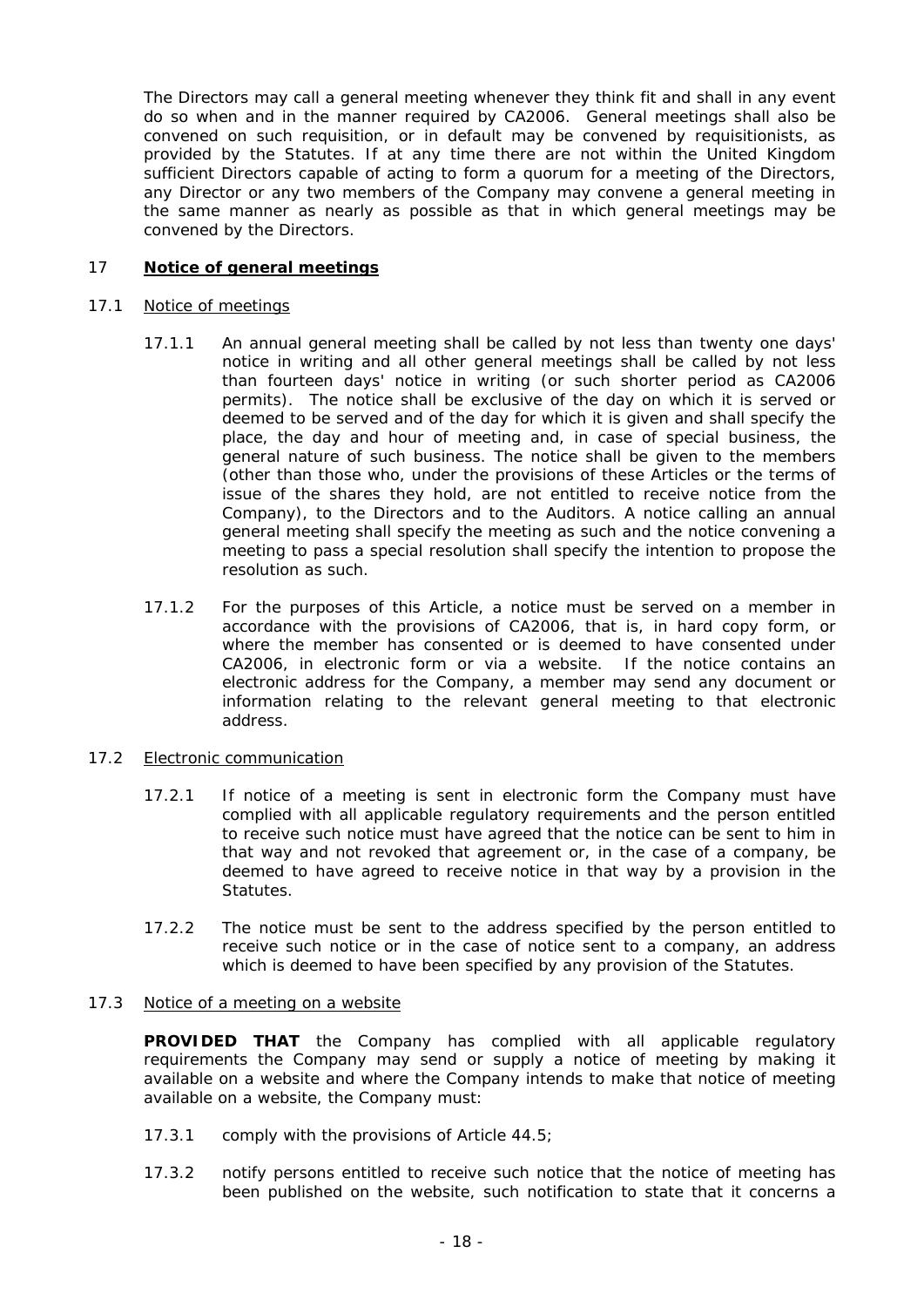The Directors may call a general meeting whenever they think fit and shall in any event do so when and in the manner required by CA2006. General meetings shall also be convened on such requisition, or in default may be convened by requisitionists, as provided by the Statutes. If at any time there are not within the United Kingdom sufficient Directors capable of acting to form a quorum for a meeting of the Directors, any Director or any two members of the Company may convene a general meeting in the same manner as nearly as possible as that in which general meetings may be convened by the Directors.

## 17 <u>**Notice of general meetings**</u>

### 17.1 <u>Notice of meetings</u>

17.1.1 An annual general meeting shall be called by not less than twenty one days' notice in writing and all other general meetings shall be called by not less than fourteen days' notice in writing (or such shorter period as CA2006 permits). The notice shall be exclusive of the day on which it is served or deemed to be served and of the day for which it is given and shall specify the place, the day and hour of meeting and, in case of special business, the general nature of such business. The notice shall be given to the members (other than those who, under the provisions of these Articles or the terms of issue of the shares they hold, are not entitled to receive notice from the Company), to the Directors and to the Auditors. A notice calling an annual general meeting shall specify the meeting as such and the notice convening a meeting to pass a special resolution shall specify the intention to propose the resolution as such.

17.1.2 For the purposes of this Article, a notice must be served on a member in accordance with the provisions of CA2006, that is, in hard copy form, or where the member has consented or is deemed to have consented under CA2006, in electronic form or via a website. If the notice contains an electronic address for the Company, a member may send any document or information relating to the relevant general meeting to that electronic address.

### 17.2 <u>Electronic communication</u>

17.2.1 If notice of a meeting is sent in electronic form the Company must have complied with all applicable regulatory requirements and the person entitled to receive such notice must have agreed that the notice can be sent to him in that way and not revoked that agreement or, in the case of a company, be deemed to have agreed to receive notice in that way by a provision in the Statutes.

17.2.2 The notice must be sent to the address specified by the person entitled to receive such notice or in the case of notice sent to a company, an address which is deemed to have been specified by any provision of the Statutes.

### 17.3 <u>Notice of a meeting on a website</u>

**PROVIDED THAT** the Company has complied with all applicable regulatory requirements the Company may send or supply a notice of meeting by making it available on a website and where the Company intends to make that notice of meeting available on a website, the Company must:

17.3.1 comply with the provisions of Article 44.5;

17.3.2 notify persons entitled to receive such notice that the notice of meeting has been published on the website, such notification to state that it concerns a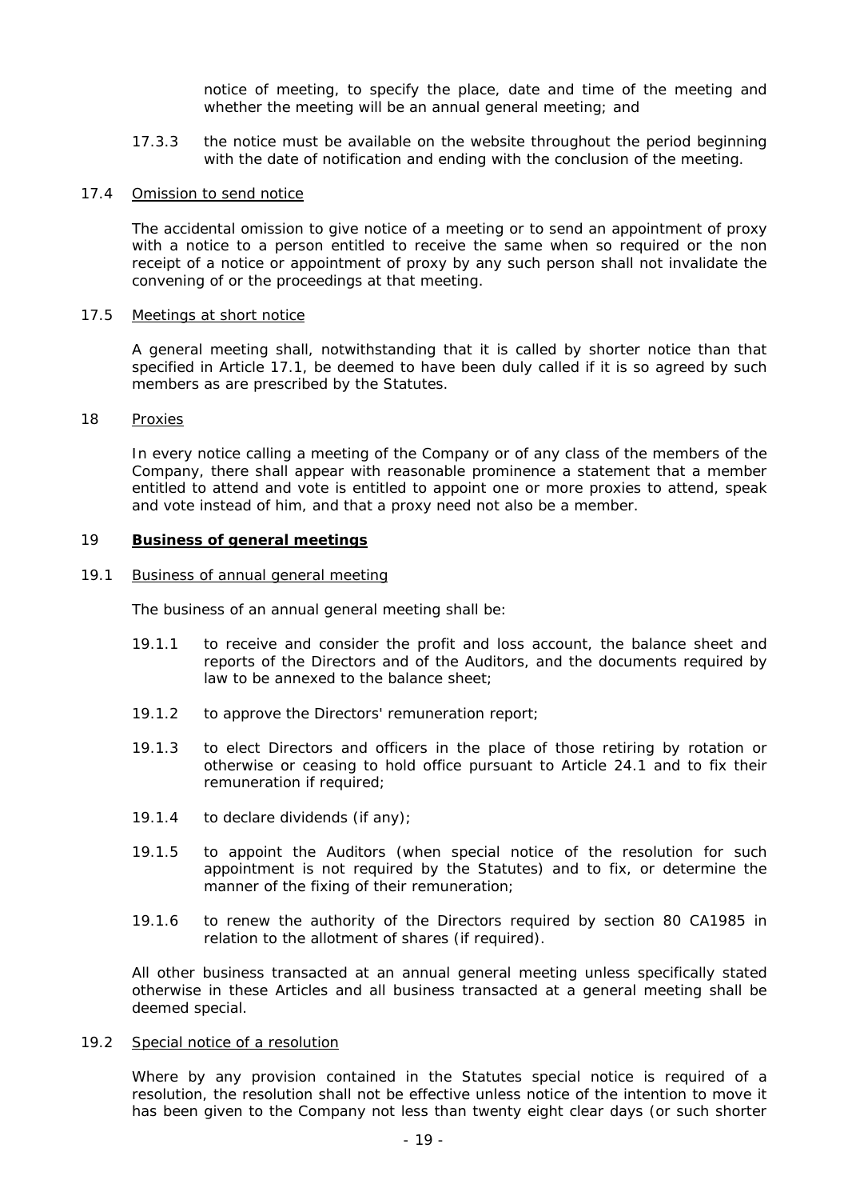notice of meeting, to specify the place, date and time of the meeting and whether the meeting will be an annual general meeting; and

17.3.3 the notice must be available on the website throughout the period beginning with the date of notification and ending with the conclusion of the meeting.

17.4 <u>Omission to send notice</u>

The accidental omission to give notice of a meeting or to send an appointment of proxy with a notice to a person entitled to receive the same when so required or the non receipt of a notice or appointment of proxy by any such person shall not invalidate the convening of or the proceedings at that meeting.

17.5 <u>Meetings at short notice</u>

A general meeting shall, notwithstanding that it is called by shorter notice than that specified in Article 17.1, be deemed to have been duly called if it is so agreed by such members as are prescribed by the Statutes.

18 <u>Proxies</u>

In every notice calling a meeting of the Company or of any class of the members of the Company, there shall appear with reasonable prominence a statement that a member entitled to attend and vote is entitled to appoint one or more proxies to attend, speak and vote instead of him, and that a proxy need not also be a member.

## 19 **Business of general meetings**

19.1 <u>Business of annual general meeting</u>

The business of an annual general meeting shall be:

19.1.1 to receive and consider the profit and loss account, the balance sheet and reports of the Directors and of the Auditors, and the documents required by law to be annexed to the balance sheet;

19.1.2 to approve the Directors' remuneration report;

19.1.3 to elect Directors and officers in the place of those retiring by rotation or otherwise or ceasing to hold office pursuant to Article 24.1 and to fix their remuneration if required;

19.1.4 to declare dividends (if any);

19.1.5 to appoint the Auditors (when special notice of the resolution for such appointment is not required by the Statutes) and to fix, or determine the manner of the fixing of their remuneration;

19.1.6 to renew the authority of the Directors required by section 80 CA1985 in relation to the allotment of shares (if required).

All other business transacted at an annual general meeting unless specifically stated otherwise in these Articles and all business transacted at a general meeting shall be deemed special.

19.2 <u>Special notice of a resolution</u>

Where by any provision contained in the Statutes special notice is required of a resolution, the resolution shall not be effective unless notice of the intention to move it has been given to the Company not less than twenty eight clear days (or such shorter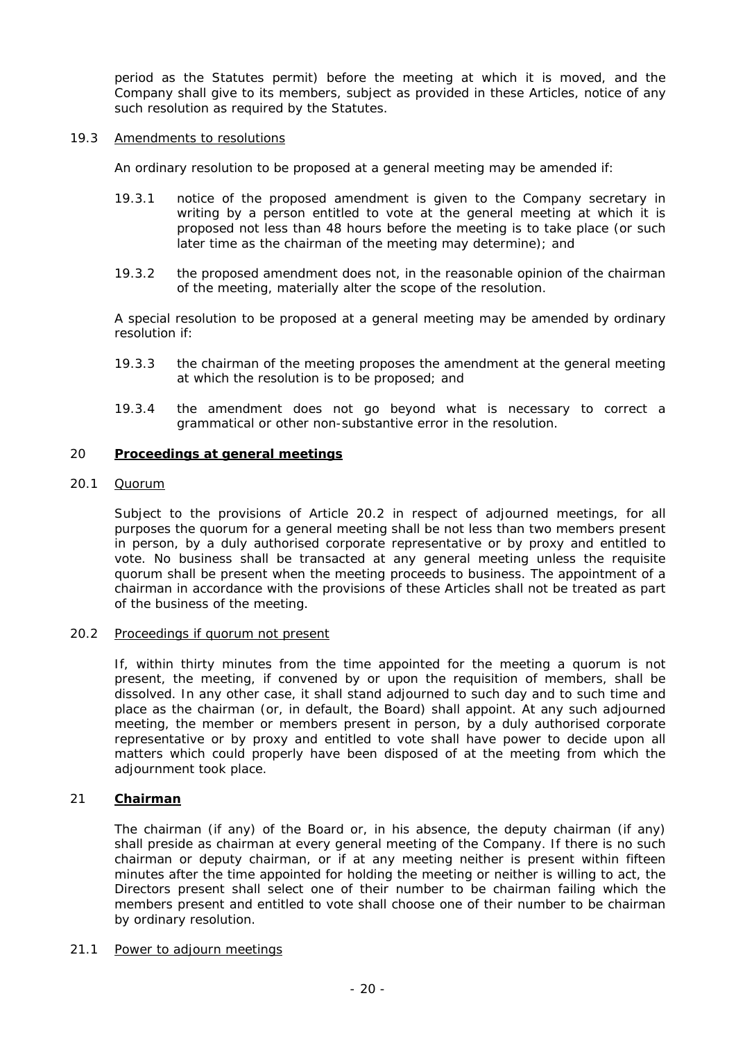period as the Statutes permit) before the meeting at which it is moved, and the Company shall give to its members, subject as provided in these Articles, notice of any such resolution as required by the Statutes.

19.3 Amendments to resolutions

An ordinary resolution to be proposed at a general meeting may be amended if:

19.3.1 notice of the proposed amendment is given to the Company secretary in writing by a person entitled to vote at the general meeting at which it is proposed not less than 48 hours before the meeting is to take place (or such later time as the chairman of the meeting may determine); and

19.3.2 the proposed amendment does not, in the reasonable opinion of the chairman of the meeting, materially alter the scope of the resolution.

A special resolution to be proposed at a general meeting may be amended by ordinary resolution if:

19.3.3 the chairman of the meeting proposes the amendment at the general meeting at which the resolution is to be proposed; and

19.3.4 the amendment does not go beyond what is necessary to correct a grammatical or other non-substantive error in the resolution.

## 20 **Proceedings at general meetings**

20.1 Quorum

Subject to the provisions of Article 20.2 in respect of adjourned meetings, for all purposes the quorum for a general meeting shall be not less than two members present in person, by a duly authorised corporate representative or by proxy and entitled to vote. No business shall be transacted at any general meeting unless the requisite quorum shall be present when the meeting proceeds to business. The appointment of a chairman in accordance with the provisions of these Articles shall not be treated as part of the business of the meeting.

20.2 Proceedings if quorum not present

If, within thirty minutes from the time appointed for the meeting a quorum is not present, the meeting, if convened by or upon the requisition of members, shall be dissolved. In any other case, it shall stand adjourned to such day and to such time and place as the chairman (or, in default, the Board) shall appoint. At any such adjourned meeting, the member or members present in person, by a duly authorised corporate representative or by proxy and entitled to vote shall have power to decide upon all matters which could properly have been disposed of at the meeting from which the adjournment took place.

## 21 **Chairman**

The chairman (if any) of the Board or, in his absence, the deputy chairman (if any) shall preside as chairman at every general meeting of the Company. If there is no such chairman or deputy chairman, or if at any meeting neither is present within fifteen minutes after the time appointed for holding the meeting or neither is willing to act, the Directors present shall select one of their number to be chairman failing which the members present and entitled to vote shall choose one of their number to be chairman by ordinary resolution.

21.1 Power to adjourn meetings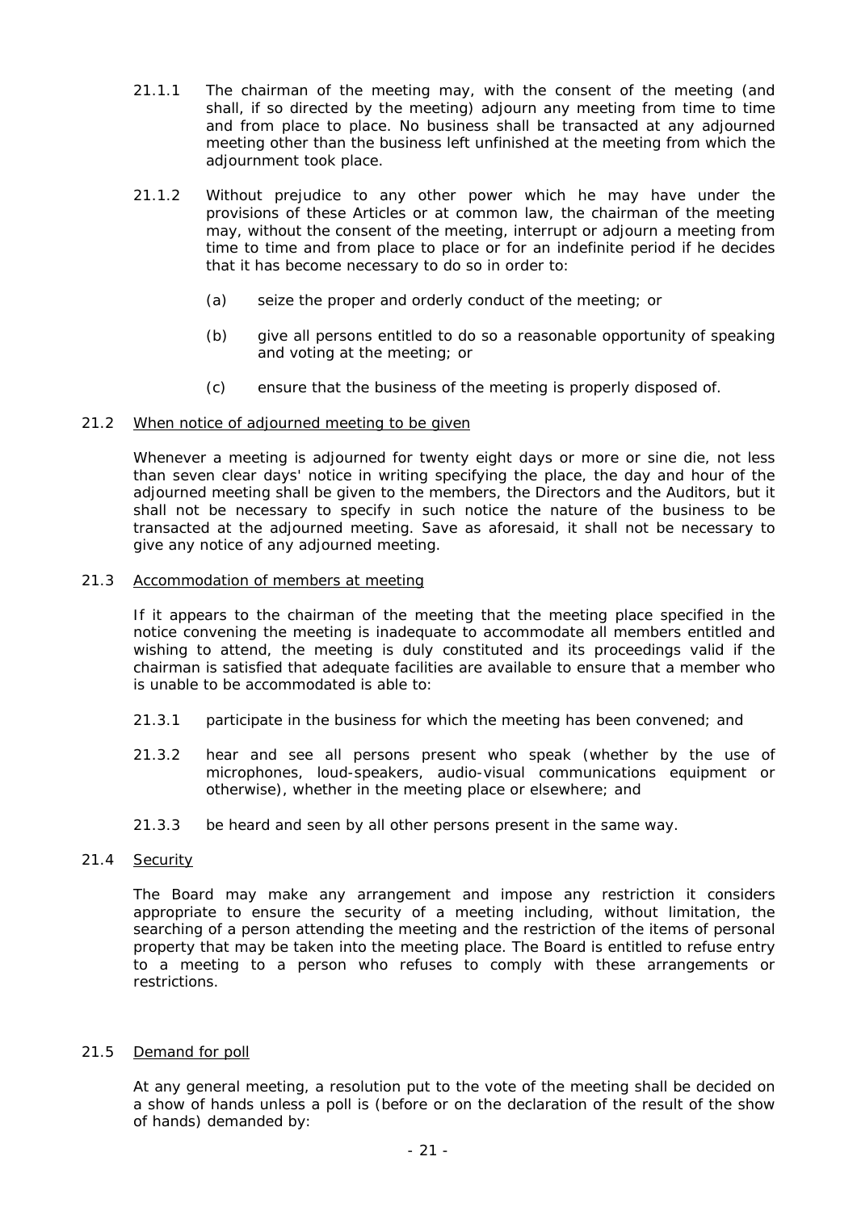21.1.1 The chairman of the meeting may, with the consent of the meeting (and shall, if so directed by the meeting) adjourn any meeting from time to time and from place to place. No business shall be transacted at any adjourned meeting other than the business left unfinished at the meeting from which the adjournment took place.

21.1.2 Without prejudice to any other power which he may have under the provisions of these Articles or at common law, the chairman of the meeting may, without the consent of the meeting, interrupt or adjourn a meeting from time to time and from place to place or for an indefinite period if he decides that it has become necessary to do so in order to:

(a) seize the proper and orderly conduct of the meeting; or

(b) give all persons entitled to do so a reasonable opportunity of speaking and voting at the meeting; or

(c) ensure that the business of the meeting is properly disposed of.

21.2 When notice of adjourned meeting to be given

Whenever a meeting is adjourned for twenty eight days or more or sine die, not less than seven clear days' notice in writing specifying the place, the day and hour of the adjourned meeting shall be given to the members, the Directors and the Auditors, but it shall not be necessary to specify in such notice the nature of the business to be transacted at the adjourned meeting. Save as aforesaid, it shall not be necessary to give any notice of any adjourned meeting.

21.3 Accommodation of members at meeting

If it appears to the chairman of the meeting that the meeting place specified in the notice convening the meeting is inadequate to accommodate all members entitled and wishing to attend, the meeting is duly constituted and its proceedings valid if the chairman is satisfied that adequate facilities are available to ensure that a member who is unable to be accommodated is able to:

21.3.1 participate in the business for which the meeting has been convened; and

21.3.2 hear and see all persons present who speak (whether by the use of microphones, loud-speakers, audio-visual communications equipment or otherwise), whether in the meeting place or elsewhere; and

21.3.3 be heard and seen by all other persons present in the same way.

21.4 Security

The Board may make any arrangement and impose any restriction it considers appropriate to ensure the security of a meeting including, without limitation, the searching of a person attending the meeting and the restriction of the items of personal property that may be taken into the meeting place. The Board is entitled to refuse entry to a meeting to a person who refuses to comply with these arrangements or restrictions.

21.5 Demand for poll

At any general meeting, a resolution put to the vote of the meeting shall be decided on a show of hands unless a poll is (before or on the declaration of the result of the show of hands) demanded by: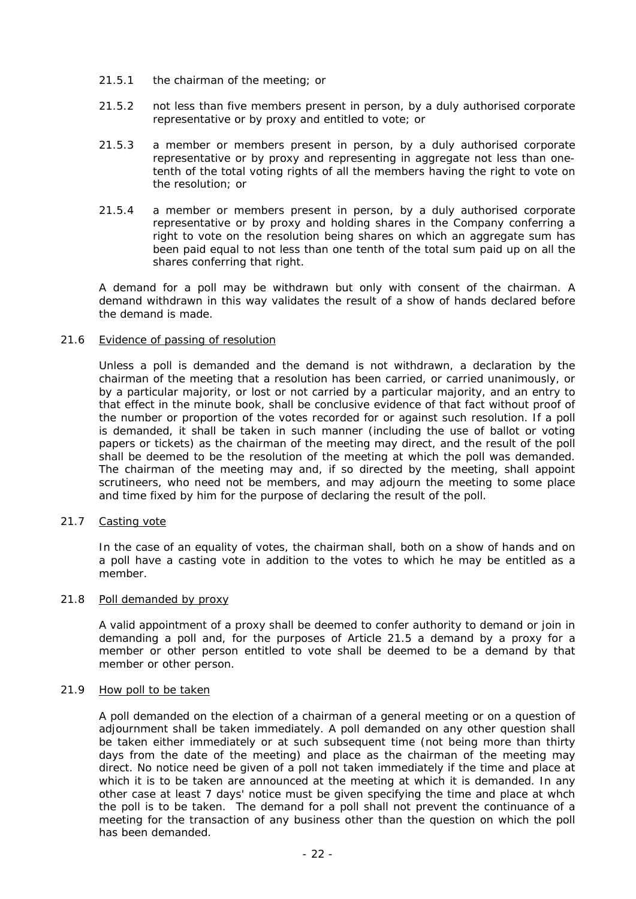21.5.1 the chairman of the meeting; or

21.5.2 not less than five members present in person, by a duly authorised corporate representative or by proxy and entitled to vote; or

21.5.3 a member or members present in person, by a duly authorised corporate representative or by proxy and representing in aggregate not less than one-tenth of the total voting rights of all the members having the right to vote on the resolution; or

21.5.4 a member or members present in person, by a duly authorised corporate representative or by proxy and holding shares in the Company conferring a right to vote on the resolution being shares on which an aggregate sum has been paid equal to not less than one tenth of the total sum paid up on all the shares conferring that right.

A demand for a poll may be withdrawn but only with consent of the chairman. A demand withdrawn in this way validates the result of a show of hands declared before the demand is made.

21.6 Evidence of passing of resolution

Unless a poll is demanded and the demand is not withdrawn, a declaration by the chairman of the meeting that a resolution has been carried, or carried unanimously, or by a particular majority, or lost or not carried by a particular majority, and an entry to that effect in the minute book, shall be conclusive evidence of that fact without proof of the number or proportion of the votes recorded for or against such resolution. If a poll is demanded, it shall be taken in such manner (including the use of ballot or voting papers or tickets) as the chairman of the meeting may direct, and the result of the poll shall be deemed to be the resolution of the meeting at which the poll was demanded. The chairman of the meeting may and, if so directed by the meeting, shall appoint scrutineers, who need not be members, and may adjourn the meeting to some place and time fixed by him for the purpose of declaring the result of the poll.

21.7 Casting vote

In the case of an equality of votes, the chairman shall, both on a show of hands and on a poll have a casting vote in addition to the votes to which he may be entitled as a member.

21.8 Poll demanded by proxy

A valid appointment of a proxy shall be deemed to confer authority to demand or join in demanding a poll and, for the purposes of Article 21.5 a demand by a proxy for a member or other person entitled to vote shall be deemed to be a demand by that member or other person.

21.9 How poll to be taken

A poll demanded on the election of a chairman of a general meeting or on a question of adjournment shall be taken immediately. A poll demanded on any other question shall be taken either immediately or at such subsequent time (not being more than thirty days from the date of the meeting) and place as the chairman of the meeting may direct. No notice need be given of a poll not taken immediately if the time and place at which it is to be taken are announced at the meeting at which it is demanded. In any other case at least 7 days' notice must be given specifying the time and place at whch the poll is to be taken. The demand for a poll shall not prevent the continuance of a meeting for the transaction of any business other than the question on which the poll has been demanded.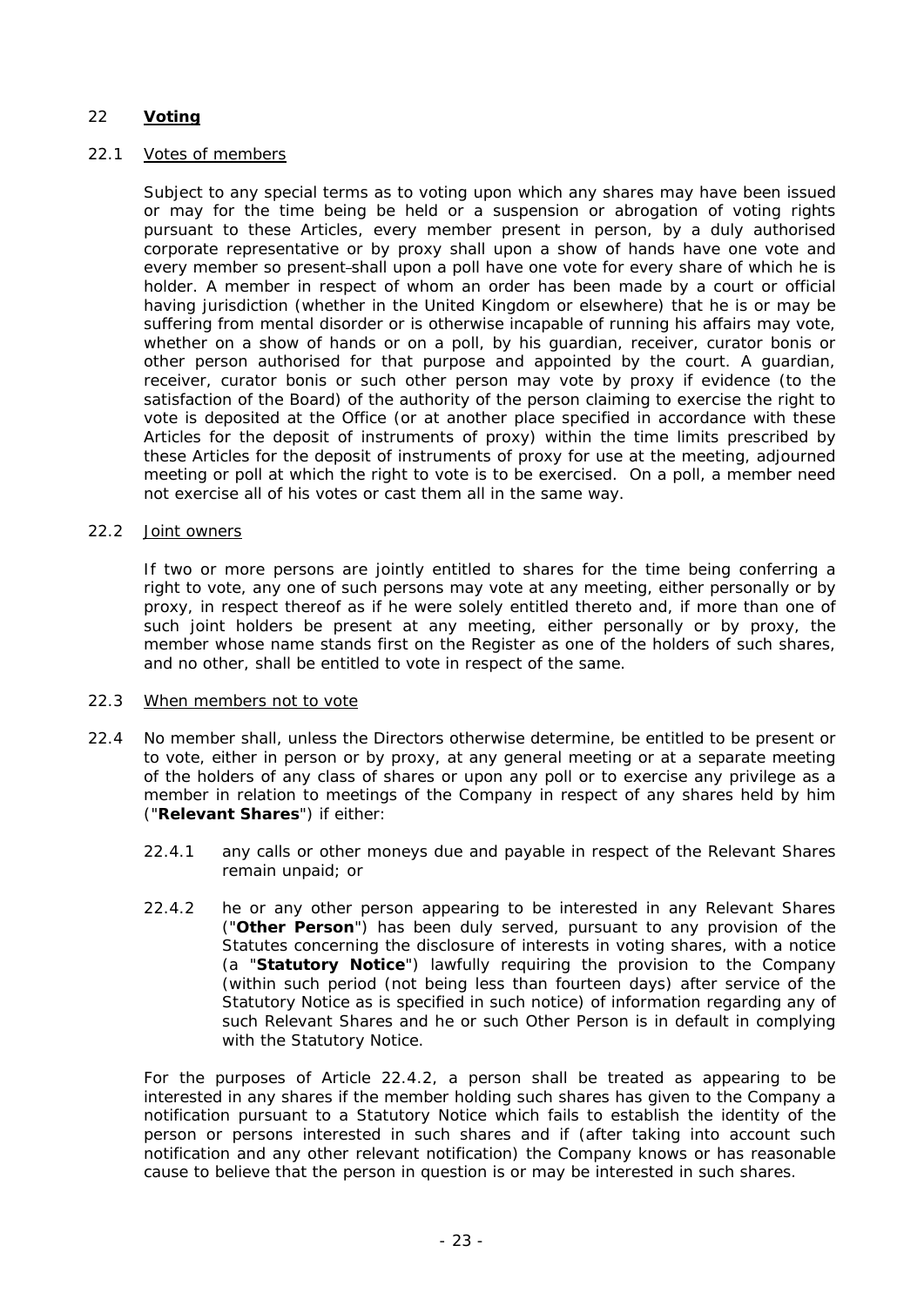## 22 **Voting**

### 22.1 Votes of members

Subject to any special terms as to voting upon which any shares may have been issued or may for the time being be held or a suspension or abrogation of voting rights pursuant to these Articles, every member present in person, by a duly authorised corporate representative or by proxy shall upon a show of hands have one vote and every member so present shall upon a poll have one vote for every share of which he is holder. A member in respect of whom an order has been made by a court or official having jurisdiction (whether in the United Kingdom or elsewhere) that he is or may be suffering from mental disorder or is otherwise incapable of running his affairs may vote, whether on a show of hands or on a poll, by his guardian, receiver, curator bonis or other person authorised for that purpose and appointed by the court. A guardian, receiver, curator bonis or such other person may vote by proxy if evidence (to the satisfaction of the Board) of the authority of the person claiming to exercise the right to vote is deposited at the Office (or at another place specified in accordance with these Articles for the deposit of instruments of proxy) within the time limits prescribed by these Articles for the deposit of instruments of proxy for use at the meeting, adjourned meeting or poll at which the right to vote is to be exercised. On a poll, a member need not exercise all of his votes or cast them all in the same way.

### 22.2 Joint owners

If two or more persons are jointly entitled to shares for the time being conferring a right to vote, any one of such persons may vote at any meeting, either personally or by proxy, in respect thereof as if he were solely entitled thereto and, if more than one of such joint holders be present at any meeting, either personally or by proxy, the member whose name stands first on the Register as one of the holders of such shares, and no other, shall be entitled to vote in respect of the same.

### 22.3 When members not to vote

22.4 No member shall, unless the Directors otherwise determine, be entitled to be present or to vote, either in person or by proxy, at any general meeting or at a separate meeting of the holders of any class of shares or upon any poll or to exercise any privilege as a member in relation to meetings of the Company in respect of any shares held by him ("**Relevant Shares**") if either:

22.4.1 any calls or other moneys due and payable in respect of the Relevant Shares remain unpaid; or

22.4.2 he or any other person appearing to be interested in any Relevant Shares ("**Other Person**") has been duly served, pursuant to any provision of the Statutes concerning the disclosure of interests in voting shares, with a notice (a "**Statutory Notice**") lawfully requiring the provision to the Company (within such period (not being less than fourteen days) after service of the Statutory Notice as is specified in such notice) of information regarding any of such Relevant Shares and he or such Other Person is in default in complying with the Statutory Notice.

For the purposes of Article 22.4.2, a person shall be treated as appearing to be interested in any shares if the member holding such shares has given to the Company a notification pursuant to a Statutory Notice which fails to establish the identity of the person or persons interested in such shares and if (after taking into account such notification and any other relevant notification) the Company knows or has reasonable cause to believe that the person in question is or may be interested in such shares.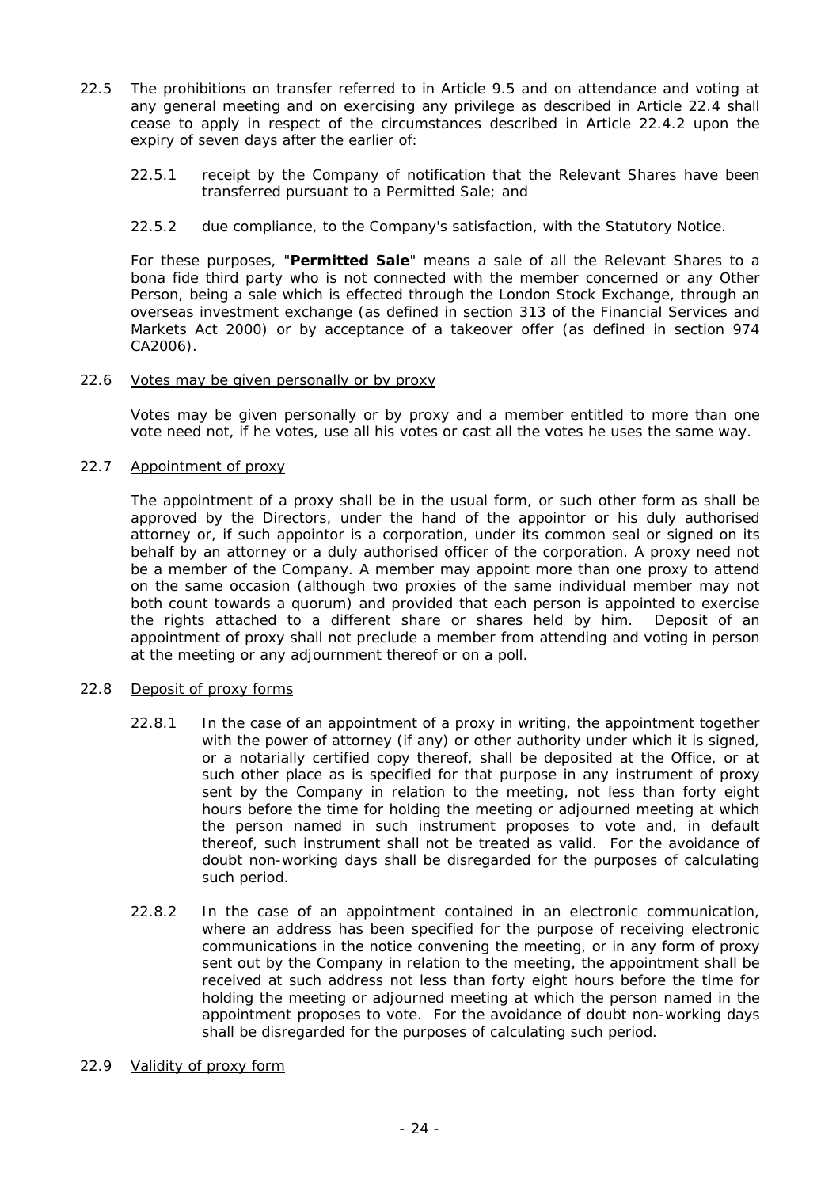22.5 The prohibitions on transfer referred to in Article 9.5 and on attendance and voting at any general meeting and on exercising any privilege as described in Article 22.4 shall cease to apply in respect of the circumstances described in Article 22.4.2 upon the expiry of seven days after the earlier of:

22.5.1 receipt by the Company of notification that the Relevant Shares have been transferred pursuant to a Permitted Sale; and

22.5.2 due compliance, to the Company's satisfaction, with the Statutory Notice.

For these purposes, "**Permitted Sale**" means a sale of all the Relevant Shares to a bona fide third party who is not connected with the member concerned or any Other Person, being a sale which is effected through the London Stock Exchange, through an overseas investment exchange (as defined in section 313 of the Financial Services and Markets Act 2000) or by acceptance of a takeover offer (as defined in section 974 CA2006).

22.6 Votes may be given personally or by proxy

Votes may be given personally or by proxy and a member entitled to more than one vote need not, if he votes, use all his votes or cast all the votes he uses the same way.

22.7 Appointment of proxy

The appointment of a proxy shall be in the usual form, or such other form as shall be approved by the Directors, under the hand of the appointor or his duly authorised attorney or, if such appointor is a corporation, under its common seal or signed on its behalf by an attorney or a duly authorised officer of the corporation. A proxy need not be a member of the Company. A member may appoint more than one proxy to attend on the same occasion (although two proxies of the same individual member may not both count towards a quorum) and provided that each person is appointed to exercise the rights attached to a different share or shares held by him. Deposit of an appointment of proxy shall not preclude a member from attending and voting in person at the meeting or any adjournment thereof or on a poll.

22.8 Deposit of proxy forms

22.8.1 In the case of an appointment of a proxy in writing, the appointment together with the power of attorney (if any) or other authority under which it is signed, or a notarially certified copy thereof, shall be deposited at the Office, or at such other place as is specified for that purpose in any instrument of proxy sent by the Company in relation to the meeting, not less than forty eight hours before the time for holding the meeting or adjourned meeting at which the person named in such instrument proposes to vote and, in default thereof, such instrument shall not be treated as valid. For the avoidance of doubt non-working days shall be disregarded for the purposes of calculating such period.

22.8.2 In the case of an appointment contained in an electronic communication, where an address has been specified for the purpose of receiving electronic communications in the notice convening the meeting, or in any form of proxy sent out by the Company in relation to the meeting, the appointment shall be received at such address not less than forty eight hours before the time for holding the meeting or adjourned meeting at which the person named in the appointment proposes to vote. For the avoidance of doubt non-working days shall be disregarded for the purposes of calculating such period.

22.9 Validity of proxy form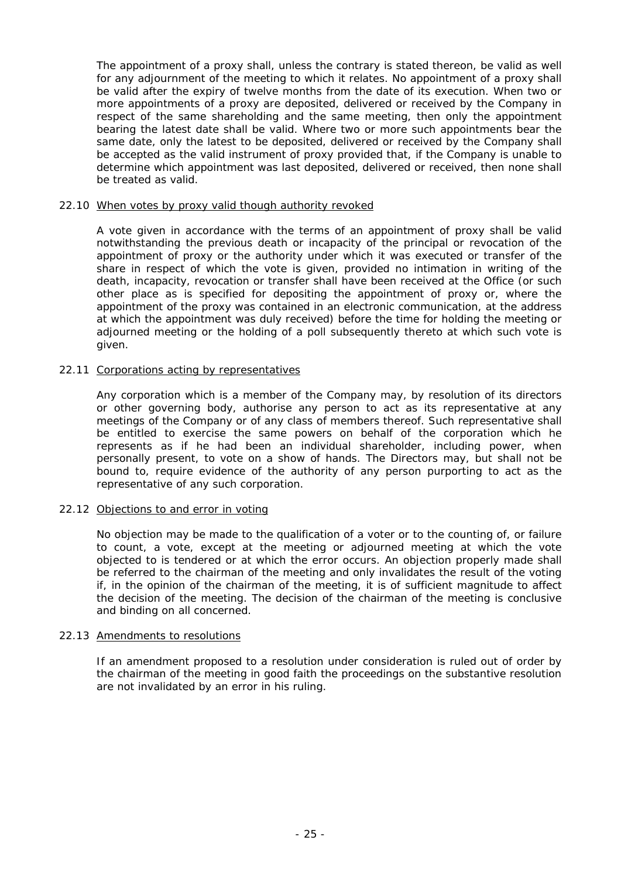The appointment of a proxy shall, unless the contrary is stated thereon, be valid as well for any adjournment of the meeting to which it relates. No appointment of a proxy shall be valid after the expiry of twelve months from the date of its execution. When two or more appointments of a proxy are deposited, delivered or received by the Company in respect of the same shareholding and the same meeting, then only the appointment bearing the latest date shall be valid. Where two or more such appointments bear the same date, only the latest to be deposited, delivered or received by the Company shall be accepted as the valid instrument of proxy provided that, if the Company is unable to determine which appointment was last deposited, delivered or received, then none shall be treated as valid.

22.10 When votes by proxy valid though authority revoked

A vote given in accordance with the terms of an appointment of proxy shall be valid notwithstanding the previous death or incapacity of the principal or revocation of the appointment of proxy or the authority under which it was executed or transfer of the share in respect of which the vote is given, provided no intimation in writing of the death, incapacity, revocation or transfer shall have been received at the Office (or such other place as is specified for depositing the appointment of proxy or, where the appointment of the proxy was contained in an electronic communication, at the address at which the appointment was duly received) before the time for holding the meeting or adjourned meeting or the holding of a poll subsequently thereto at which such vote is given.

22.11 Corporations acting by representatives

Any corporation which is a member of the Company may, by resolution of its directors or other governing body, authorise any person to act as its representative at any meetings of the Company or of any class of members thereof. Such representative shall be entitled to exercise the same powers on behalf of the corporation which he represents as if he had been an individual shareholder, including power, when personally present, to vote on a show of hands. The Directors may, but shall not be bound to, require evidence of the authority of any person purporting to act as the representative of any such corporation.

22.12 Objections to and error in voting

No objection may be made to the qualification of a voter or to the counting of, or failure to count, a vote, except at the meeting or adjourned meeting at which the vote objected to is tendered or at which the error occurs. An objection properly made shall be referred to the chairman of the meeting and only invalidates the result of the voting if, in the opinion of the chairman of the meeting, it is of sufficient magnitude to affect the decision of the meeting. The decision of the chairman of the meeting is conclusive and binding on all concerned.

22.13 Amendments to resolutions

If an amendment proposed to a resolution under consideration is ruled out of order by the chairman of the meeting in good faith the proceedings on the substantive resolution are not invalidated by an error in his ruling.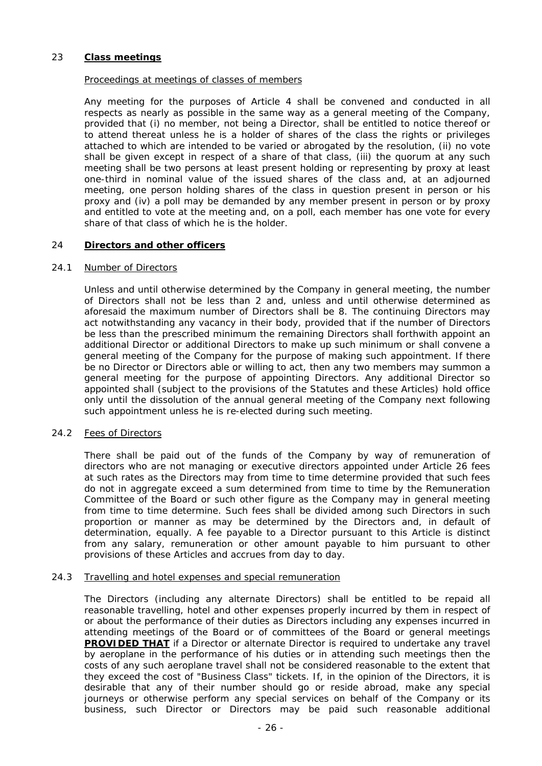## 23 **Class meetings**

Proceedings at meetings of classes of members

Any meeting for the purposes of Article 4 shall be convened and conducted in all respects as nearly as possible in the same way as a general meeting of the Company, provided that (i) no member, not being a Director, shall be entitled to notice thereof or to attend thereat unless he is a holder of shares of the class the rights or privileges attached to which are intended to be varied or abrogated by the resolution, (ii) no vote shall be given except in respect of a share of that class, (iii) the quorum at any such meeting shall be two persons at least present holding or representing by proxy at least one-third in nominal value of the issued shares of the class and, at an adjourned meeting, one person holding shares of the class in question present in person or his proxy and (iv) a poll may be demanded by any member present in person or by proxy and entitled to vote at the meeting and, on a poll, each member has one vote for every share of that class of which he is the holder.

## 24 **Directors and other officers**

### 24.1 Number of Directors

Unless and until otherwise determined by the Company in general meeting, the number of Directors shall not be less than 2 and, unless and until otherwise determined as aforesaid the maximum number of Directors shall be 8. The continuing Directors may act notwithstanding any vacancy in their body, provided that if the number of Directors be less than the prescribed minimum the remaining Directors shall forthwith appoint an additional Director or additional Directors to make up such minimum or shall convene a general meeting of the Company for the purpose of making such appointment. If there be no Director or Directors able or willing to act, then any two members may summon a general meeting for the purpose of appointing Directors. Any additional Director so appointed shall (subject to the provisions of the Statutes and these Articles) hold office only until the dissolution of the annual general meeting of the Company next following such appointment unless he is re-elected during such meeting.

### 24.2 Fees of Directors

There shall be paid out of the funds of the Company by way of remuneration of directors who are not managing or executive directors appointed under Article 26 fees at such rates as the Directors may from time to time determine provided that such fees do not in aggregate exceed a sum determined from time to time by the Remuneration Committee of the Board or such other figure as the Company may in general meeting from time to time determine. Such fees shall be divided among such Directors in such proportion or manner as may be determined by the Directors and, in default of determination, equally. A fee payable to a Director pursuant to this Article is distinct from any salary, remuneration or other amount payable to him pursuant to other provisions of these Articles and accrues from day to day.

### 24.3 Travelling and hotel expenses and special remuneration

The Directors (including any alternate Directors) shall be entitled to be repaid all reasonable travelling, hotel and other expenses properly incurred by them in respect of or about the performance of their duties as Directors including any expenses incurred in attending meetings of the Board or of committees of the Board or general meetings **PROVIDED THAT** if a Director or alternate Director is required to undertake any travel by aeroplane in the performance of his duties or in attending such meetings then the costs of any such aeroplane travel shall not be considered reasonable to the extent that they exceed the cost of "Business Class" tickets. If, in the opinion of the Directors, it is desirable that any of their number should go or reside abroad, make any special journeys or otherwise perform any special services on behalf of the Company or its business, such Director or Directors may be paid such reasonable additional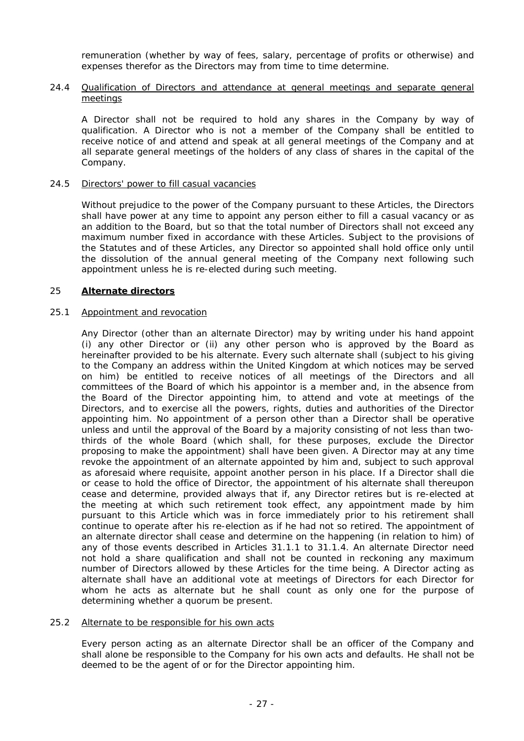remuneration (whether by way of fees, salary, percentage of profits or otherwise) and expenses therefor as the Directors may from time to time determine.

24.4 Qualification of Directors and attendance at general meetings and separate general meetings

A Director shall not be required to hold any shares in the Company by way of qualification. A Director who is not a member of the Company shall be entitled to receive notice of and attend and speak at all general meetings of the Company and at all separate general meetings of the holders of any class of shares in the capital of the Company.

24.5 Directors' power to fill casual vacancies

Without prejudice to the power of the Company pursuant to these Articles, the Directors shall have power at any time to appoint any person either to fill a casual vacancy or as an addition to the Board, but so that the total number of Directors shall not exceed any maximum number fixed in accordance with these Articles. Subject to the provisions of the Statutes and of these Articles, any Director so appointed shall hold office only until the dissolution of the annual general meeting of the Company next following such appointment unless he is re-elected during such meeting.

## 25 **Alternate directors**

25.1 Appointment and revocation

Any Director (other than an alternate Director) may by writing under his hand appoint (i) any other Director or (ii) any other person who is approved by the Board as hereinafter provided to be his alternate. Every such alternate shall (subject to his giving to the Company an address within the United Kingdom at which notices may be served on him) be entitled to receive notices of all meetings of the Directors and all committees of the Board of which his appointor is a member and, in the absence from the Board of the Director appointing him, to attend and vote at meetings of the Directors, and to exercise all the powers, rights, duties and authorities of the Director appointing him. No appointment of a person other than a Director shall be operative unless and until the approval of the Board by a majority consisting of not less than two-thirds of the whole Board (which shall, for these purposes, exclude the Director proposing to make the appointment) shall have been given. A Director may at any time revoke the appointment of an alternate appointed by him and, subject to such approval as aforesaid where requisite, appoint another person in his place. If a Director shall die or cease to hold the office of Director, the appointment of his alternate shall thereupon cease and determine, provided always that if, any Director retires but is re-elected at the meeting at which such retirement took effect, any appointment made by him pursuant to this Article which was in force immediately prior to his retirement shall continue to operate after his re-election as if he had not so retired. The appointment of an alternate director shall cease and determine on the happening (in relation to him) of any of those events described in Articles 31.1.1 to 31.1.4. An alternate Director need not hold a share qualification and shall not be counted in reckoning any maximum number of Directors allowed by these Articles for the time being. A Director acting as alternate shall have an additional vote at meetings of Directors for each Director for whom he acts as alternate but he shall count as only one for the purpose of determining whether a quorum be present.

25.2 Alternate to be responsible for his own acts

Every person acting as an alternate Director shall be an officer of the Company and shall alone be responsible to the Company for his own acts and defaults. He shall not be deemed to be the agent of or for the Director appointing him.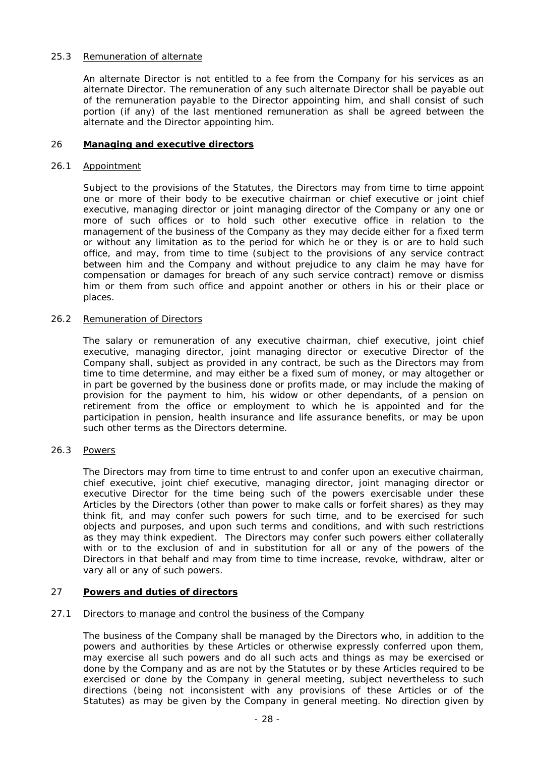### 25.3 Remuneration of alternate

An alternate Director is not entitled to a fee from the Company for his services as an alternate Director. The remuneration of any such alternate Director shall be payable out of the remuneration payable to the Director appointing him, and shall consist of such portion (if any) of the last mentioned remuneration as shall be agreed between the alternate and the Director appointing him.

## 26 **Managing and executive directors**

### 26.1 Appointment

Subject to the provisions of the Statutes, the Directors may from time to time appoint one or more of their body to be executive chairman or chief executive or joint chief executive, managing director or joint managing director of the Company or any one or more of such offices or to hold such other executive office in relation to the management of the business of the Company as they may decide either for a fixed term or without any limitation as to the period for which he or they is or are to hold such office, and may, from time to time (subject to the provisions of any service contract between him and the Company and without prejudice to any claim he may have for compensation or damages for breach of any such service contract) remove or dismiss him or them from such office and appoint another or others in his or their place or places.

### 26.2 Remuneration of Directors

The salary or remuneration of any executive chairman, chief executive, joint chief executive, managing director, joint managing director or executive Director of the Company shall, subject as provided in any contract, be such as the Directors may from time to time determine, and may either be a fixed sum of money, or may altogether or in part be governed by the business done or profits made, or may include the making of provision for the payment to him, his widow or other dependants, of a pension on retirement from the office or employment to which he is appointed and for the participation in pension, health insurance and life assurance benefits, or may be upon such other terms as the Directors determine.

### 26.3 Powers

The Directors may from time to time entrust to and confer upon an executive chairman, chief executive, joint chief executive, managing director, joint managing director or executive Director for the time being such of the powers exercisable under these Articles by the Directors (other than power to make calls or forfeit shares) as they may think fit, and may confer such powers for such time, and to be exercised for such objects and purposes, and upon such terms and conditions, and with such restrictions as they may think expedient. The Directors may confer such powers either collaterally with or to the exclusion of and in substitution for all or any of the powers of the Directors in that behalf and may from time to time increase, revoke, withdraw, alter or vary all or any of such powers.

## 27 **Powers and duties of directors**

### 27.1 Directors to manage and control the business of the Company

The business of the Company shall be managed by the Directors who, in addition to the powers and authorities by these Articles or otherwise expressly conferred upon them, may exercise all such powers and do all such acts and things as may be exercised or done by the Company and as are not by the Statutes or by these Articles required to be exercised or done by the Company in general meeting, subject nevertheless to such directions (being not inconsistent with any provisions of these Articles or of the Statutes) as may be given by the Company in general meeting. No direction given by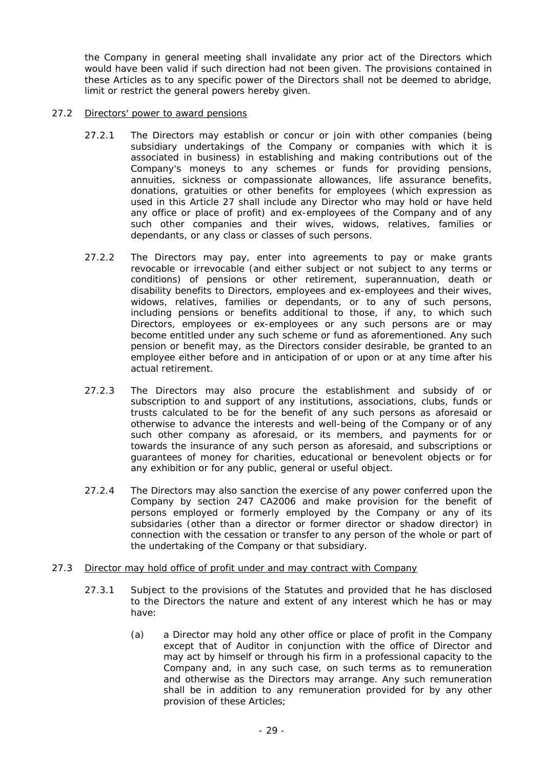the Company in general meeting shall invalidate any prior act of the Directors which would have been valid if such direction had not been given. The provisions contained in these Articles as to any specific power of the Directors shall not be deemed to abridge, limit or restrict the general powers hereby given.

27.2 Directors' power to award pensions

27.2.1 The Directors may establish or concur or join with other companies (being subsidiary undertakings of the Company or companies with which it is associated in business) in establishing and making contributions out of the Company's moneys to any schemes or funds for providing pensions, annuities, sickness or compassionate allowances, life assurance benefits, donations, gratuities or other benefits for employees (which expression as used in this Article 27 shall include any Director who may hold or have held any office or place of profit) and ex-employees of the Company and of any such other companies and their wives, widows, relatives, families or dependants, or any class or classes of such persons.

27.2.2 The Directors may pay, enter into agreements to pay or make grants revocable or irrevocable (and either subject or not subject to any terms or conditions) of pensions or other retirement, superannuation, death or disability benefits to Directors, employees and ex-employees and their wives, widows, relatives, families or dependants, or to any of such persons, including pensions or benefits additional to those, if any, to which such Directors, employees or ex-employees or any such persons are or may become entitled under any such scheme or fund as aforementioned. Any such pension or benefit may, as the Directors consider desirable, be granted to an employee either before and in anticipation of or upon or at any time after his actual retirement.

27.2.3 The Directors may also procure the establishment and subsidy of or subscription to and support of any institutions, associations, clubs, funds or trusts calculated to be for the benefit of any such persons as aforesaid or otherwise to advance the interests and well-being of the Company or of any such other company as aforesaid, or its members, and payments for or towards the insurance of any such person as aforesaid, and subscriptions or guarantees of money for charities, educational or benevolent objects or for any exhibition or for any public, general or useful object.

27.2.4 The Directors may also sanction the exercise of any power conferred upon the Company by section 247 CA2006 and make provision for the benefit of persons employed or formerly employed by the Company or any of its subsidaries (other than a director or former director or shadow director) in connection with the cessation or transfer to any person of the whole or part of the undertaking of the Company or that subsidiary.

27.3 Director may hold office of profit under and may contract with Company

27.3.1 Subject to the provisions of the Statutes and provided that he has disclosed to the Directors the nature and extent of any interest which he has or may have:

(a) a Director may hold any other office or place of profit in the Company except that of Auditor in conjunction with the office of Director and may act by himself or through his firm in a professional capacity to the Company and, in any such case, on such terms as to remuneration and otherwise as the Directors may arrange. Any such remuneration shall be in addition to any remuneration provided for by any other provision of these Articles;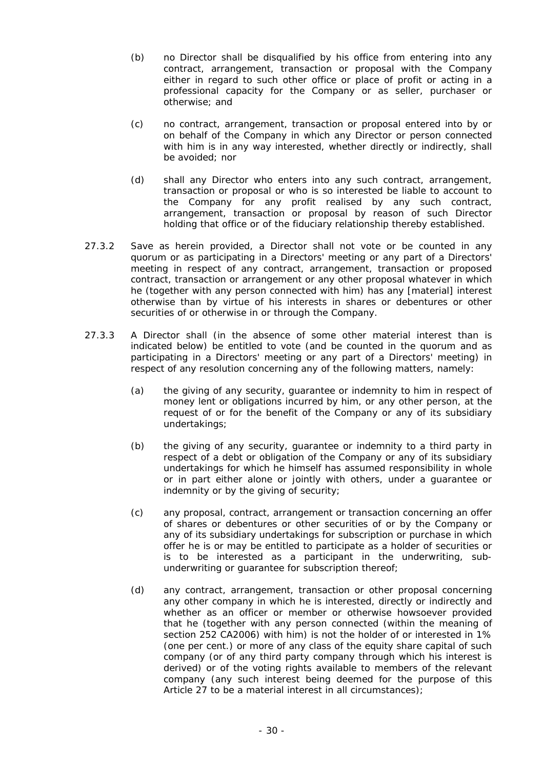(b) no Director shall be disqualified by his office from entering into any contract, arrangement, transaction or proposal with the Company either in regard to such other office or place of profit or acting in a professional capacity for the Company or as seller, purchaser or otherwise; and

(c) no contract, arrangement, transaction or proposal entered into by or on behalf of the Company in which any Director or person connected with him is in any way interested, whether directly or indirectly, shall be avoided; nor

(d) shall any Director who enters into any such contract, arrangement, transaction or proposal or who is so interested be liable to account to the Company for any profit realised by any such contract, arrangement, transaction or proposal by reason of such Director holding that office or of the fiduciary relationship thereby established.

27.3.2 Save as herein provided, a Director shall not vote or be counted in any quorum or as participating in a Directors' meeting or any part of a Directors' meeting in respect of any contract, arrangement, transaction or proposed contract, transaction or arrangement or any other proposal whatever in which he (together with any person connected with him) has any [material] interest otherwise than by virtue of his interests in shares or debentures or other securities of or otherwise in or through the Company.

27.3.3 A Director shall (in the absence of some other material interest than is indicated below) be entitled to vote (and be counted in the quorum and as participating in a Directors' meeting or any part of a Directors' meeting) in respect of any resolution concerning any of the following matters, namely:

(a) the giving of any security, guarantee or indemnity to him in respect of money lent or obligations incurred by him, or any other person, at the request of or for the benefit of the Company or any of its subsidiary undertakings;

(b) the giving of any security, guarantee or indemnity to a third party in respect of a debt or obligation of the Company or any of its subsidiary undertakings for which he himself has assumed responsibility in whole or in part either alone or jointly with others, under a guarantee or indemnity or by the giving of security;

(c) any proposal, contract, arrangement or transaction concerning an offer of shares or debentures or other securities of or by the Company or any of its subsidiary undertakings for subscription or purchase in which offer he is or may be entitled to participate as a holder of securities or is to be interested as a participant in the underwriting, sub-underwriting or guarantee for subscription thereof;

(d) any contract, arrangement, transaction or other proposal concerning any other company in which he is interested, directly or indirectly and whether as an officer or member or otherwise howsoever provided that he (together with any person connected (within the meaning of section 252 CA2006) with him) is not the holder of or interested in 1% (one per cent.) or more of any class of the equity share capital of such company (or of any third party company through which his interest is derived) or of the voting rights available to members of the relevant company (any such interest being deemed for the purpose of this Article 27 to be a material interest in all circumstances);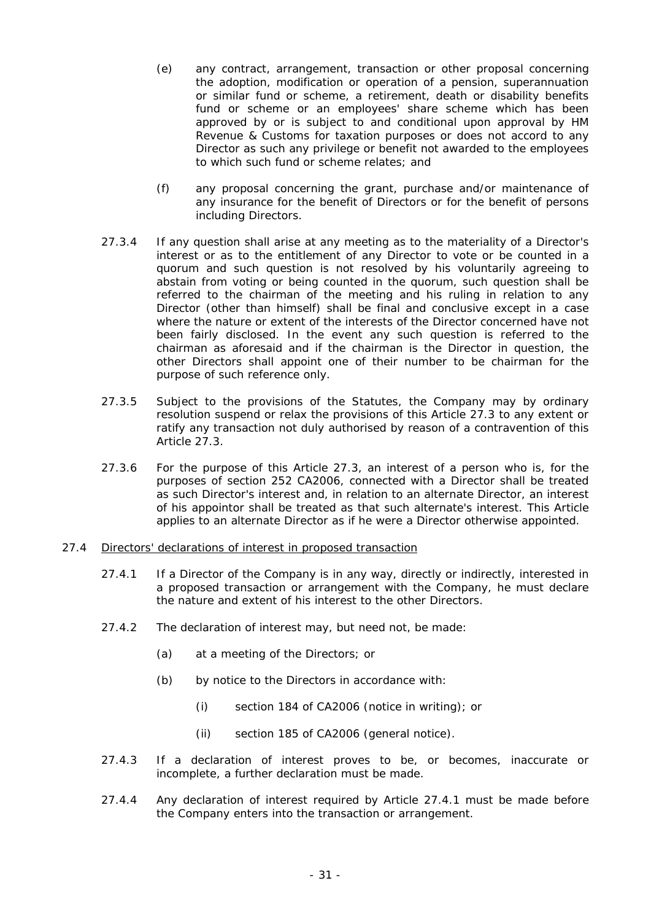(e) any contract, arrangement, transaction or other proposal concerning the adoption, modification or operation of a pension, superannuation or similar fund or scheme, a retirement, death or disability benefits fund or scheme or an employees' share scheme which has been approved by or is subject to and conditional upon approval by HM Revenue & Customs for taxation purposes or does not accord to any Director as such any privilege or benefit not awarded to the employees to which such fund or scheme relates; and

(f) any proposal concerning the grant, purchase and/or maintenance of any insurance for the benefit of Directors or for the benefit of persons including Directors.

27.3.4 If any question shall arise at any meeting as to the materiality of a Director's interest or as to the entitlement of any Director to vote or be counted in a quorum and such question is not resolved by his voluntarily agreeing to abstain from voting or being counted in the quorum, such question shall be referred to the chairman of the meeting and his ruling in relation to any Director (other than himself) shall be final and conclusive except in a case where the nature or extent of the interests of the Director concerned have not been fairly disclosed. In the event any such question is referred to the chairman as aforesaid and if the chairman is the Director in question, the other Directors shall appoint one of their number to be chairman for the purpose of such reference only.

27.3.5 Subject to the provisions of the Statutes, the Company may by ordinary resolution suspend or relax the provisions of this Article 27.3 to any extent or ratify any transaction not duly authorised by reason of a contravention of this Article 27.3.

27.3.6 For the purpose of this Article 27.3, an interest of a person who is, for the purposes of section 252 CA2006, connected with a Director shall be treated as such Director's interest and, in relation to an alternate Director, an interest of his appointor shall be treated as that such alternate's interest. This Article applies to an alternate Director as if he were a Director otherwise appointed.

27.4 Directors' declarations of interest in proposed transaction

27.4.1 If a Director of the Company is in any way, directly or indirectly, interested in a proposed transaction or arrangement with the Company, he must declare the nature and extent of his interest to the other Directors.

27.4.2 The declaration of interest may, but need not, be made:

(a) at a meeting of the Directors; or

(b) by notice to the Directors in accordance with:

(i) section 184 of CA2006 (notice in writing); or

(ii) section 185 of CA2006 (general notice).

27.4.3 If a declaration of interest proves to be, or becomes, inaccurate or incomplete, a further declaration must be made.

27.4.4 Any declaration of interest required by Article 27.4.1 must be made before the Company enters into the transaction or arrangement.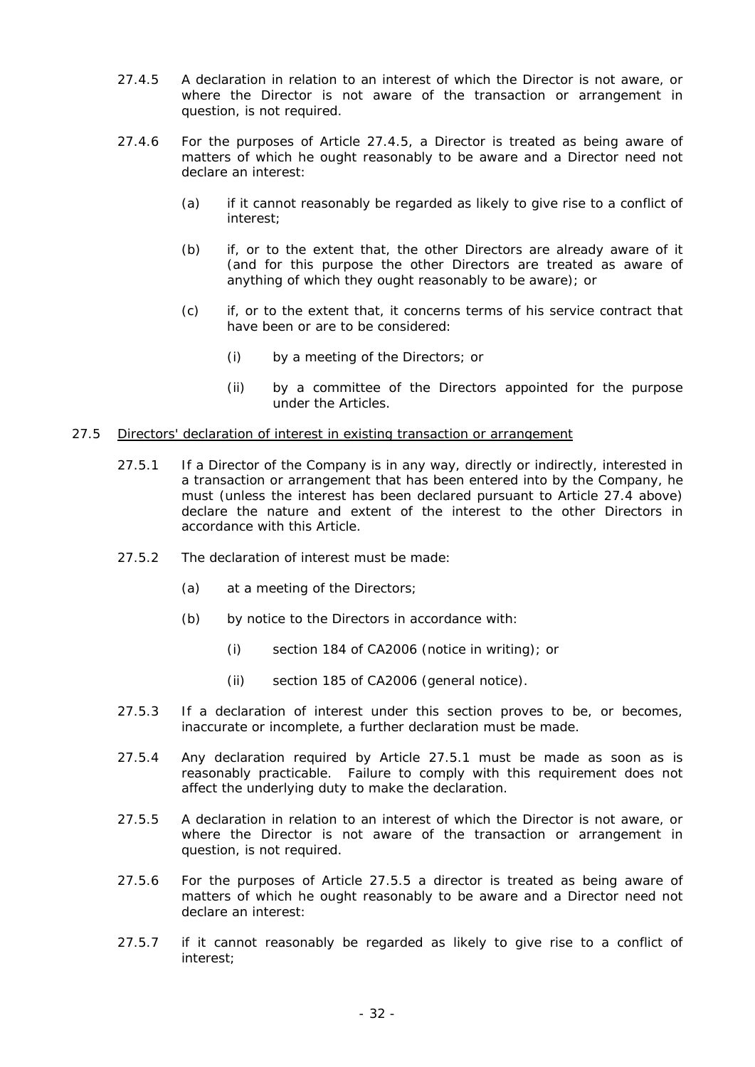27.4.5 A declaration in relation to an interest of which the Director is not aware, or where the Director is not aware of the transaction or arrangement in question, is not required.

27.4.6 For the purposes of Article 27.4.5, a Director is treated as being aware of matters of which he ought reasonably to be aware and a Director need not declare an interest:

(a) if it cannot reasonably be regarded as likely to give rise to a conflict of interest;

(b) if, or to the extent that, the other Directors are already aware of it (and for this purpose the other Directors are treated as aware of anything of which they ought reasonably to be aware); or

(c) if, or to the extent that, it concerns terms of his service contract that have been or are to be considered:

(i) by a meeting of the Directors; or

(ii) by a committee of the Directors appointed for the purpose under the Articles.

27.5 <u>Directors' declaration of interest in existing transaction or arrangement</u>

27.5.1 If a Director of the Company is in any way, directly or indirectly, interested in a transaction or arrangement that has been entered into by the Company, he must (unless the interest has been declared pursuant to Article 27.4 above) declare the nature and extent of the interest to the other Directors in accordance with this Article.

27.5.2 The declaration of interest must be made:

(a) at a meeting of the Directors;

(b) by notice to the Directors in accordance with:

(i) section 184 of CA2006 (notice in writing); or

(ii) section 185 of CA2006 (general notice).

27.5.3 If a declaration of interest under this section proves to be, or becomes, inaccurate or incomplete, a further declaration must be made.

27.5.4 Any declaration required by Article 27.5.1 must be made as soon as is reasonably practicable. Failure to comply with this requirement does not affect the underlying duty to make the declaration.

27.5.5 A declaration in relation to an interest of which the Director is not aware, or where the Director is not aware of the transaction or arrangement in question, is not required.

27.5.6 For the purposes of Article 27.5.5 a director is treated as being aware of matters of which he ought reasonably to be aware and a Director need not declare an interest:

27.5.7 if it cannot reasonably be regarded as likely to give rise to a conflict of interest;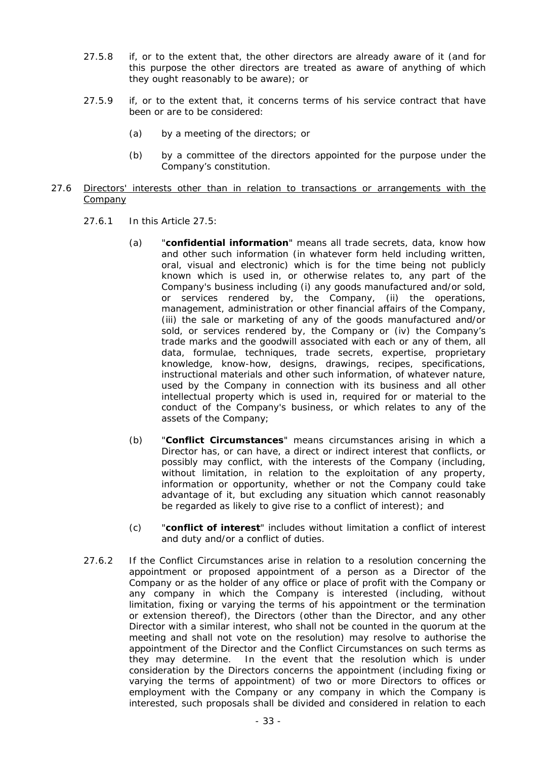27.5.8 if, or to the extent that, the other directors are already aware of it (and for this purpose the other directors are treated as aware of anything of which they ought reasonably to be aware); or

27.5.9 if, or to the extent that, it concerns terms of his service contract that have been or are to be considered:

(a) by a meeting of the directors; or

(b) by a committee of the directors appointed for the purpose under the Company's constitution.

27.6 <u>Directors' interests other than in relation to transactions or arrangements with the Company</u>

27.6.1 In this Article 27.5:

(a) "**confidential information**" means all trade secrets, data, know how and other such information (in whatever form held including written, oral, visual and electronic) which is for the time being not publicly known which is used in, or otherwise relates to, any part of the Company's business including (i) any goods manufactured and/or sold, or services rendered by, the Company, (ii) the operations, management, administration or other financial affairs of the Company, (iii) the sale or marketing of any of the goods manufactured and/or sold, or services rendered by, the Company or (iv) the Company's trade marks and the goodwill associated with each or any of them, all data, formulae, techniques, trade secrets, expertise, proprietary knowledge, know-how, designs, drawings, recipes, specifications, instructional materials and other such information, of whatever nature, used by the Company in connection with its business and all other intellectual property which is used in, required for or material to the conduct of the Company's business, or which relates to any of the assets of the Company;

(b) "**Conflict Circumstances**" means circumstances arising in which a Director has, or can have, a direct or indirect interest that conflicts, or possibly may conflict, with the interests of the Company (including, without limitation, in relation to the exploitation of any property, information or opportunity, whether or not the Company could take advantage of it, but excluding any situation which cannot reasonably be regarded as likely to give rise to a conflict of interest); and

(c) "**conflict of interest**" includes without limitation a conflict of interest and duty and/or a conflict of duties.

27.6.2 If the Conflict Circumstances arise in relation to a resolution concerning the appointment or proposed appointment of a person as a Director of the Company or as the holder of any office or place of profit with the Company or any company in which the Company is interested (including, without limitation, fixing or varying the terms of his appointment or the termination or extension thereof), the Directors (other than the Director, and any other Director with a similar interest, who shall not be counted in the quorum at the meeting and shall not vote on the resolution) may resolve to authorise the appointment of the Director and the Conflict Circumstances on such terms as they may determine. In the event that the resolution which is under consideration by the Directors concerns the appointment (including fixing or varying the terms of appointment) of two or more Directors to offices or employment with the Company or any company in which the Company is interested, such proposals shall be divided and considered in relation to each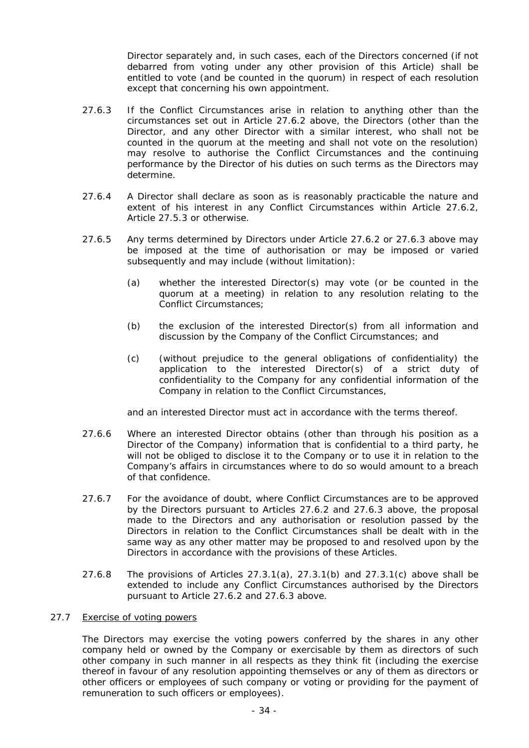Director separately and, in such cases, each of the Directors concerned (if not debarred from voting under any other provision of this Article) shall be entitled to vote (and be counted in the quorum) in respect of each resolution except that concerning his own appointment.

27.6.3 If the Conflict Circumstances arise in relation to anything other than the circumstances set out in Article 27.6.2 above, the Directors (other than the Director, and any other Director with a similar interest, who shall not be counted in the quorum at the meeting and shall not vote on the resolution) may resolve to authorise the Conflict Circumstances and the continuing performance by the Director of his duties on such terms as the Directors may determine.

27.6.4 A Director shall declare as soon as is reasonably practicable the nature and extent of his interest in any Conflict Circumstances within Article 27.6.2, Article 27.5.3 or otherwise.

27.6.5 Any terms determined by Directors under Article 27.6.2 or 27.6.3 above may be imposed at the time of authorisation or may be imposed or varied subsequently and may include (without limitation):

(a) whether the interested Director(s) may vote (or be counted in the quorum at a meeting) in relation to any resolution relating to the Conflict Circumstances;

(b) the exclusion of the interested Director(s) from all information and discussion by the Company of the Conflict Circumstances; and

(c) (without prejudice to the general obligations of confidentiality) the application to the interested Director(s) of a strict duty of confidentiality to the Company for any confidential information of the Company in relation to the Conflict Circumstances,

and an interested Director must act in accordance with the terms thereof.

27.6.6 Where an interested Director obtains (other than through his position as a Director of the Company) information that is confidential to a third party, he will not be obliged to disclose it to the Company or to use it in relation to the Company's affairs in circumstances where to do so would amount to a breach of that confidence.

27.6.7 For the avoidance of doubt, where Conflict Circumstances are to be approved by the Directors pursuant to Articles 27.6.2 and 27.6.3 above, the proposal made to the Directors and any authorisation or resolution passed by the Directors in relation to the Conflict Circumstances shall be dealt with in the same way as any other matter may be proposed to and resolved upon by the Directors in accordance with the provisions of these Articles.

27.6.8 The provisions of Articles 27.3.1(a), 27.3.1(b) and 27.3.1(c) above shall be extended to include any Conflict Circumstances authorised by the Directors pursuant to Article 27.6.2 and 27.6.3 above.

27.7 Exercise of voting powers

The Directors may exercise the voting powers conferred by the shares in any other company held or owned by the Company or exercisable by them as directors of such other company in such manner in all respects as they think fit (including the exercise thereof in favour of any resolution appointing themselves or any of them as directors or other officers or employees of such company or voting or providing for the payment of remuneration to such officers or employees).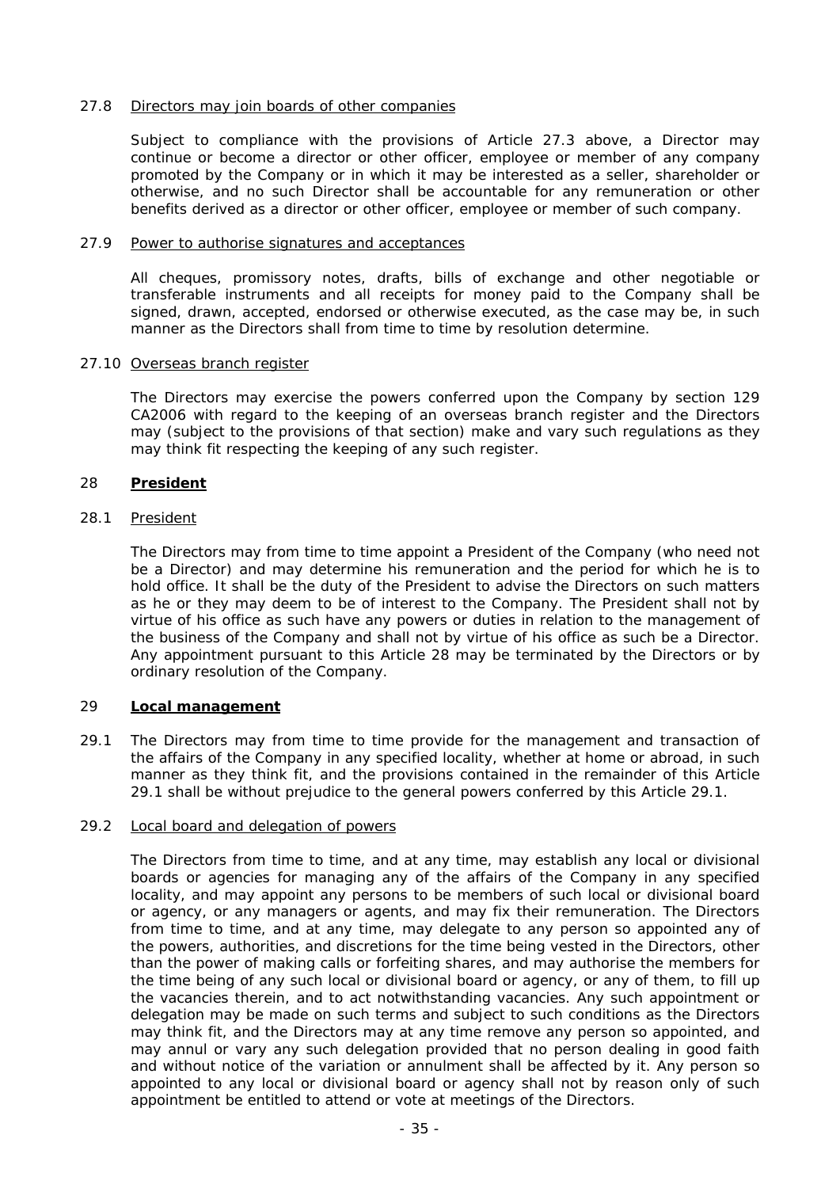27.8 Directors may join boards of other companies

Subject to compliance with the provisions of Article 27.3 above, a Director may continue or become a director or other officer, employee or member of any company promoted by the Company or in which it may be interested as a seller, shareholder or otherwise, and no such Director shall be accountable for any remuneration or other benefits derived as a director or other officer, employee or member of such company.

27.9 Power to authorise signatures and acceptances

All cheques, promissory notes, drafts, bills of exchange and other negotiable or transferable instruments and all receipts for money paid to the Company shall be signed, drawn, accepted, endorsed or otherwise executed, as the case may be, in such manner as the Directors shall from time to time by resolution determine.

27.10 Overseas branch register

The Directors may exercise the powers conferred upon the Company by section 129 CA2006 with regard to the keeping of an overseas branch register and the Directors may (subject to the provisions of that section) make and vary such regulations as they may think fit respecting the keeping of any such register.

## 28 President

28.1 President

The Directors may from time to time appoint a President of the Company (who need not be a Director) and may determine his remuneration and the period for which he is to hold office. It shall be the duty of the President to advise the Directors on such matters as he or they may deem to be of interest to the Company. The President shall not by virtue of his office as such have any powers or duties in relation to the management of the business of the Company and shall not by virtue of his office as such be a Director. Any appointment pursuant to this Article 28 may be terminated by the Directors or by ordinary resolution of the Company.

## 29 Local management

29.1 The Directors may from time to time provide for the management and transaction of the affairs of the Company in any specified locality, whether at home or abroad, in such manner as they think fit, and the provisions contained in the remainder of this Article 29.1 shall be without prejudice to the general powers conferred by this Article 29.1.

29.2 Local board and delegation of powers

The Directors from time to time, and at any time, may establish any local or divisional boards or agencies for managing any of the affairs of the Company in any specified locality, and may appoint any persons to be members of such local or divisional board or agency, or any managers or agents, and may fix their remuneration. The Directors from time to time, and at any time, may delegate to any person so appointed any of the powers, authorities, and discretions for the time being vested in the Directors, other than the power of making calls or forfeiting shares, and may authorise the members for the time being of any such local or divisional board or agency, or any of them, to fill up the vacancies therein, and to act notwithstanding vacancies. Any such appointment or delegation may be made on such terms and subject to such conditions as the Directors may think fit, and the Directors may at any time remove any person so appointed, and may annul or vary any such delegation provided that no person dealing in good faith and without notice of the variation or annulment shall be affected by it. Any person so appointed to any local or divisional board or agency shall not by reason only of such appointment be entitled to attend or vote at meetings of the Directors.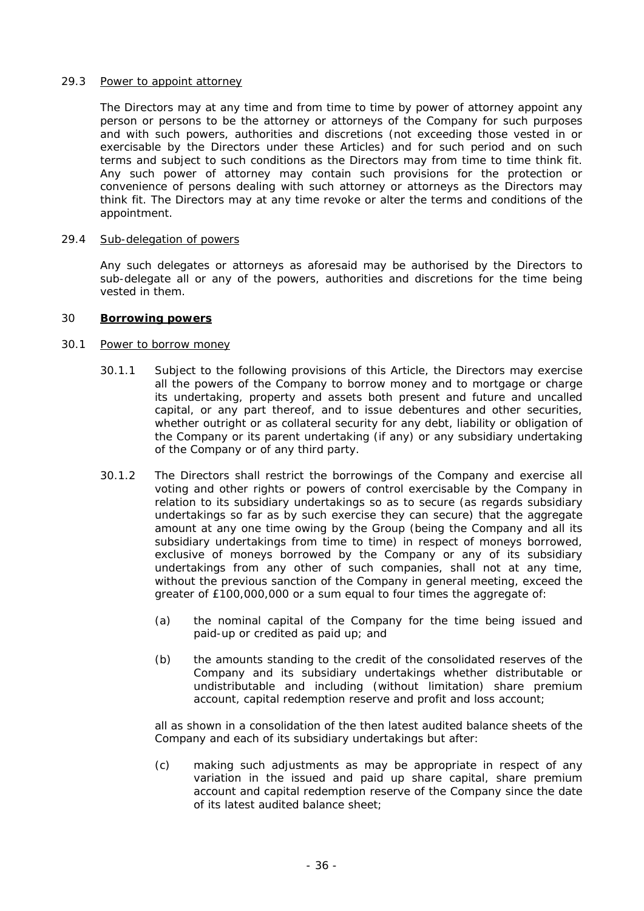29.3 Power to appoint attorney

The Directors may at any time and from time to time by power of attorney appoint any person or persons to be the attorney or attorneys of the Company for such purposes and with such powers, authorities and discretions (not exceeding those vested in or exercisable by the Directors under these Articles) and for such period and on such terms and subject to such conditions as the Directors may from time to time think fit. Any such power of attorney may contain such provisions for the protection or convenience of persons dealing with such attorney or attorneys as the Directors may think fit. The Directors may at any time revoke or alter the terms and conditions of the appointment.

29.4 Sub-delegation of powers

Any such delegates or attorneys as aforesaid may be authorised by the Directors to sub-delegate all or any of the powers, authorities and discretions for the time being vested in them.

## 30 **Borrowing powers**

30.1 Power to borrow money

30.1.1 Subject to the following provisions of this Article, the Directors may exercise all the powers of the Company to borrow money and to mortgage or charge its undertaking, property and assets both present and future and uncalled capital, or any part thereof, and to issue debentures and other securities, whether outright or as collateral security for any debt, liability or obligation of the Company or its parent undertaking (if any) or any subsidiary undertaking of the Company or of any third party.

30.1.2 The Directors shall restrict the borrowings of the Company and exercise all voting and other rights or powers of control exercisable by the Company in relation to its subsidiary undertakings so as to secure (as regards subsidiary undertakings so far as by such exercise they can secure) that the aggregate amount at any one time owing by the Group (being the Company and all its subsidiary undertakings from time to time) in respect of moneys borrowed, exclusive of moneys borrowed by the Company or any of its subsidiary undertakings from any other of such companies, shall not at any time, without the previous sanction of the Company in general meeting, exceed the greater of £100,000,000 or a sum equal to four times the aggregate of:

(a) the nominal capital of the Company for the time being issued and paid-up or credited as paid up; and

(b) the amounts standing to the credit of the consolidated reserves of the Company and its subsidiary undertakings whether distributable or undistributable and including (without limitation) share premium account, capital redemption reserve and profit and loss account;

all as shown in a consolidation of the then latest audited balance sheets of the Company and each of its subsidiary undertakings but after:

(c) making such adjustments as may be appropriate in respect of any variation in the issued and paid up share capital, share premium account and capital redemption reserve of the Company since the date of its latest audited balance sheet;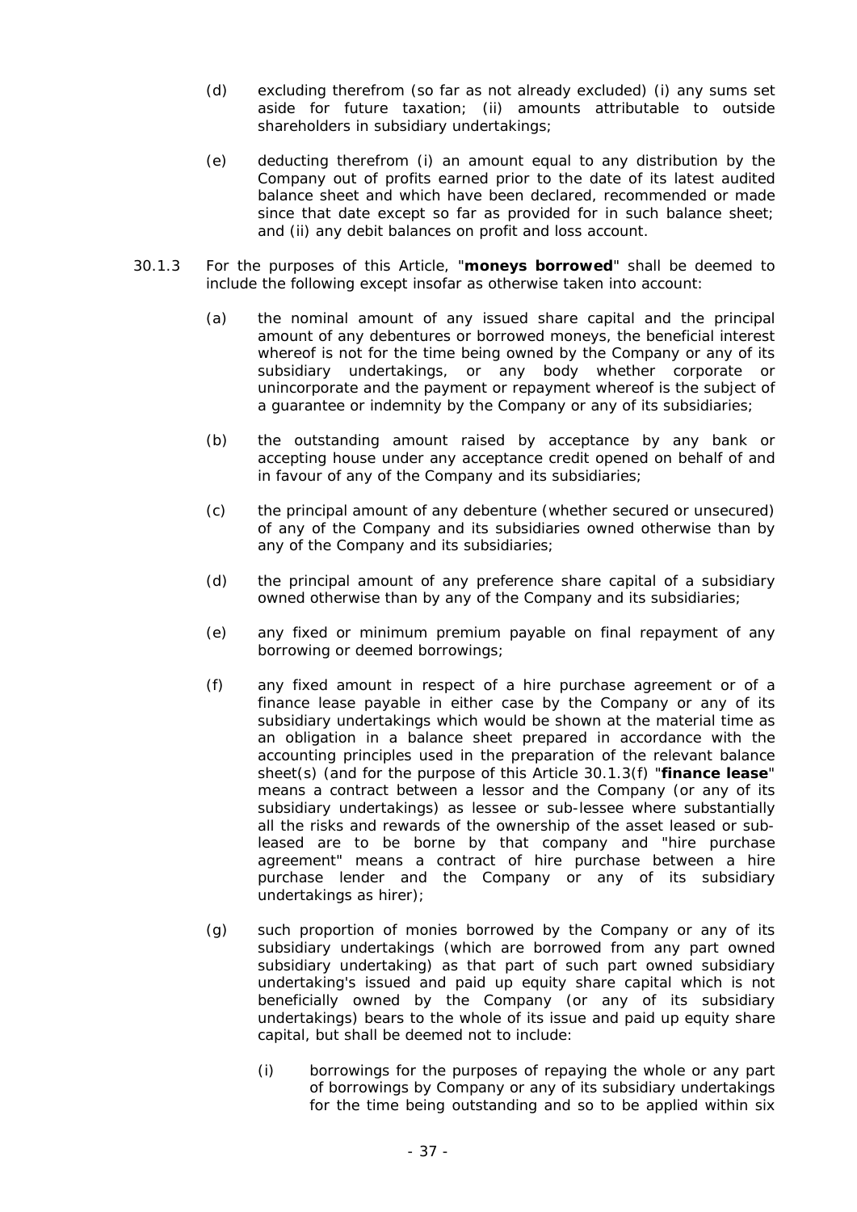(d) excluding therefrom (so far as not already excluded) (i) any sums set aside for future taxation; (ii) amounts attributable to outside shareholders in subsidiary undertakings;

(e) deducting therefrom (i) an amount equal to any distribution by the Company out of profits earned prior to the date of its latest audited balance sheet and which have been declared, recommended or made since that date except so far as provided for in such balance sheet; and (ii) any debit balances on profit and loss account.

30.1.3 For the purposes of this Article, "**moneys borrowed**" shall be deemed to include the following except insofar as otherwise taken into account:

(a) the nominal amount of any issued share capital and the principal amount of any debentures or borrowed moneys, the beneficial interest whereof is not for the time being owned by the Company or any of its subsidiary undertakings, or any body whether corporate or unincorporate and the payment or repayment whereof is the subject of a guarantee or indemnity by the Company or any of its subsidiaries;

(b) the outstanding amount raised by acceptance by any bank or accepting house under any acceptance credit opened on behalf of and in favour of any of the Company and its subsidiaries;

(c) the principal amount of any debenture (whether secured or unsecured) of any of the Company and its subsidiaries owned otherwise than by any of the Company and its subsidiaries;

(d) the principal amount of any preference share capital of a subsidiary owned otherwise than by any of the Company and its subsidiaries;

(e) any fixed or minimum premium payable on final repayment of any borrowing or deemed borrowings;

(f) any fixed amount in respect of a hire purchase agreement or of a finance lease payable in either case by the Company or any of its subsidiary undertakings which would be shown at the material time as an obligation in a balance sheet prepared in accordance with the accounting principles used in the preparation of the relevant balance sheet(s) (and for the purpose of this Article 30.1.3(f) "**finance lease**" means a contract between a lessor and the Company (or any of its subsidiary undertakings) as lessee or sub-lessee where substantially all the risks and rewards of the ownership of the asset leased or sub-leased are to be borne by that company and "hire purchase agreement" means a contract of hire purchase between a hire purchase lender and the Company or any of its subsidiary undertakings as hirer);

(g) such proportion of monies borrowed by the Company or any of its subsidiary undertakings (which are borrowed from any part owned subsidiary undertaking) as that part of such part owned subsidiary undertaking's issued and paid up equity share capital which is not beneficially owned by the Company (or any of its subsidiary undertakings) bears to the whole of its issue and paid up equity share capital, but shall be deemed not to include:

(i) borrowings for the purposes of repaying the whole or any part of borrowings by Company or any of its subsidiary undertakings for the time being outstanding and so to be applied within six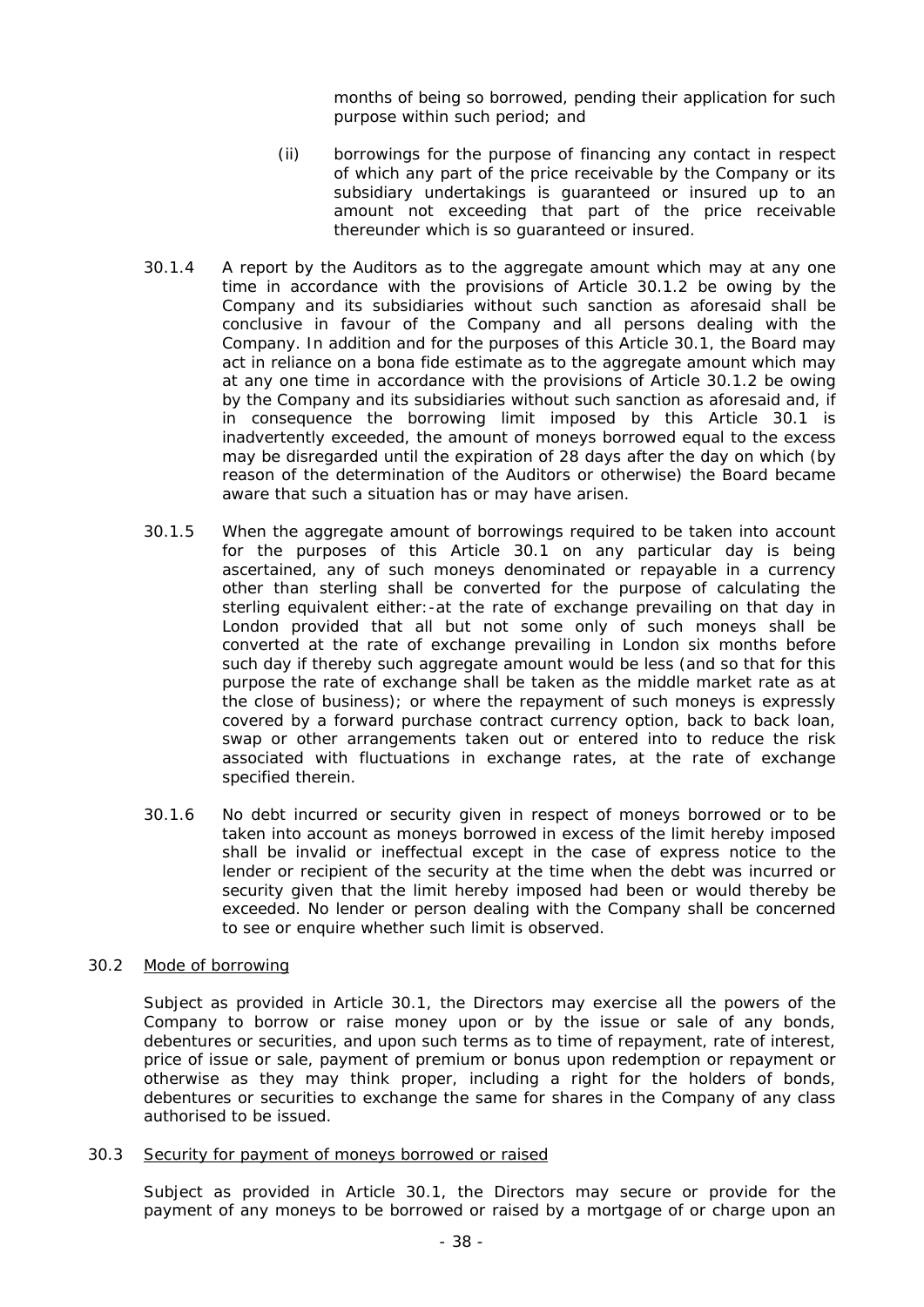months of being so borrowed, pending their application for such purpose within such period; and

(ii) borrowings for the purpose of financing any contact in respect of which any part of the price receivable by the Company or its subsidiary undertakings is guaranteed or insured up to an amount not exceeding that part of the price receivable thereunder which is so guaranteed or insured.

30.1.4 A report by the Auditors as to the aggregate amount which may at any one time in accordance with the provisions of Article 30.1.2 be owing by the Company and its subsidiaries without such sanction as aforesaid shall be conclusive in favour of the Company and all persons dealing with the Company. In addition and for the purposes of this Article 30.1, the Board may act in reliance on a bona fide estimate as to the aggregate amount which may at any one time in accordance with the provisions of Article 30.1.2 be owing by the Company and its subsidiaries without such sanction as aforesaid and, if in consequence the borrowing limit imposed by this Article 30.1 is inadvertently exceeded, the amount of moneys borrowed equal to the excess may be disregarded until the expiration of 28 days after the day on which (by reason of the determination of the Auditors or otherwise) the Board became aware that such a situation has or may have arisen.

30.1.5 When the aggregate amount of borrowings required to be taken into account for the purposes of this Article 30.1 on any particular day is being ascertained, any of such moneys denominated or repayable in a currency other than sterling shall be converted for the purpose of calculating the sterling equivalent either:-at the rate of exchange prevailing on that day in London provided that all but not some only of such moneys shall be converted at the rate of exchange prevailing in London six months before such day if thereby such aggregate amount would be less (and so that for this purpose the rate of exchange shall be taken as the middle market rate as at the close of business); or where the repayment of such moneys is expressly covered by a forward purchase contract currency option, back to back loan, swap or other arrangements taken out or entered into to reduce the risk associated with fluctuations in exchange rates, at the rate of exchange specified therein.

30.1.6 No debt incurred or security given in respect of moneys borrowed or to be taken into account as moneys borrowed in excess of the limit hereby imposed shall be invalid or ineffectual except in the case of express notice to the lender or recipient of the security at the time when the debt was incurred or security given that the limit hereby imposed had been or would thereby be exceeded. No lender or person dealing with the Company shall be concerned to see or enquire whether such limit is observed.

30.2 Mode of borrowing

Subject as provided in Article 30.1, the Directors may exercise all the powers of the Company to borrow or raise money upon or by the issue or sale of any bonds, debentures or securities, and upon such terms as to time of repayment, rate of interest, price of issue or sale, payment of premium or bonus upon redemption or repayment or otherwise as they may think proper, including a right for the holders of bonds, debentures or securities to exchange the same for shares in the Company of any class authorised to be issued.

30.3 Security for payment of moneys borrowed or raised

Subject as provided in Article 30.1, the Directors may secure or provide for the payment of any moneys to be borrowed or raised by a mortgage of or charge upon an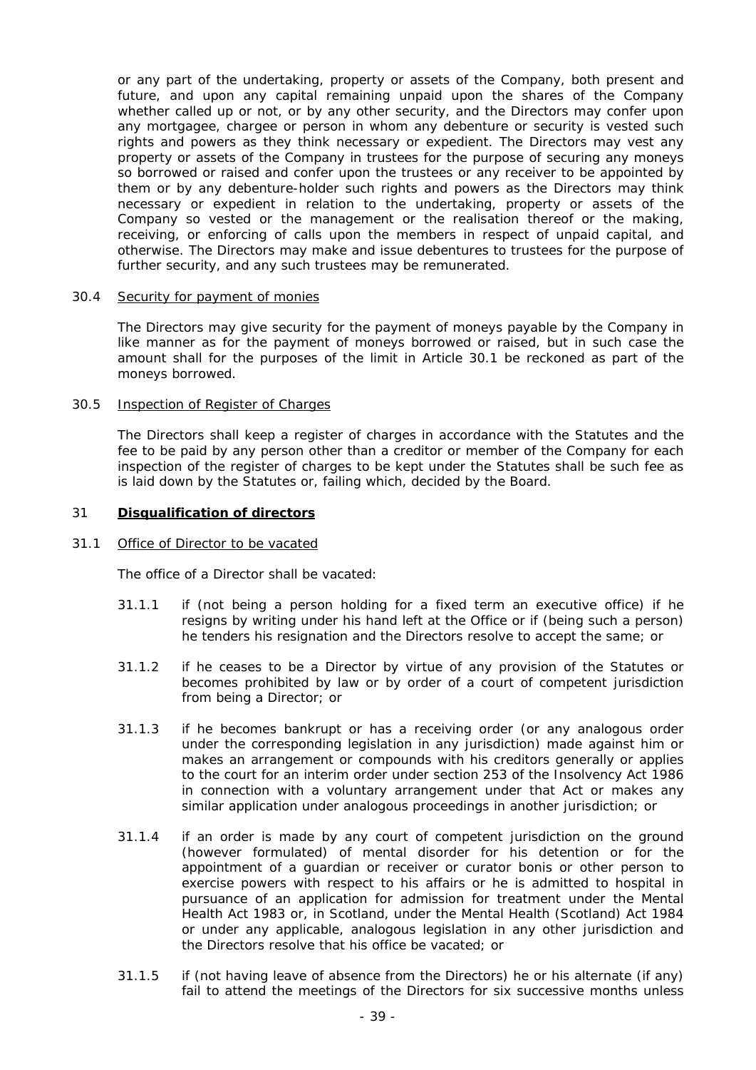or any part of the undertaking, property or assets of the Company, both present and future, and upon any capital remaining unpaid upon the shares of the Company whether called up or not, or by any other security, and the Directors may confer upon any mortgagee, chargee or person in whom any debenture or security is vested such rights and powers as they think necessary or expedient. The Directors may vest any property or assets of the Company in trustees for the purpose of securing any moneys so borrowed or raised and confer upon the trustees or any receiver to be appointed by them or by any debenture-holder such rights and powers as the Directors may think necessary or expedient in relation to the undertaking, property or assets of the Company so vested or the management or the realisation thereof or the making, receiving, or enforcing of calls upon the members in respect of unpaid capital, and otherwise. The Directors may make and issue debentures to trustees for the purpose of further security, and any such trustees may be remunerated.

30.4 Security for payment of monies

The Directors may give security for the payment of moneys payable by the Company in like manner as for the payment of moneys borrowed or raised, but in such case the amount shall for the purposes of the limit in Article 30.1 be reckoned as part of the moneys borrowed.

30.5 Inspection of Register of Charges

The Directors shall keep a register of charges in accordance with the Statutes and the fee to be paid by any person other than a creditor or member of the Company for each inspection of the register of charges to be kept under the Statutes shall be such fee as is laid down by the Statutes or, failing which, decided by the Board.

## 31 Disqualification of directors

31.1 Office of Director to be vacated

The office of a Director shall be vacated:

31.1.1 if (not being a person holding for a fixed term an executive office) if he resigns by writing under his hand left at the Office or if (being such a person) he tenders his resignation and the Directors resolve to accept the same; or

31.1.2 if he ceases to be a Director by virtue of any provision of the Statutes or becomes prohibited by law or by order of a court of competent jurisdiction from being a Director; or

31.1.3 if he becomes bankrupt or has a receiving order (or any analogous order under the corresponding legislation in any jurisdiction) made against him or makes an arrangement or compounds with his creditors generally or applies to the court for an interim order under section 253 of the Insolvency Act 1986 in connection with a voluntary arrangement under that Act or makes any similar application under analogous proceedings in another jurisdiction; or

31.1.4 if an order is made by any court of competent jurisdiction on the ground (however formulated) of mental disorder for his detention or for the appointment of a guardian or receiver or curator bonis or other person to exercise powers with respect to his affairs or he is admitted to hospital in pursuance of an application for admission for treatment under the Mental Health Act 1983 or, in Scotland, under the Mental Health (Scotland) Act 1984 or under any applicable, analogous legislation in any other jurisdiction and the Directors resolve that his office be vacated; or

31.1.5 if (not having leave of absence from the Directors) he or his alternate (if any) fail to attend the meetings of the Directors for six successive months unless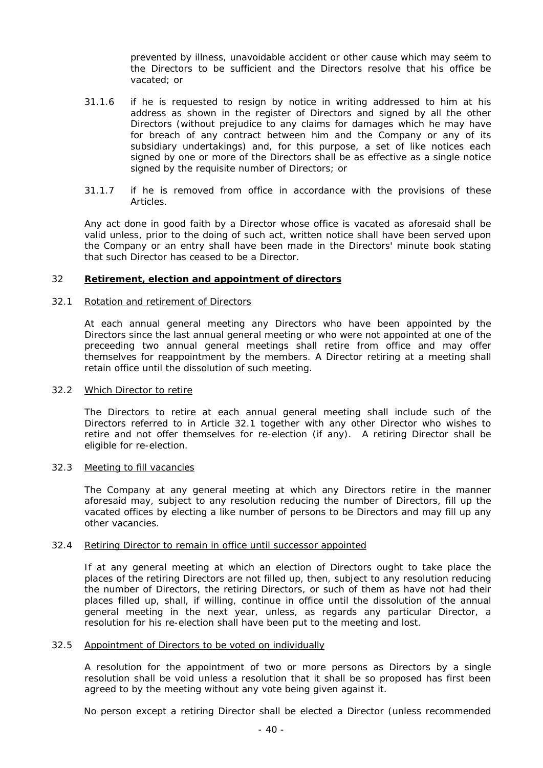prevented by illness, unavoidable accident or other cause which may seem to the Directors to be sufficient and the Directors resolve that his office be vacated; or

31.1.6 if he is requested to resign by notice in writing addressed to him at his address as shown in the register of Directors and signed by all the other Directors (without prejudice to any claims for damages which he may have for breach of any contract between him and the Company or any of its subsidiary undertakings) and, for this purpose, a set of like notices each signed by one or more of the Directors shall be as effective as a single notice signed by the requisite number of Directors; or

31.1.7 if he is removed from office in accordance with the provisions of these Articles.

Any act done in good faith by a Director whose office is vacated as aforesaid shall be valid unless, prior to the doing of such act, written notice shall have been served upon the Company or an entry shall have been made in the Directors' minute book stating that such Director has ceased to be a Director.

## 32 Retirement, election and appointment of directors

### 32.1 Rotation and retirement of Directors

At each annual general meeting any Directors who have been appointed by the Directors since the last annual general meeting or who were not appointed at one of the preceeding two annual general meetings shall retire from office and may offer themselves for reappointment by the members. A Director retiring at a meeting shall retain office until the dissolution of such meeting.

### 32.2 Which Director to retire

The Directors to retire at each annual general meeting shall include such of the Directors referred to in Article 32.1 together with any other Director who wishes to retire and not offer themselves for re-election (if any). A retiring Director shall be eligible for re-election.

### 32.3 Meeting to fill vacancies

The Company at any general meeting at which any Directors retire in the manner aforesaid may, subject to any resolution reducing the number of Directors, fill up the vacated offices by electing a like number of persons to be Directors and may fill up any other vacancies.

### 32.4 Retiring Director to remain in office until successor appointed

If at any general meeting at which an election of Directors ought to take place the places of the retiring Directors are not filled up, then, subject to any resolution reducing the number of Directors, the retiring Directors, or such of them as have not had their places filled up, shall, if willing, continue in office until the dissolution of the annual general meeting in the next year, unless, as regards any particular Director, a resolution for his re-election shall have been put to the meeting and lost.

### 32.5 Appointment of Directors to be voted on individually

A resolution for the appointment of two or more persons as Directors by a single resolution shall be void unless a resolution that it shall be so proposed has first been agreed to by the meeting without any vote being given against it.

No person except a retiring Director shall be elected a Director (unless recommended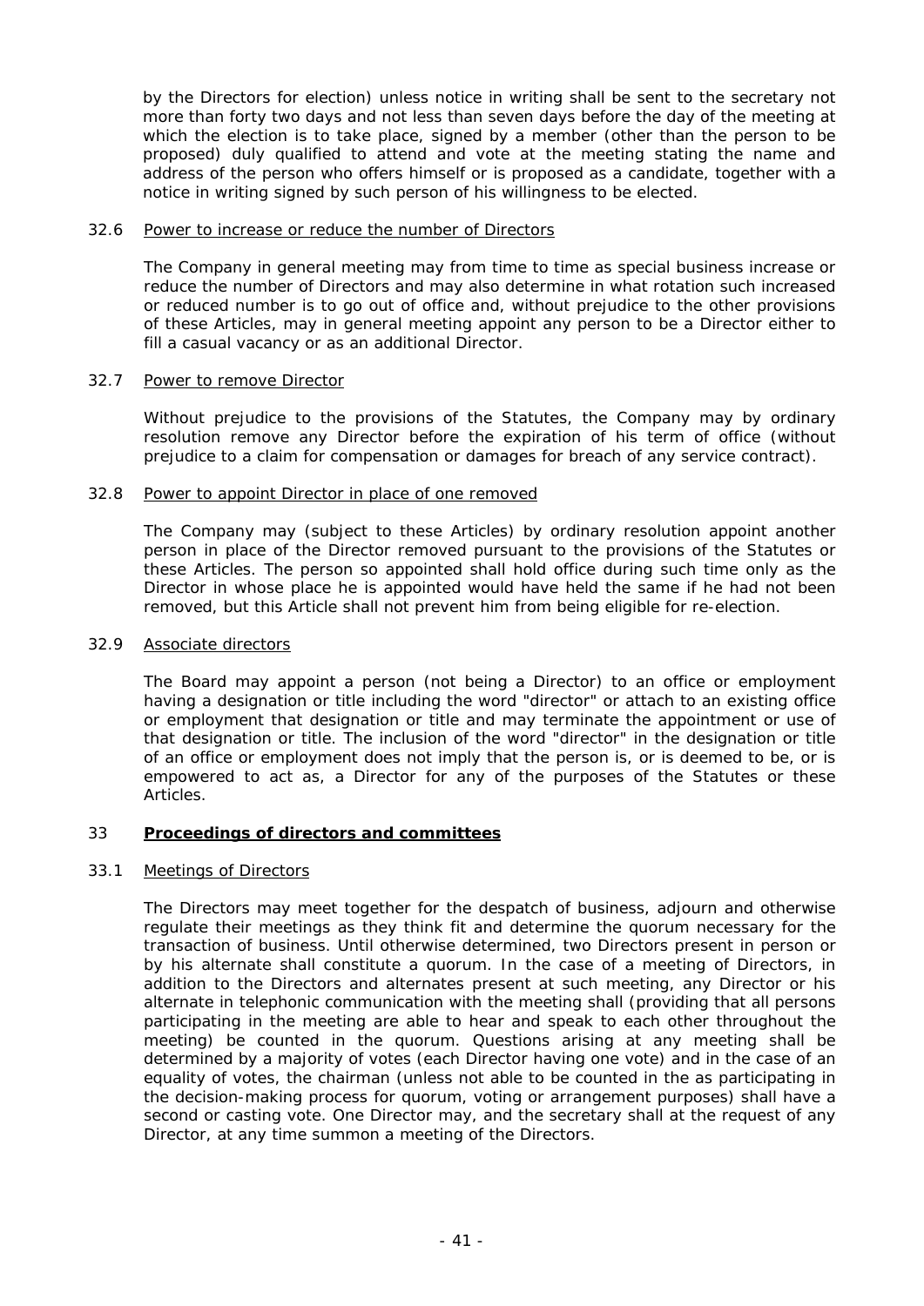by the Directors for election) unless notice in writing shall be sent to the secretary not more than forty two days and not less than seven days before the day of the meeting at which the election is to take place, signed by a member (other than the person to be proposed) duly qualified to attend and vote at the meeting stating the name and address of the person who offers himself or is proposed as a candidate, together with a notice in writing signed by such person of his willingness to be elected.

32.6 Power to increase or reduce the number of Directors

The Company in general meeting may from time to time as special business increase or reduce the number of Directors and may also determine in what rotation such increased or reduced number is to go out of office and, without prejudice to the other provisions of these Articles, may in general meeting appoint any person to be a Director either to fill a casual vacancy or as an additional Director.

32.7 Power to remove Director

Without prejudice to the provisions of the Statutes, the Company may by ordinary resolution remove any Director before the expiration of his term of office (without prejudice to a claim for compensation or damages for breach of any service contract).

32.8 Power to appoint Director in place of one removed

The Company may (subject to these Articles) by ordinary resolution appoint another person in place of the Director removed pursuant to the provisions of the Statutes or these Articles. The person so appointed shall hold office during such time only as the Director in whose place he is appointed would have held the same if he had not been removed, but this Article shall not prevent him from being eligible for re-election.

32.9 Associate directors

The Board may appoint a person (not being a Director) to an office or employment having a designation or title including the word "director" or attach to an existing office or employment that designation or title and may terminate the appointment or use of that designation or title. The inclusion of the word "director" in the designation or title of an office or employment does not imply that the person is, or is deemed to be, or is empowered to act as, a Director for any of the purposes of the Statutes or these Articles.

## 33 Proceedings of directors and committees

33.1 Meetings of Directors

The Directors may meet together for the despatch of business, adjourn and otherwise regulate their meetings as they think fit and determine the quorum necessary for the transaction of business. Until otherwise determined, two Directors present in person or by his alternate shall constitute a quorum. In the case of a meeting of Directors, in addition to the Directors and alternates present at such meeting, any Director or his alternate in telephonic communication with the meeting shall (providing that all persons participating in the meeting are able to hear and speak to each other throughout the meeting) be counted in the quorum. Questions arising at any meeting shall be determined by a majority of votes (each Director having one vote) and in the case of an equality of votes, the chairman (unless not able to be counted in the as participating in the decision-making process for quorum, voting or arrangement purposes) shall have a second or casting vote. One Director may, and the secretary shall at the request of any Director, at any time summon a meeting of the Directors.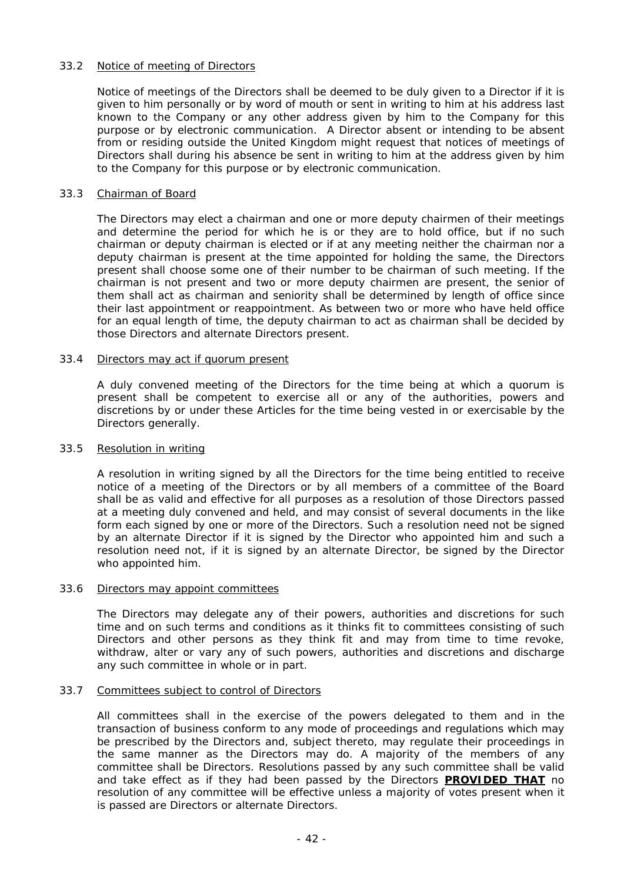33.2 Notice of meeting of Directors

Notice of meetings of the Directors shall be deemed to be duly given to a Director if it is given to him personally or by word of mouth or sent in writing to him at his address last known to the Company or any other address given by him to the Company for this purpose or by electronic communication. A Director absent or intending to be absent from or residing outside the United Kingdom might request that notices of meetings of Directors shall during his absence be sent in writing to him at the address given by him to the Company for this purpose or by electronic communication.

33.3 Chairman of Board

The Directors may elect a chairman and one or more deputy chairmen of their meetings and determine the period for which he is or they are to hold office, but if no such chairman or deputy chairman is elected or if at any meeting neither the chairman nor a deputy chairman is present at the time appointed for holding the same, the Directors present shall choose some one of their number to be chairman of such meeting. If the chairman is not present and two or more deputy chairmen are present, the senior of them shall act as chairman and seniority shall be determined by length of office since their last appointment or reappointment. As between two or more who have held office for an equal length of time, the deputy chairman to act as chairman shall be decided by those Directors and alternate Directors present.

33.4 Directors may act if quorum present

A duly convened meeting of the Directors for the time being at which a quorum is present shall be competent to exercise all or any of the authorities, powers and discretions by or under these Articles for the time being vested in or exercisable by the Directors generally.

33.5 Resolution in writing

A resolution in writing signed by all the Directors for the time being entitled to receive notice of a meeting of the Directors or by all members of a committee of the Board shall be as valid and effective for all purposes as a resolution of those Directors passed at a meeting duly convened and held, and may consist of several documents in the like form each signed by one or more of the Directors. Such a resolution need not be signed by an alternate Director if it is signed by the Director who appointed him and such a resolution need not, if it is signed by an alternate Director, be signed by the Director who appointed him.

33.6 Directors may appoint committees

The Directors may delegate any of their powers, authorities and discretions for such time and on such terms and conditions as it thinks fit to committees consisting of such Directors and other persons as they think fit and may from time to time revoke, withdraw, alter or vary any of such powers, authorities and discretions and discharge any such committee in whole or in part.

33.7 Committees subject to control of Directors

All committees shall in the exercise of the powers delegated to them and in the transaction of business conform to any mode of proceedings and regulations which may be prescribed by the Directors and, subject thereto, may regulate their proceedings in the same manner as the Directors may do. A majority of the members of any committee shall be Directors. Resolutions passed by any such committee shall be valid and take effect as if they had been passed by the Directors **PROVIDED THAT** no resolution of any committee will be effective unless a majority of votes present when it is passed are Directors or alternate Directors.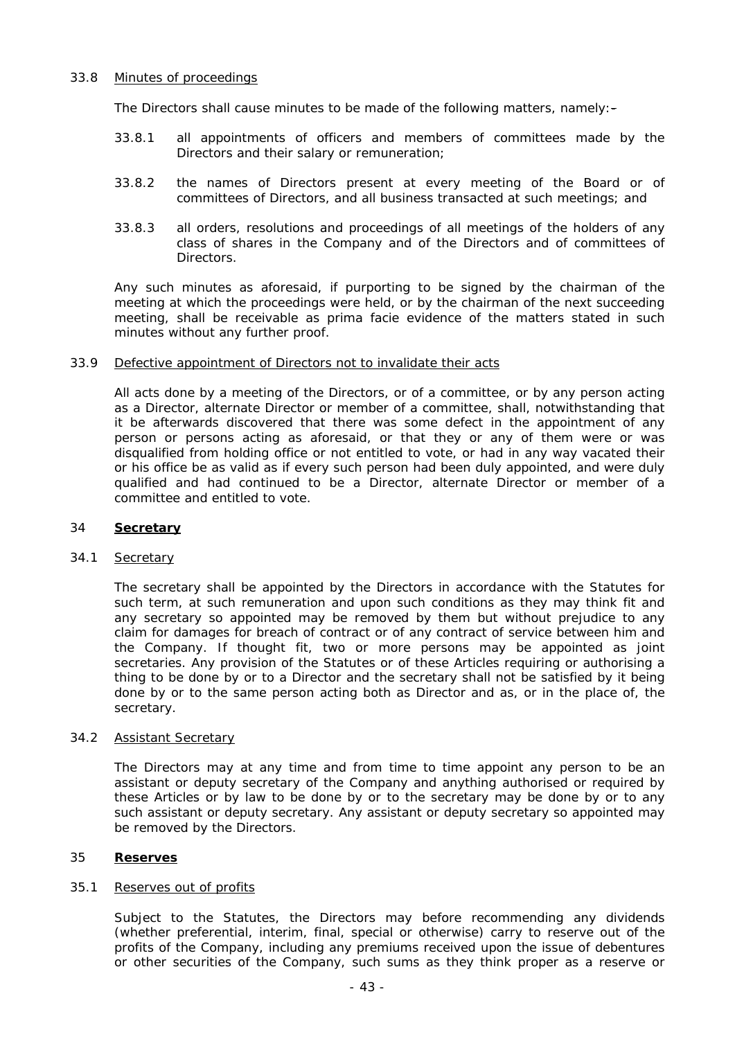33.8 Minutes of proceedings

The Directors shall cause minutes to be made of the following matters, namely:–

33.8.1 all appointments of officers and members of committees made by the Directors and their salary or remuneration;

33.8.2 the names of Directors present at every meeting of the Board or of committees of Directors, and all business transacted at such meetings; and

33.8.3 all orders, resolutions and proceedings of all meetings of the holders of any class of shares in the Company and of the Directors and of committees of Directors.

Any such minutes as aforesaid, if purporting to be signed by the chairman of the meeting at which the proceedings were held, or by the chairman of the next succeeding meeting, shall be receivable as prima facie evidence of the matters stated in such minutes without any further proof.

33.9 Defective appointment of Directors not to invalidate their acts

All acts done by a meeting of the Directors, or of a committee, or by any person acting as a Director, alternate Director or member of a committee, shall, notwithstanding that it be afterwards discovered that there was some defect in the appointment of any person or persons acting as aforesaid, or that they or any of them were or was disqualified from holding office or not entitled to vote, or had in any way vacated their or his office be as valid as if every such person had been duly appointed, and were duly qualified and had continued to be a Director, alternate Director or member of a committee and entitled to vote.

## 34 **Secretary**

34.1 Secretary

The secretary shall be appointed by the Directors in accordance with the Statutes for such term, at such remuneration and upon such conditions as they may think fit and any secretary so appointed may be removed by them but without prejudice to any claim for damages for breach of contract or of any contract of service between him and the Company. If thought fit, two or more persons may be appointed as joint secretaries. Any provision of the Statutes or of these Articles requiring or authorising a thing to be done by or to a Director and the secretary shall not be satisfied by it being done by or to the same person acting both as Director and as, or in the place of, the secretary.

34.2 Assistant Secretary

The Directors may at any time and from time to time appoint any person to be an assistant or deputy secretary of the Company and anything authorised or required by these Articles or by law to be done by or to the secretary may be done by or to any such assistant or deputy secretary. Any assistant or deputy secretary so appointed may be removed by the Directors.

## 35 **Reserves**

35.1 Reserves out of profits

Subject to the Statutes, the Directors may before recommending any dividends (whether preferential, interim, final, special or otherwise) carry to reserve out of the profits of the Company, including any premiums received upon the issue of debentures or other securities of the Company, such sums as they think proper as a reserve or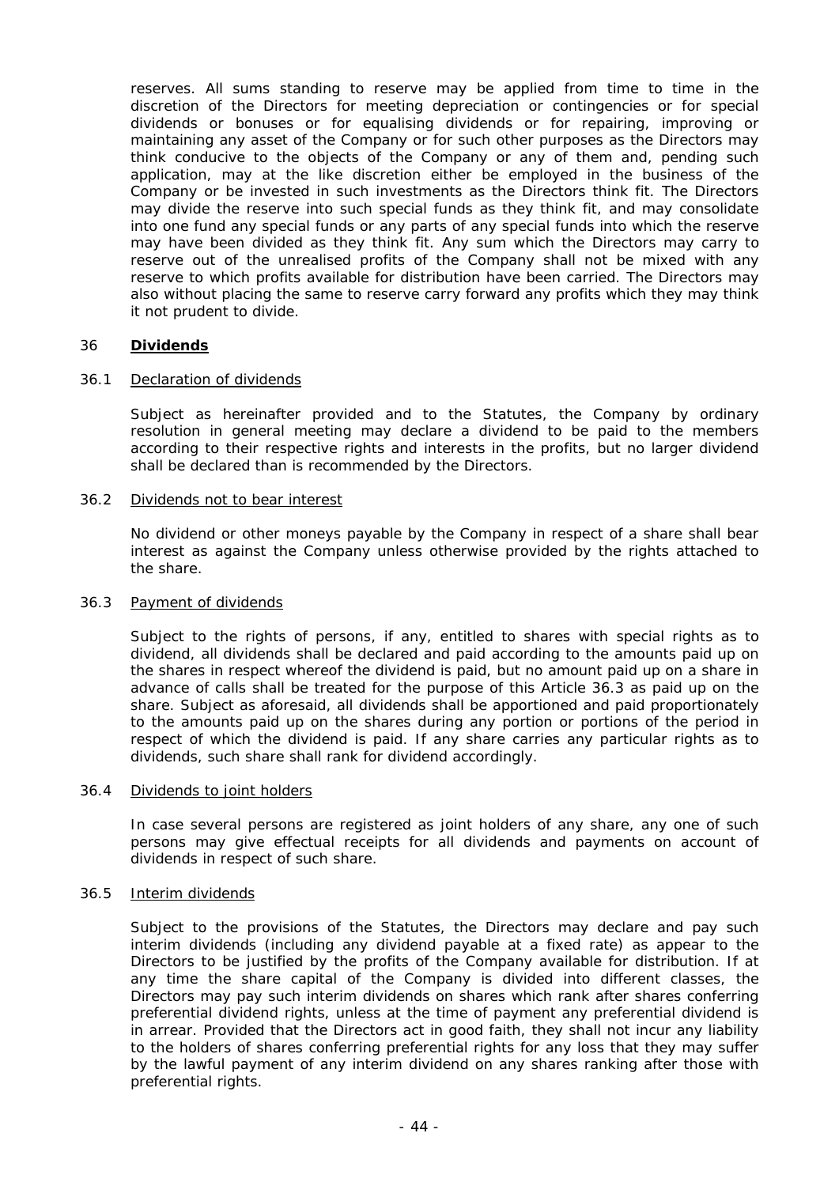reserves. All sums standing to reserve may be applied from time to time in the discretion of the Directors for meeting depreciation or contingencies or for special dividends or bonuses or for equalising dividends or for repairing, improving or maintaining any asset of the Company or for such other purposes as the Directors may think conducive to the objects of the Company or any of them and, pending such application, may at the like discretion either be employed in the business of the Company or be invested in such investments as the Directors think fit. The Directors may divide the reserve into such special funds as they think fit, and may consolidate into one fund any special funds or any parts of any special funds into which the reserve may have been divided as they think fit. Any sum which the Directors may carry to reserve out of the unrealised profits of the Company shall not be mixed with any reserve to which profits available for distribution have been carried. The Directors may also without placing the same to reserve carry forward any profits which they may think it not prudent to divide.

## 36 **Dividends**

### 36.1 Declaration of dividends

Subject as hereinafter provided and to the Statutes, the Company by ordinary resolution in general meeting may declare a dividend to be paid to the members according to their respective rights and interests in the profits, but no larger dividend shall be declared than is recommended by the Directors.

### 36.2 Dividends not to bear interest

No dividend or other moneys payable by the Company in respect of a share shall bear interest as against the Company unless otherwise provided by the rights attached to the share.

### 36.3 Payment of dividends

Subject to the rights of persons, if any, entitled to shares with special rights as to dividend, all dividends shall be declared and paid according to the amounts paid up on the shares in respect whereof the dividend is paid, but no amount paid up on a share in advance of calls shall be treated for the purpose of this Article 36.3 as paid up on the share. Subject as aforesaid, all dividends shall be apportioned and paid proportionately to the amounts paid up on the shares during any portion or portions of the period in respect of which the dividend is paid. If any share carries any particular rights as to dividends, such share shall rank for dividend accordingly.

### 36.4 Dividends to joint holders

In case several persons are registered as joint holders of any share, any one of such persons may give effectual receipts for all dividends and payments on account of dividends in respect of such share.

### 36.5 Interim dividends

Subject to the provisions of the Statutes, the Directors may declare and pay such interim dividends (including any dividend payable at a fixed rate) as appear to the Directors to be justified by the profits of the Company available for distribution. If at any time the share capital of the Company is divided into different classes, the Directors may pay such interim dividends on shares which rank after shares conferring preferential dividend rights, unless at the time of payment any preferential dividend is in arrear. Provided that the Directors act in good faith, they shall not incur any liability to the holders of shares conferring preferential rights for any loss that they may suffer by the lawful payment of any interim dividend on any shares ranking after those with preferential rights.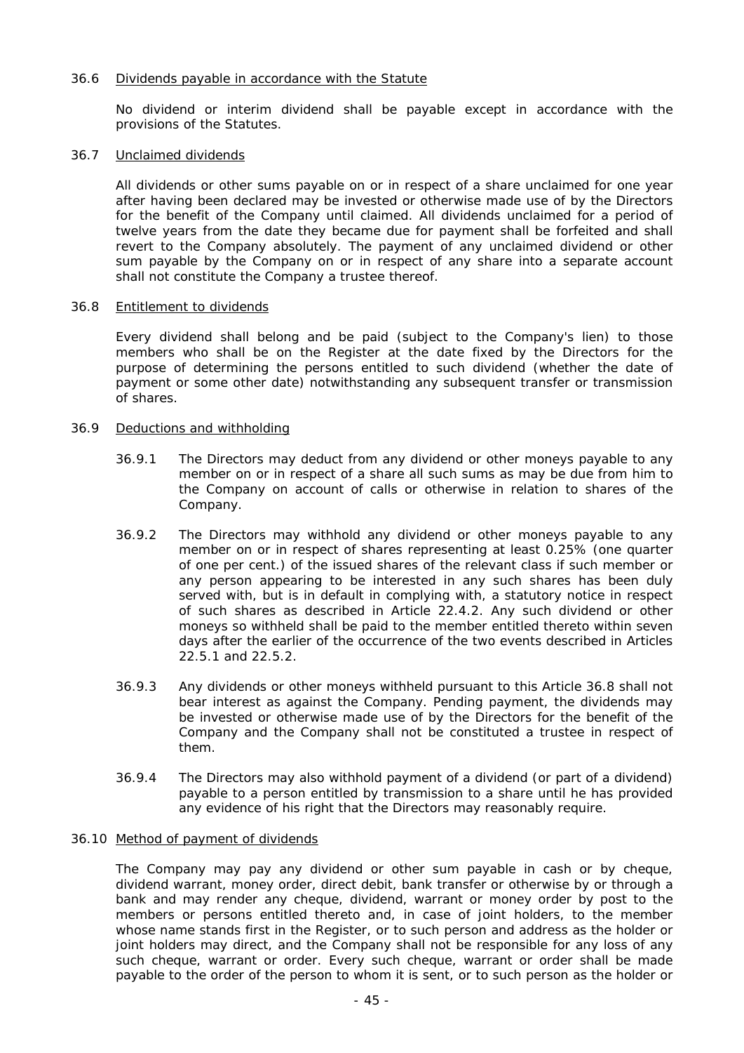36.6 Dividends payable in accordance with the Statute

No dividend or interim dividend shall be payable except in accordance with the provisions of the Statutes.

36.7 Unclaimed dividends

All dividends or other sums payable on or in respect of a share unclaimed for one year after having been declared may be invested or otherwise made use of by the Directors for the benefit of the Company until claimed. All dividends unclaimed for a period of twelve years from the date they became due for payment shall be forfeited and shall revert to the Company absolutely. The payment of any unclaimed dividend or other sum payable by the Company on or in respect of any share into a separate account shall not constitute the Company a trustee thereof.

36.8 Entitlement to dividends

Every dividend shall belong and be paid (subject to the Company's lien) to those members who shall be on the Register at the date fixed by the Directors for the purpose of determining the persons entitled to such dividend (whether the date of payment or some other date) notwithstanding any subsequent transfer or transmission of shares.

36.9 Deductions and withholding

36.9.1 The Directors may deduct from any dividend or other moneys payable to any member on or in respect of a share all such sums as may be due from him to the Company on account of calls or otherwise in relation to shares of the Company.

36.9.2 The Directors may withhold any dividend or other moneys payable to any member on or in respect of shares representing at least 0.25% (one quarter of one per cent.) of the issued shares of the relevant class if such member or any person appearing to be interested in any such shares has been duly served with, but is in default in complying with, a statutory notice in respect of such shares as described in Article 22.4.2. Any such dividend or other moneys so withheld shall be paid to the member entitled thereto within seven days after the earlier of the occurrence of the two events described in Articles 22.5.1 and 22.5.2.

36.9.3 Any dividends or other moneys withheld pursuant to this Article 36.8 shall not bear interest as against the Company. Pending payment, the dividends may be invested or otherwise made use of by the Directors for the benefit of the Company and the Company shall not be constituted a trustee in respect of them.

36.9.4 The Directors may also withhold payment of a dividend (or part of a dividend) payable to a person entitled by transmission to a share until he has provided any evidence of his right that the Directors may reasonably require.

36.10 Method of payment of dividends

The Company may pay any dividend or other sum payable in cash or by cheque, dividend warrant, money order, direct debit, bank transfer or otherwise by or through a bank and may render any cheque, dividend, warrant or money order by post to the members or persons entitled thereto and, in case of joint holders, to the member whose name stands first in the Register, or to such person and address as the holder or joint holders may direct, and the Company shall not be responsible for any loss of any such cheque, warrant or order. Every such cheque, warrant or order shall be made payable to the order of the person to whom it is sent, or to such person as the holder or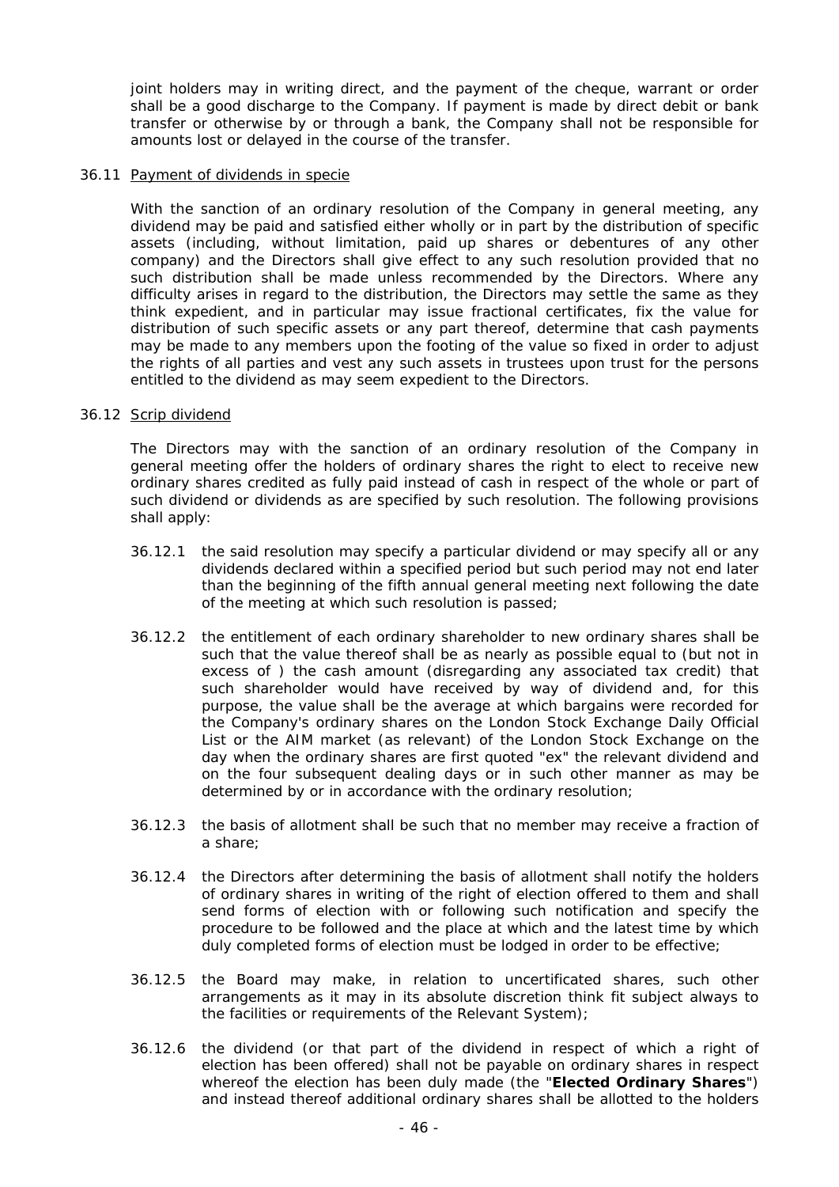joint holders may in writing direct, and the payment of the cheque, warrant or order shall be a good discharge to the Company. If payment is made by direct debit or bank transfer or otherwise by or through a bank, the Company shall not be responsible for amounts lost or delayed in the course of the transfer.

36.11 Payment of dividends in specie

With the sanction of an ordinary resolution of the Company in general meeting, any dividend may be paid and satisfied either wholly or in part by the distribution of specific assets (including, without limitation, paid up shares or debentures of any other company) and the Directors shall give effect to any such resolution provided that no such distribution shall be made unless recommended by the Directors. Where any difficulty arises in regard to the distribution, the Directors may settle the same as they think expedient, and in particular may issue fractional certificates, fix the value for distribution of such specific assets or any part thereof, determine that cash payments may be made to any members upon the footing of the value so fixed in order to adjust the rights of all parties and vest any such assets in trustees upon trust for the persons entitled to the dividend as may seem expedient to the Directors.

36.12 Scrip dividend

The Directors may with the sanction of an ordinary resolution of the Company in general meeting offer the holders of ordinary shares the right to elect to receive new ordinary shares credited as fully paid instead of cash in respect of the whole or part of such dividend or dividends as are specified by such resolution. The following provisions shall apply:

36.12.1 the said resolution may specify a particular dividend or may specify all or any dividends declared within a specified period but such period may not end later than the beginning of the fifth annual general meeting next following the date of the meeting at which such resolution is passed;

36.12.2 the entitlement of each ordinary shareholder to new ordinary shares shall be such that the value thereof shall be as nearly as possible equal to (but not in excess of ) the cash amount (disregarding any associated tax credit) that such shareholder would have received by way of dividend and, for this purpose, the value shall be the average at which bargains were recorded for the Company's ordinary shares on the London Stock Exchange Daily Official List or the AIM market (as relevant) of the London Stock Exchange on the day when the ordinary shares are first quoted "ex" the relevant dividend and on the four subsequent dealing days or in such other manner as may be determined by or in accordance with the ordinary resolution;

36.12.3 the basis of allotment shall be such that no member may receive a fraction of a share;

36.12.4 the Directors after determining the basis of allotment shall notify the holders of ordinary shares in writing of the right of election offered to them and shall send forms of election with or following such notification and specify the procedure to be followed and the place at which and the latest time by which duly completed forms of election must be lodged in order to be effective;

36.12.5 the Board may make, in relation to uncertificated shares, such other arrangements as it may in its absolute discretion think fit subject always to the facilities or requirements of the Relevant System);

36.12.6 the dividend (or that part of the dividend in respect of which a right of election has been offered) shall not be payable on ordinary shares in respect whereof the election has been duly made (the "**Elected Ordinary Shares**") and instead thereof additional ordinary shares shall be allotted to the holders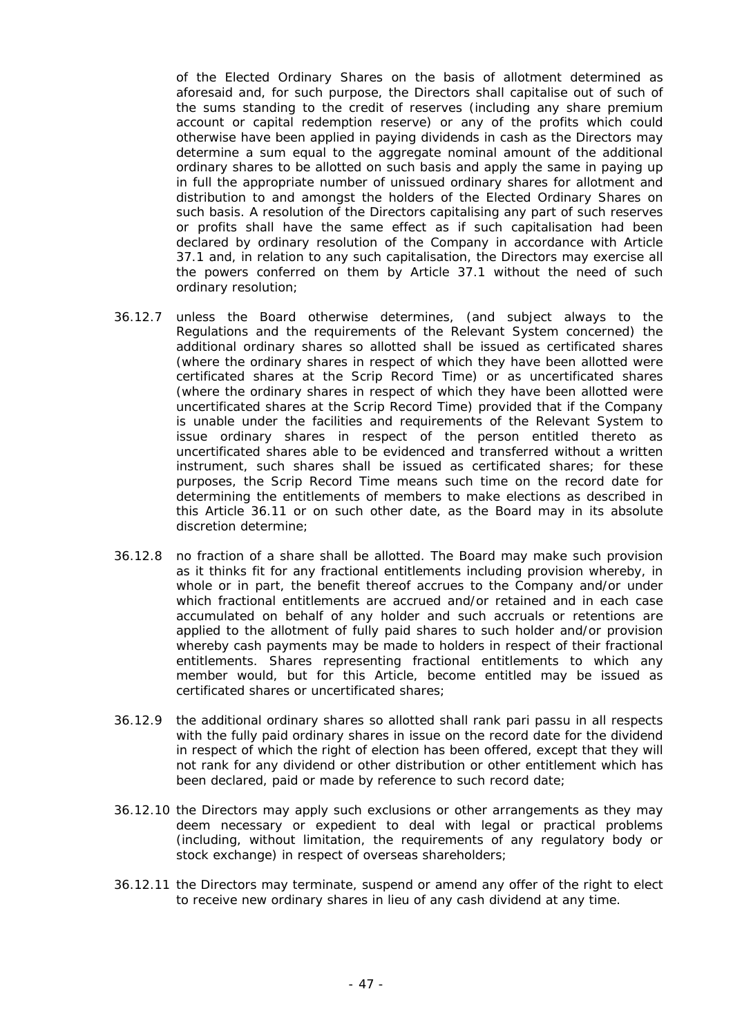of the Elected Ordinary Shares on the basis of allotment determined as aforesaid and, for such purpose, the Directors shall capitalise out of such of the sums standing to the credit of reserves (including any share premium account or capital redemption reserve) or any of the profits which could otherwise have been applied in paying dividends in cash as the Directors may determine a sum equal to the aggregate nominal amount of the additional ordinary shares to be allotted on such basis and apply the same in paying up in full the appropriate number of unissued ordinary shares for allotment and distribution to and amongst the holders of the Elected Ordinary Shares on such basis. A resolution of the Directors capitalising any part of such reserves or profits shall have the same effect as if such capitalisation had been declared by ordinary resolution of the Company in accordance with Article 37.1 and, in relation to any such capitalisation, the Directors may exercise all the powers conferred on them by Article 37.1 without the need of such ordinary resolution;

36.12.7 unless the Board otherwise determines, (and subject always to the Regulations and the requirements of the Relevant System concerned) the additional ordinary shares so allotted shall be issued as certificated shares (where the ordinary shares in respect of which they have been allotted were certificated shares at the Scrip Record Time) or as uncertificated shares (where the ordinary shares in respect of which they have been allotted were uncertificated shares at the Scrip Record Time) provided that if the Company is unable under the facilities and requirements of the Relevant System to issue ordinary shares in respect of the person entitled thereto as uncertificated shares able to be evidenced and transferred without a written instrument, such shares shall be issued as certificated shares; for these purposes, the Scrip Record Time means such time on the record date for determining the entitlements of members to make elections as described in this Article 36.11 or on such other date, as the Board may in its absolute discretion determine;

36.12.8 no fraction of a share shall be allotted. The Board may make such provision as it thinks fit for any fractional entitlements including provision whereby, in whole or in part, the benefit thereof accrues to the Company and/or under which fractional entitlements are accrued and/or retained and in each case accumulated on behalf of any holder and such accruals or retentions are applied to the allotment of fully paid shares to such holder and/or provision whereby cash payments may be made to holders in respect of their fractional entitlements. Shares representing fractional entitlements to which any member would, but for this Article, become entitled may be issued as certificated shares or uncertificated shares;

36.12.9 the additional ordinary shares so allotted shall rank pari passu in all respects with the fully paid ordinary shares in issue on the record date for the dividend in respect of which the right of election has been offered, except that they will not rank for any dividend or other distribution or other entitlement which has been declared, paid or made by reference to such record date;

36.12.10 the Directors may apply such exclusions or other arrangements as they may deem necessary or expedient to deal with legal or practical problems (including, without limitation, the requirements of any regulatory body or stock exchange) in respect of overseas shareholders;

36.12.11 the Directors may terminate, suspend or amend any offer of the right to elect to receive new ordinary shares in lieu of any cash dividend at any time.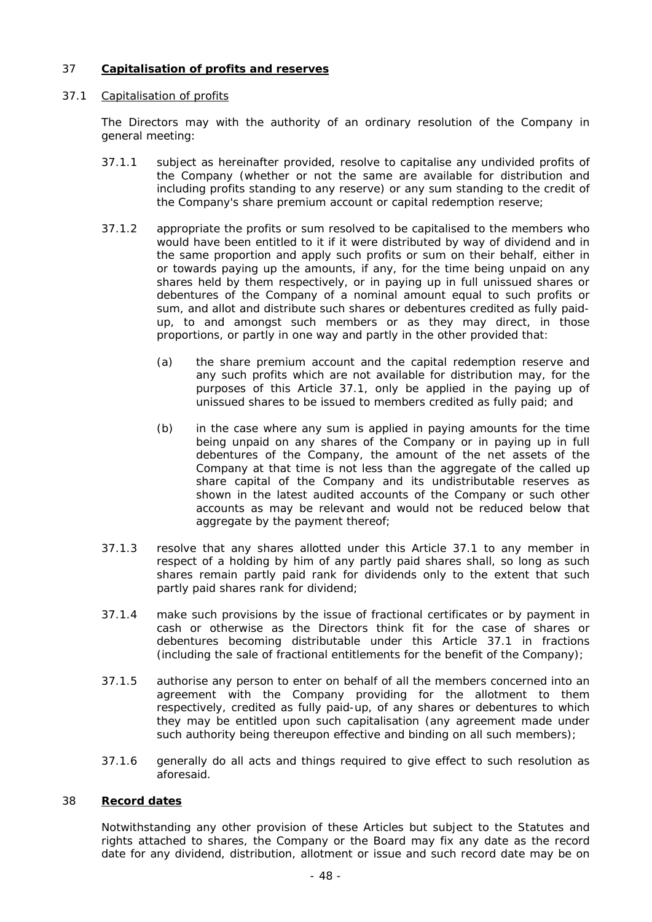## 37 **Capitalisation of profits and reserves**

### 37.1 Capitalisation of profits

The Directors may with the authority of an ordinary resolution of the Company in general meeting:

37.1.1 subject as hereinafter provided, resolve to capitalise any undivided profits of the Company (whether or not the same are available for distribution and including profits standing to any reserve) or any sum standing to the credit of the Company's share premium account or capital redemption reserve;

37.1.2 appropriate the profits or sum resolved to be capitalised to the members who would have been entitled to it if it were distributed by way of dividend and in the same proportion and apply such profits or sum on their behalf, either in or towards paying up the amounts, if any, for the time being unpaid on any shares held by them respectively, or in paying up in full unissued shares or debentures of the Company of a nominal amount equal to such profits or sum, and allot and distribute such shares or debentures credited as fully paid-up, to and amongst such members or as they may direct, in those proportions, or partly in one way and partly in the other provided that:

(a) the share premium account and the capital redemption reserve and any such profits which are not available for distribution may, for the purposes of this Article 37.1, only be applied in the paying up of unissued shares to be issued to members credited as fully paid; and

(b) in the case where any sum is applied in paying amounts for the time being unpaid on any shares of the Company or in paying up in full debentures of the Company, the amount of the net assets of the Company at that time is not less than the aggregate of the called up share capital of the Company and its undistributable reserves as shown in the latest audited accounts of the Company or such other accounts as may be relevant and would not be reduced below that aggregate by the payment thereof;

37.1.3 resolve that any shares allotted under this Article 37.1 to any member in respect of a holding by him of any partly paid shares shall, so long as such shares remain partly paid rank for dividends only to the extent that such partly paid shares rank for dividend;

37.1.4 make such provisions by the issue of fractional certificates or by payment in cash or otherwise as the Directors think fit for the case of shares or debentures becoming distributable under this Article 37.1 in fractions (including the sale of fractional entitlements for the benefit of the Company);

37.1.5 authorise any person to enter on behalf of all the members concerned into an agreement with the Company providing for the allotment to them respectively, credited as fully paid-up, of any shares or debentures to which they may be entitled upon such capitalisation (any agreement made under such authority being thereupon effective and binding on all such members);

37.1.6 generally do all acts and things required to give effect to such resolution as aforesaid.

## 38 **Record dates**

Notwithstanding any other provision of these Articles but subject to the Statutes and rights attached to shares, the Company or the Board may fix any date as the record date for any dividend, distribution, allotment or issue and such record date may be on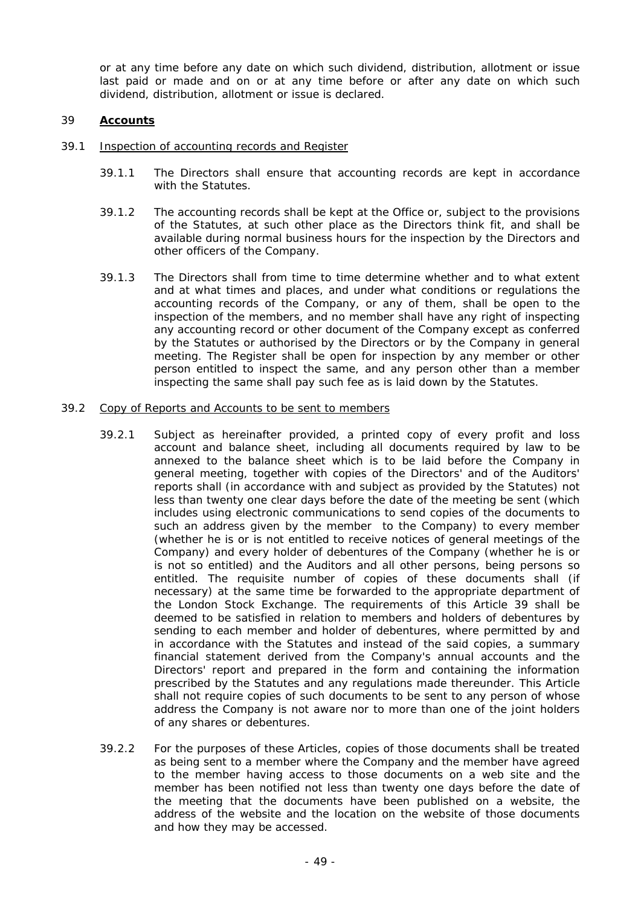or at any time before any date on which such dividend, distribution, allotment or issue last paid or made and on or at any time before or after any date on which such dividend, distribution, allotment or issue is declared.

## 39 **Accounts**

### 39.1 Inspection of accounting records and Register

39.1.1 The Directors shall ensure that accounting records are kept in accordance with the Statutes.

39.1.2 The accounting records shall be kept at the Office or, subject to the provisions of the Statutes, at such other place as the Directors think fit, and shall be available during normal business hours for the inspection by the Directors and other officers of the Company.

39.1.3 The Directors shall from time to time determine whether and to what extent and at what times and places, and under what conditions or regulations the accounting records of the Company, or any of them, shall be open to the inspection of the members, and no member shall have any right of inspecting any accounting record or other document of the Company except as conferred by the Statutes or authorised by the Directors or by the Company in general meeting. The Register shall be open for inspection by any member or other person entitled to inspect the same, and any person other than a member inspecting the same shall pay such fee as is laid down by the Statutes.

### 39.2 Copy of Reports and Accounts to be sent to members

39.2.1 Subject as hereinafter provided, a printed copy of every profit and loss account and balance sheet, including all documents required by law to be annexed to the balance sheet which is to be laid before the Company in general meeting, together with copies of the Directors' and of the Auditors' reports shall (in accordance with and subject as provided by the Statutes) not less than twenty one clear days before the date of the meeting be sent (which includes using electronic communications to send copies of the documents to such an address given by the member to the Company) to every member (whether he is or is not entitled to receive notices of general meetings of the Company) and every holder of debentures of the Company (whether he is or is not so entitled) and the Auditors and all other persons, being persons so entitled. The requisite number of copies of these documents shall (if necessary) at the same time be forwarded to the appropriate department of the London Stock Exchange. The requirements of this Article 39 shall be deemed to be satisfied in relation to members and holders of debentures by sending to each member and holder of debentures, where permitted by and in accordance with the Statutes and instead of the said copies, a summary financial statement derived from the Company's annual accounts and the Directors' report and prepared in the form and containing the information prescribed by the Statutes and any regulations made thereunder. This Article shall not require copies of such documents to be sent to any person of whose address the Company is not aware nor to more than one of the joint holders of any shares or debentures.

39.2.2 For the purposes of these Articles, copies of those documents shall be treated as being sent to a member where the Company and the member have agreed to the member having access to those documents on a web site and the member has been notified not less than twenty one days before the date of the meeting that the documents have been published on a website, the address of the website and the location on the website of those documents and how they may be accessed.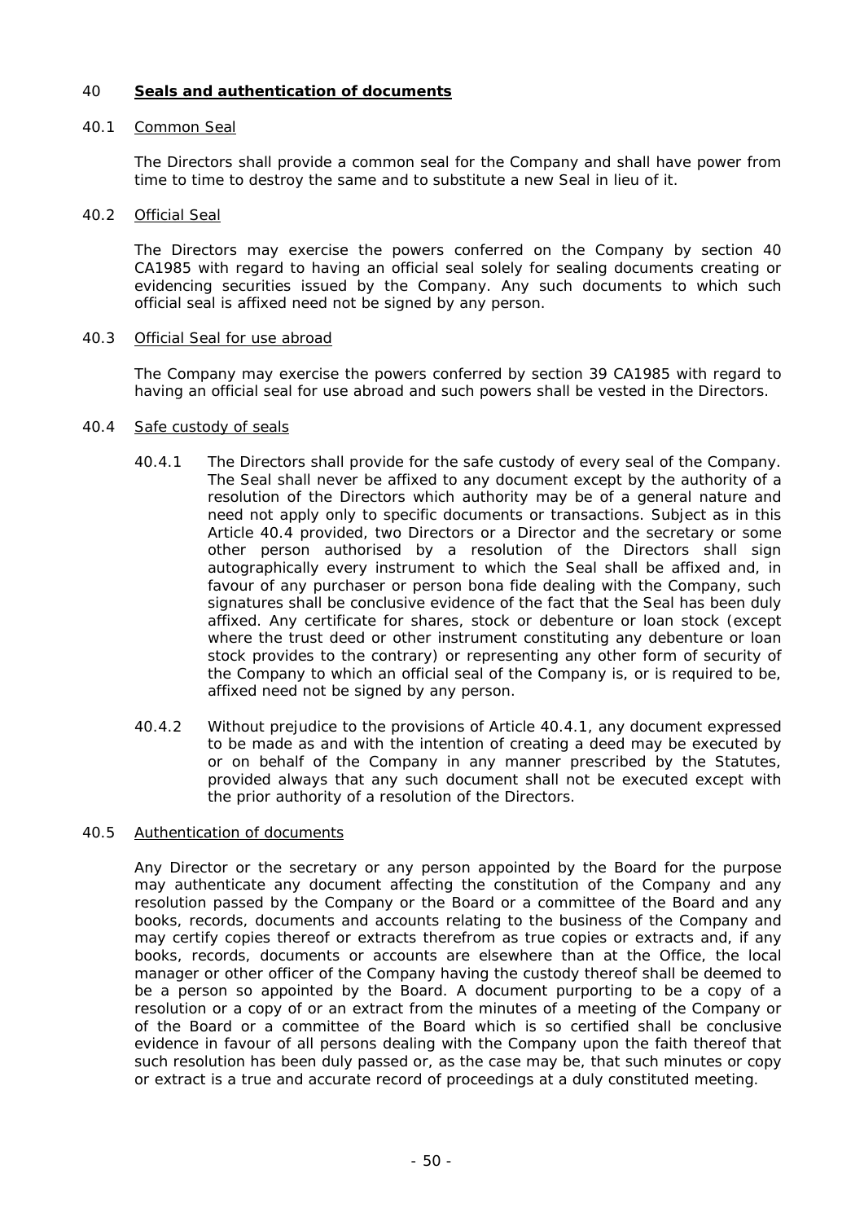## 40 **Seals and authentication of documents**

### 40.1 Common Seal

The Directors shall provide a common seal for the Company and shall have power from time to time to destroy the same and to substitute a new Seal in lieu of it.

### 40.2 Official Seal

The Directors may exercise the powers conferred on the Company by section 40 CA1985 with regard to having an official seal solely for sealing documents creating or evidencing securities issued by the Company. Any such documents to which such official seal is affixed need not be signed by any person.

### 40.3 Official Seal for use abroad

The Company may exercise the powers conferred by section 39 CA1985 with regard to having an official seal for use abroad and such powers shall be vested in the Directors.

### 40.4 Safe custody of seals

40.4.1 The Directors shall provide for the safe custody of every seal of the Company. The Seal shall never be affixed to any document except by the authority of a resolution of the Directors which authority may be of a general nature and need not apply only to specific documents or transactions. Subject as in this Article 40.4 provided, two Directors or a Director and the secretary or some other person authorised by a resolution of the Directors shall sign autographically every instrument to which the Seal shall be affixed and, in favour of any purchaser or person bona fide dealing with the Company, such signatures shall be conclusive evidence of the fact that the Seal has been duly affixed. Any certificate for shares, stock or debenture or loan stock (except where the trust deed or other instrument constituting any debenture or loan stock provides to the contrary) or representing any other form of security of the Company to which an official seal of the Company is, or is required to be, affixed need not be signed by any person.

40.4.2 Without prejudice to the provisions of Article 40.4.1, any document expressed to be made as and with the intention of creating a deed may be executed by or on behalf of the Company in any manner prescribed by the Statutes, provided always that any such document shall not be executed except with the prior authority of a resolution of the Directors.

### 40.5 Authentication of documents

Any Director or the secretary or any person appointed by the Board for the purpose may authenticate any document affecting the constitution of the Company and any resolution passed by the Company or the Board or a committee of the Board and any books, records, documents and accounts relating to the business of the Company and may certify copies thereof or extracts therefrom as true copies or extracts and, if any books, records, documents or accounts are elsewhere than at the Office, the local manager or other officer of the Company having the custody thereof shall be deemed to be a person so appointed by the Board. A document purporting to be a copy of a resolution or a copy of or an extract from the minutes of a meeting of the Company or of the Board or a committee of the Board which is so certified shall be conclusive evidence in favour of all persons dealing with the Company upon the faith thereof that such resolution has been duly passed or, as the case may be, that such minutes or copy or extract is a true and accurate record of proceedings at a duly constituted meeting.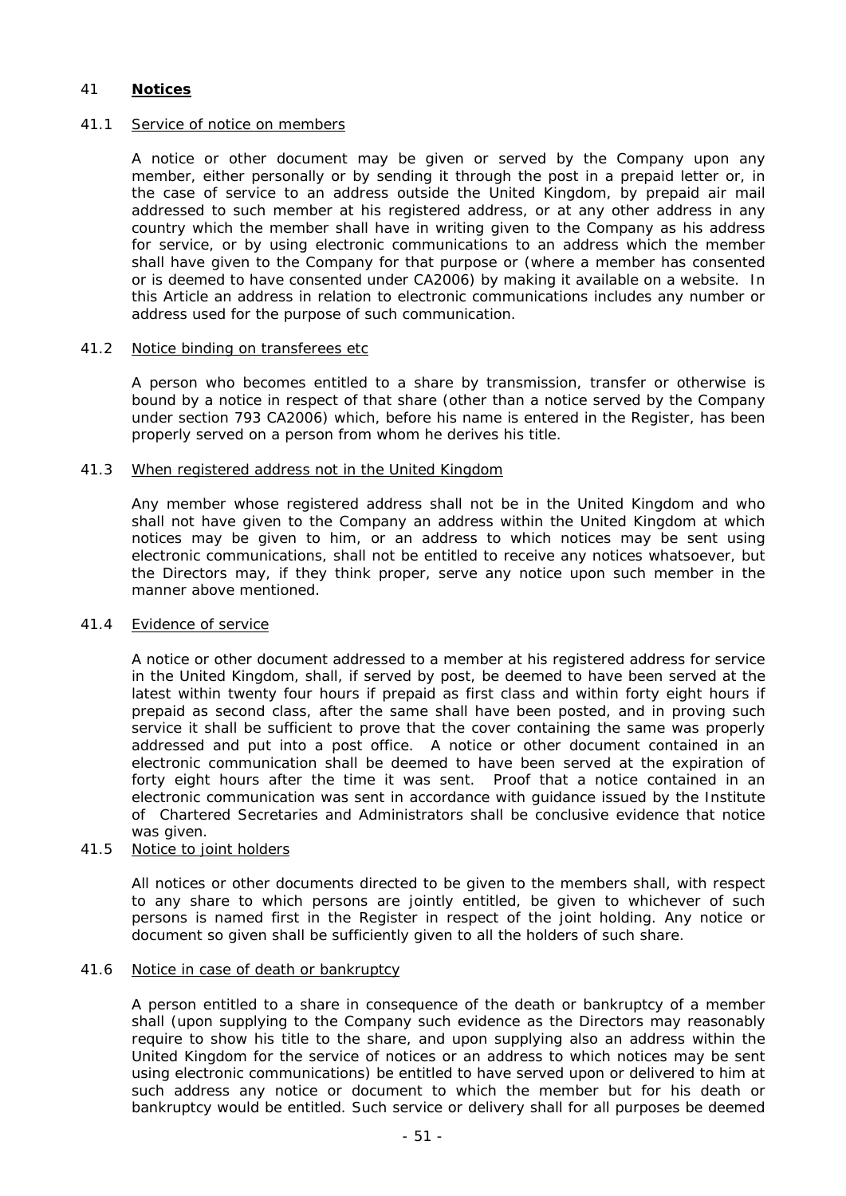## 41 **Notices**

### 41.1 Service of notice on members

A notice or other document may be given or served by the Company upon any member, either personally or by sending it through the post in a prepaid letter or, in the case of service to an address outside the United Kingdom, by prepaid air mail addressed to such member at his registered address, or at any other address in any country which the member shall have in writing given to the Company as his address for service, or by using electronic communications to an address which the member shall have given to the Company for that purpose or (where a member has consented or is deemed to have consented under CA2006) by making it available on a website. In this Article an address in relation to electronic communications includes any number or address used for the purpose of such communication.

### 41.2 Notice binding on transferees etc

A person who becomes entitled to a share by transmission, transfer or otherwise is bound by a notice in respect of that share (other than a notice served by the Company under section 793 CA2006) which, before his name is entered in the Register, has been properly served on a person from whom he derives his title.

### 41.3 When registered address not in the United Kingdom

Any member whose registered address shall not be in the United Kingdom and who shall not have given to the Company an address within the United Kingdom at which notices may be given to him, or an address to which notices may be sent using electronic communications, shall not be entitled to receive any notices whatsoever, but the Directors may, if they think proper, serve any notice upon such member in the manner above mentioned.

### 41.4 Evidence of service

A notice or other document addressed to a member at his registered address for service in the United Kingdom, shall, if served by post, be deemed to have been served at the latest within twenty four hours if prepaid as first class and within forty eight hours if prepaid as second class, after the same shall have been posted, and in proving such service it shall be sufficient to prove that the cover containing the same was properly addressed and put into a post office. A notice or other document contained in an electronic communication shall be deemed to have been served at the expiration of forty eight hours after the time it was sent. Proof that a notice contained in an electronic communication was sent in accordance with guidance issued by the Institute of Chartered Secretaries and Administrators shall be conclusive evidence that notice was given.

### 41.5 Notice to joint holders

All notices or other documents directed to be given to the members shall, with respect to any share to which persons are jointly entitled, be given to whichever of such persons is named first in the Register in respect of the joint holding. Any notice or document so given shall be sufficiently given to all the holders of such share.

### 41.6 Notice in case of death or bankruptcy

A person entitled to a share in consequence of the death or bankruptcy of a member shall (upon supplying to the Company such evidence as the Directors may reasonably require to show his title to the share, and upon supplying also an address within the United Kingdom for the service of notices or an address to which notices may be sent using electronic communications) be entitled to have served upon or delivered to him at such address any notice or document to which the member but for his death or bankruptcy would be entitled. Such service or delivery shall for all purposes be deemed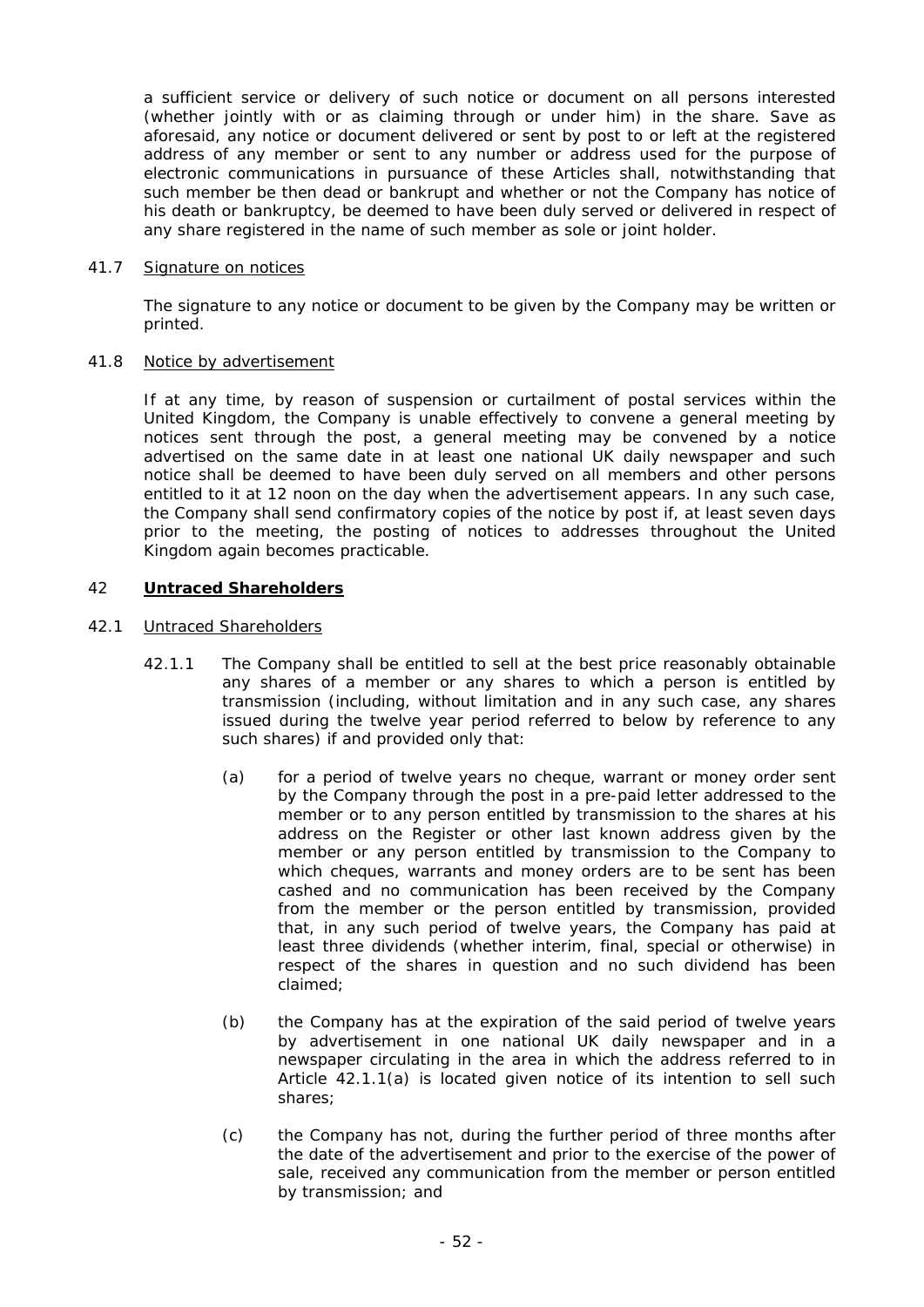a sufficient service or delivery of such notice or document on all persons interested (whether jointly with or as claiming through or under him) in the share. Save as aforesaid, any notice or document delivered or sent by post to or left at the registered address of any member or sent to any number or address used for the purpose of electronic communications in pursuance of these Articles shall, notwithstanding that such member be then dead or bankrupt and whether or not the Company has notice of his death or bankruptcy, be deemed to have been duly served or delivered in respect of any share registered in the name of such member as sole or joint holder.

41.7 Signature on notices

The signature to any notice or document to be given by the Company may be written or printed.

41.8 Notice by advertisement

If at any time, by reason of suspension or curtailment of postal services within the United Kingdom, the Company is unable effectively to convene a general meeting by notices sent through the post, a general meeting may be convened by a notice advertised on the same date in at least one national UK daily newspaper and such notice shall be deemed to have been duly served on all members and other persons entitled to it at 12 noon on the day when the advertisement appears. In any such case, the Company shall send confirmatory copies of the notice by post if, at least seven days prior to the meeting, the posting of notices to addresses throughout the United Kingdom again becomes practicable.

## 42 **Untraced Shareholders**

42.1 Untraced Shareholders

42.1.1 The Company shall be entitled to sell at the best price reasonably obtainable any shares of a member or any shares to which a person is entitled by transmission (including, without limitation and in any such case, any shares issued during the twelve year period referred to below by reference to any such shares) if and provided only that:

(a) for a period of twelve years no cheque, warrant or money order sent by the Company through the post in a pre-paid letter addressed to the member or to any person entitled by transmission to the shares at his address on the Register or other last known address given by the member or any person entitled by transmission to the Company to which cheques, warrants and money orders are to be sent has been cashed and no communication has been received by the Company from the member or the person entitled by transmission, provided that, in any such period of twelve years, the Company has paid at least three dividends (whether interim, final, special or otherwise) in respect of the shares in question and no such dividend has been claimed;

(b) the Company has at the expiration of the said period of twelve years by advertisement in one national UK daily newspaper and in a newspaper circulating in the area in which the address referred to in Article 42.1.1(a) is located given notice of its intention to sell such shares;

(c) the Company has not, during the further period of three months after the date of the advertisement and prior to the exercise of the power of sale, received any communication from the member or person entitled by transmission; and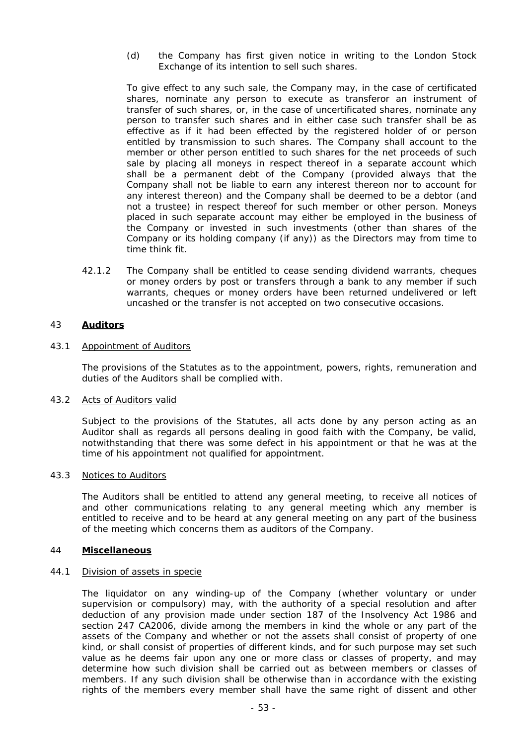(d) the Company has first given notice in writing to the London Stock Exchange of its intention to sell such shares.

To give effect to any such sale, the Company may, in the case of certificated shares, nominate any person to execute as transferor an instrument of transfer of such shares, or, in the case of uncertificated shares, nominate any person to transfer such shares and in either case such transfer shall be as effective as if it had been effected by the registered holder of or person entitled by transmission to such shares. The Company shall account to the member or other person entitled to such shares for the net proceeds of such sale by placing all moneys in respect thereof in a separate account which shall be a permanent debt of the Company (provided always that the Company shall not be liable to earn any interest thereon nor to account for any interest thereon) and the Company shall be deemed to be a debtor (and not a trustee) in respect thereof for such member or other person. Moneys placed in such separate account may either be employed in the business of the Company or invested in such investments (other than shares of the Company or its holding company (if any)) as the Directors may from time to time think fit.

42.1.2 The Company shall be entitled to cease sending dividend warrants, cheques or money orders by post or transfers through a bank to any member if such warrants, cheques or money orders have been returned undelivered or left uncashed or the transfer is not accepted on two consecutive occasions.

## 43 Auditors

### 43.1 Appointment of Auditors

The provisions of the Statutes as to the appointment, powers, rights, remuneration and duties of the Auditors shall be complied with.

### 43.2 Acts of Auditors valid

Subject to the provisions of the Statutes, all acts done by any person acting as an Auditor shall as regards all persons dealing in good faith with the Company, be valid, notwithstanding that there was some defect in his appointment or that he was at the time of his appointment not qualified for appointment.

### 43.3 Notices to Auditors

The Auditors shall be entitled to attend any general meeting, to receive all notices of and other communications relating to any general meeting which any member is entitled to receive and to be heard at any general meeting on any part of the business of the meeting which concerns them as auditors of the Company.

## 44 Miscellaneous

### 44.1 Division of assets in specie

The liquidator on any winding-up of the Company (whether voluntary or under supervision or compulsory) may, with the authority of a special resolution and after deduction of any provision made under section 187 of the Insolvency Act 1986 and section 247 CA2006, divide among the members in kind the whole or any part of the assets of the Company and whether or not the assets shall consist of property of one kind, or shall consist of properties of different kinds, and for such purpose may set such value as he deems fair upon any one or more class or classes of property, and may determine how such division shall be carried out as between members or classes of members. If any such division shall be otherwise than in accordance with the existing rights of the members every member shall have the same right of dissent and other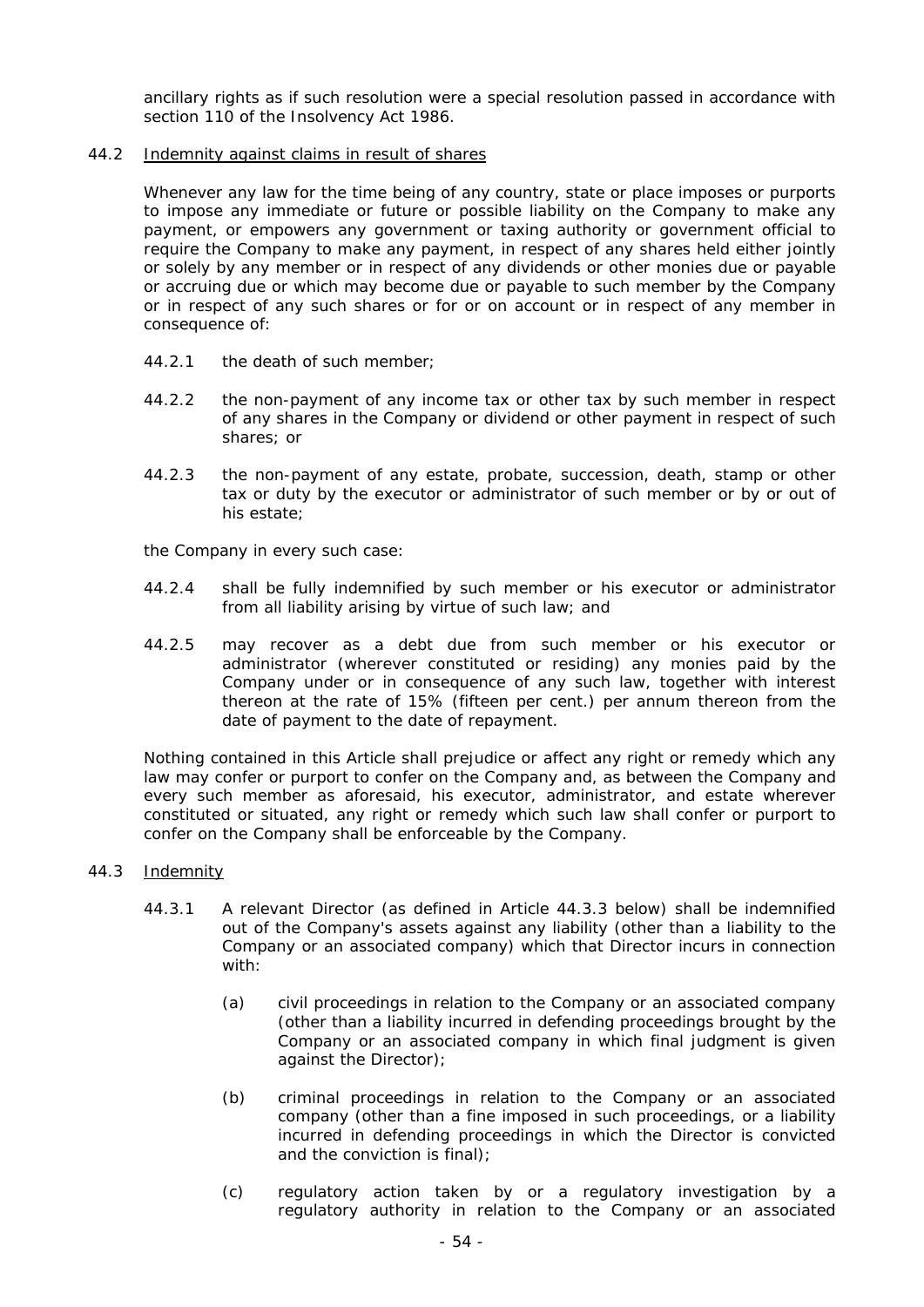ancillary rights as if such resolution were a special resolution passed in accordance with section 110 of the Insolvency Act 1986.

44.2 Indemnity against claims in result of shares

Whenever any law for the time being of any country, state or place imposes or purports to impose any immediate or future or possible liability on the Company to make any payment, or empowers any government or taxing authority or government official to require the Company to make any payment, in respect of any shares held either jointly or solely by any member or in respect of any dividends or other monies due or payable or accruing due or which may become due or payable to such member by the Company or in respect of any such shares or for or on account or in respect of any member in consequence of:

44.2.1 the death of such member;

44.2.2 the non-payment of any income tax or other tax by such member in respect of any shares in the Company or dividend or other payment in respect of such shares; or

44.2.3 the non-payment of any estate, probate, succession, death, stamp or other tax or duty by the executor or administrator of such member or by or out of his estate;

the Company in every such case:

44.2.4 shall be fully indemnified by such member or his executor or administrator from all liability arising by virtue of such law; and

44.2.5 may recover as a debt due from such member or his executor or administrator (wherever constituted or residing) any monies paid by the Company under or in consequence of any such law, together with interest thereon at the rate of 15% (fifteen per cent.) per annum thereon from the date of payment to the date of repayment.

Nothing contained in this Article shall prejudice or affect any right or remedy which any law may confer or purport to confer on the Company and, as between the Company and every such member as aforesaid, his executor, administrator, and estate wherever constituted or situated, any right or remedy which such law shall confer or purport to confer on the Company shall be enforceable by the Company.

44.3 Indemnity

44.3.1 A relevant Director (as defined in Article 44.3.3 below) shall be indemnified out of the Company's assets against any liability (other than a liability to the Company or an associated company) which that Director incurs in connection with:

(a) civil proceedings in relation to the Company or an associated company (other than a liability incurred in defending proceedings brought by the Company or an associated company in which final judgment is given against the Director);

(b) criminal proceedings in relation to the Company or an associated company (other than a fine imposed in such proceedings, or a liability incurred in defending proceedings in which the Director is convicted and the conviction is final);

(c) regulatory action taken by or a regulatory investigation by a regulatory authority in relation to the Company or an associated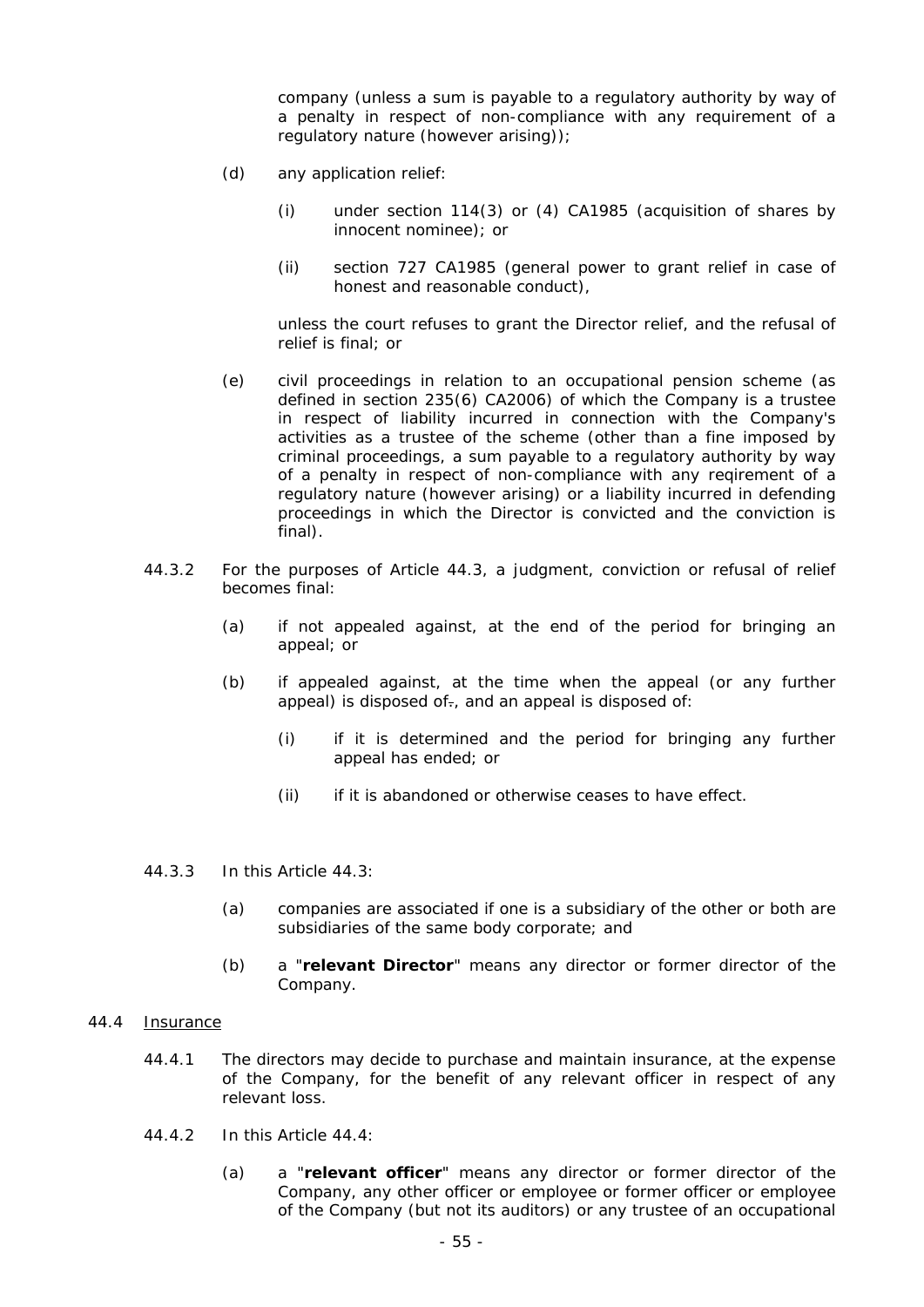company (unless a sum is payable to a regulatory authority by way of a penalty in respect of non-compliance with any requirement of a regulatory nature (however arising));

(d) any application relief:

(i) under section 114(3) or (4) CA1985 (acquisition of shares by innocent nominee); or

(ii) section 727 CA1985 (general power to grant relief in case of honest and reasonable conduct),

unless the court refuses to grant the Director relief, and the refusal of relief is final; or

(e) civil proceedings in relation to an occupational pension scheme (as defined in section 235(6) CA2006) of which the Company is a trustee in respect of liability incurred in connection with the Company's activities as a trustee of the scheme (other than a fine imposed by criminal proceedings, a sum payable to a regulatory authority by way of a penalty in respect of non-compliance with any reqirement of a regulatory nature (however arising) or a liability incurred in defending proceedings in which the Director is convicted and the conviction is final).

44.3.2 For the purposes of Article 44.3, a judgment, conviction or refusal of relief becomes final:

(a) if not appealed against, at the end of the period for bringing an appeal; or

(b) if appealed against, at the time when the appeal (or any further appeal) is disposed of., and an appeal is disposed of:

(i) if it is determined and the period for bringing any further appeal has ended; or

(ii) if it is abandoned or otherwise ceases to have effect.

44.3.3 In this Article 44.3:

(a) companies are associated if one is a subsidiary of the other or both are subsidiaries of the same body corporate; and

(b) a "**relevant Director**" means any director or former director of the Company.

44.4 Insurance

44.4.1 The directors may decide to purchase and maintain insurance, at the expense of the Company, for the benefit of any relevant officer in respect of any relevant loss.

44.4.2 In this Article 44.4:

(a) a "**relevant officer**" means any director or former director of the Company, any other officer or employee or former officer or employee of the Company (but not its auditors) or any trustee of an occupational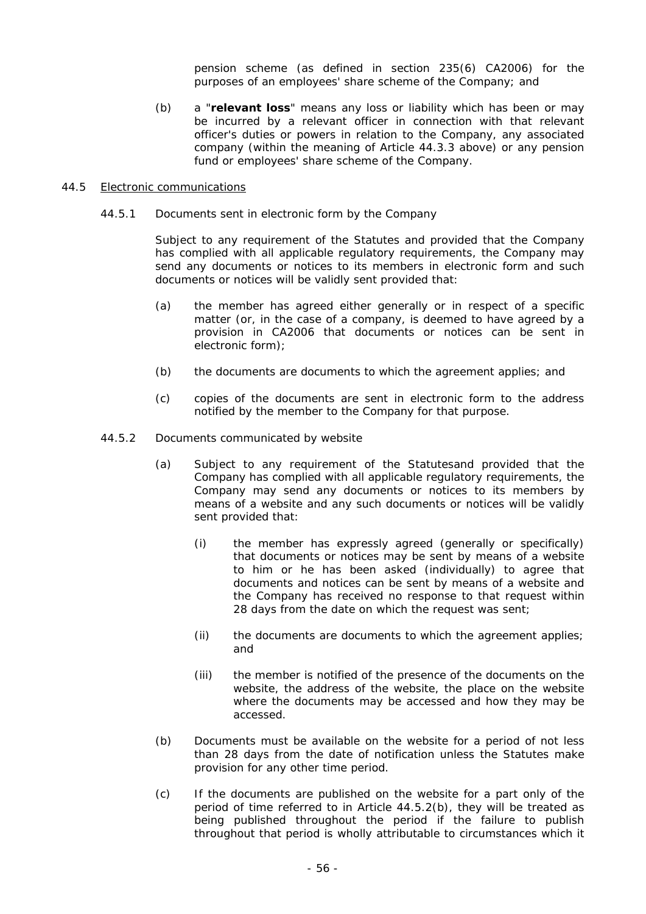pension scheme (as defined in section 235(6) CA2006) for the purposes of an employees' share scheme of the Company; and

(b) a "**relevant loss**" means any loss or liability which has been or may be incurred by a relevant officer in connection with that relevant officer's duties or powers in relation to the Company, any associated company (within the meaning of Article 44.3.3 above) or any pension fund or employees' share scheme of the Company.

44.5 <u>Electronic communications</u>

44.5.1 Documents sent in electronic form by the Company

Subject to any requirement of the Statutes and provided that the Company has complied with all applicable regulatory requirements, the Company may send any documents or notices to its members in electronic form and such documents or notices will be validly sent provided that:

(a) the member has agreed either generally or in respect of a specific matter (or, in the case of a company, is deemed to have agreed by a provision in CA2006 that documents or notices can be sent in electronic form);

(b) the documents are documents to which the agreement applies; and

(c) copies of the documents are sent in electronic form to the address notified by the member to the Company for that purpose.

44.5.2 Documents communicated by website

(a) Subject to any requirement of the Statutesand provided that the Company has complied with all applicable regulatory requirements, the Company may send any documents or notices to its members by means of a website and any such documents or notices will be validly sent provided that:

(i) the member has expressly agreed (generally or specifically) that documents or notices may be sent by means of a website to him or he has been asked (individually) to agree that documents and notices can be sent by means of a website and the Company has received no response to that request within 28 days from the date on which the request was sent;

(ii) the documents are documents to which the agreement applies; and

(iii) the member is notified of the presence of the documents on the website, the address of the website, the place on the website where the documents may be accessed and how they may be accessed.

(b) Documents must be available on the website for a period of not less than 28 days from the date of notification unless the Statutes make provision for any other time period.

(c) If the documents are published on the website for a part only of the period of time referred to in Article 44.5.2(b), they will be treated as being published throughout the period if the failure to publish throughout that period is wholly attributable to circumstances which it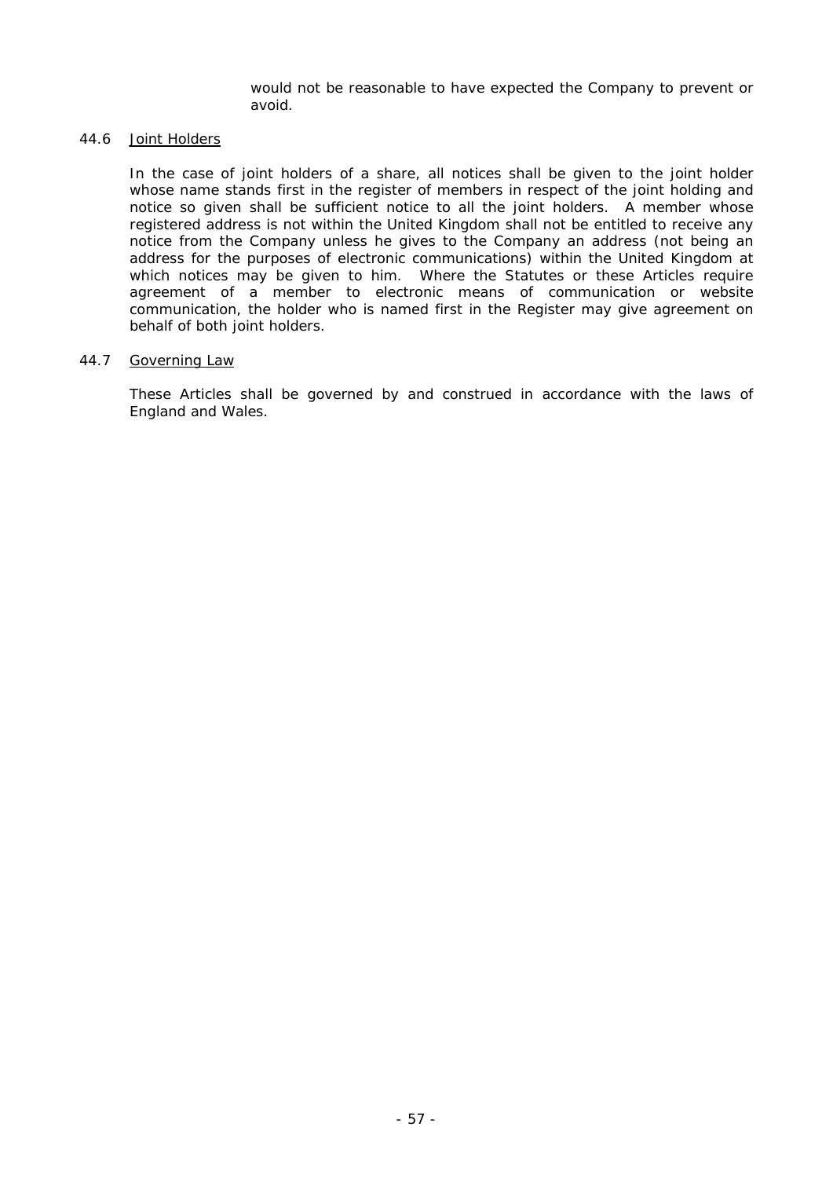would not be reasonable to have expected the Company to prevent or avoid.

44.6 Joint Holders

In the case of joint holders of a share, all notices shall be given to the joint holder whose name stands first in the register of members in respect of the joint holding and notice so given shall be sufficient notice to all the joint holders. A member whose registered address is not within the United Kingdom shall not be entitled to receive any notice from the Company unless he gives to the Company an address (not being an address for the purposes of electronic communications) within the United Kingdom at which notices may be given to him. Where the Statutes or these Articles require agreement of a member to electronic means of communication or website communication, the holder who is named first in the Register may give agreement on behalf of both joint holders.

44.7 Governing Law

These Articles shall be governed by and construed in accordance with the laws of England and Wales.